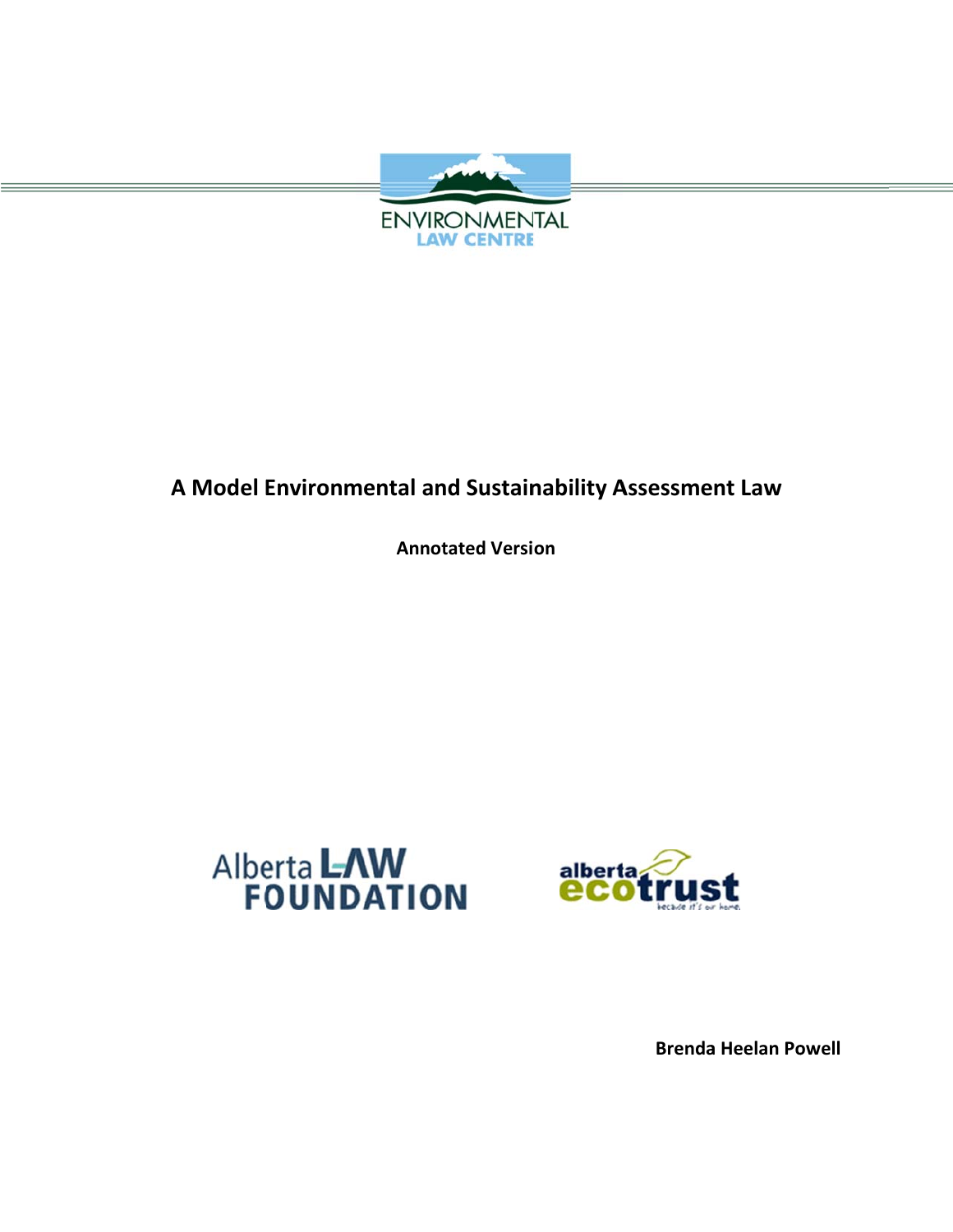ENVIRONMENTAL LAW CENTRE

# A Model Environmental and Sustainability Assessment Law

**Annotated Version**

Alberta LAW FOUNDATION

alberta ecotrust because it's our home.

**Brenda Heelan Powell**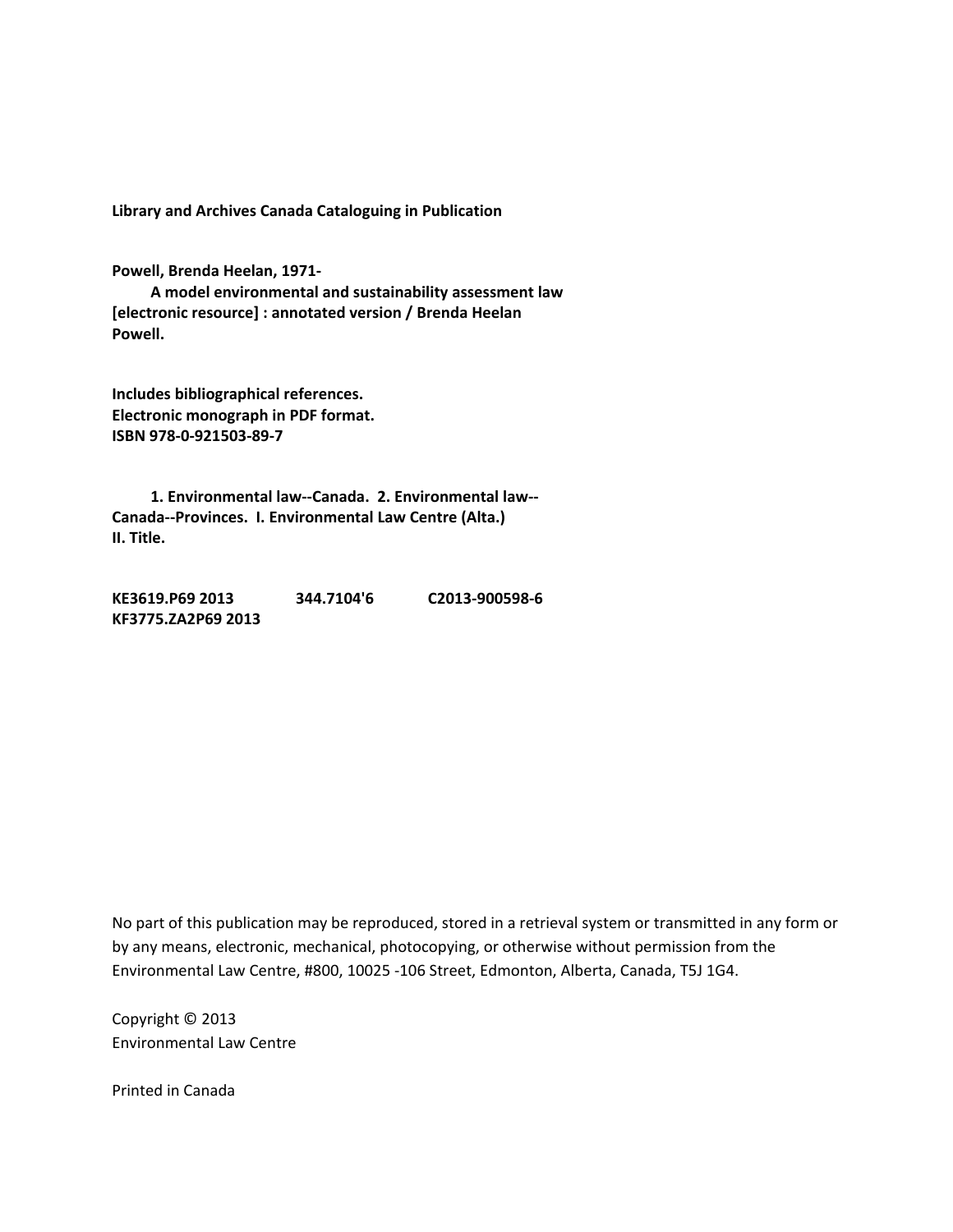**Library and Archives Canada Cataloguing in Publication**

**Powell, Brenda Heelan, 1971-**
**A model environmental and sustainability assessment law [electronic resource] : annotated version / Brenda Heelan Powell.**

**Includes bibliographical references.**
**Electronic monograph in PDF format.**
**ISBN 978-0-921503-89-7**

**1. Environmental law--Canada. 2. Environmental law--Canada--Provinces. I. Environmental Law Centre (Alta.) II. Title.**

**KE3619.P69 2013 344.7104'6 C2013-900598-6**
**KF3775.ZA2P69 2013**

No part of this publication may be reproduced, stored in a retrieval system or transmitted in any form or by any means, electronic, mechanical, photocopying, or otherwise without permission from the Environmental Law Centre, #800, 10025 -106 Street, Edmonton, Alberta, Canada, T5J 1G4.

Copyright © 2013
Environmental Law Centre

Printed in Canada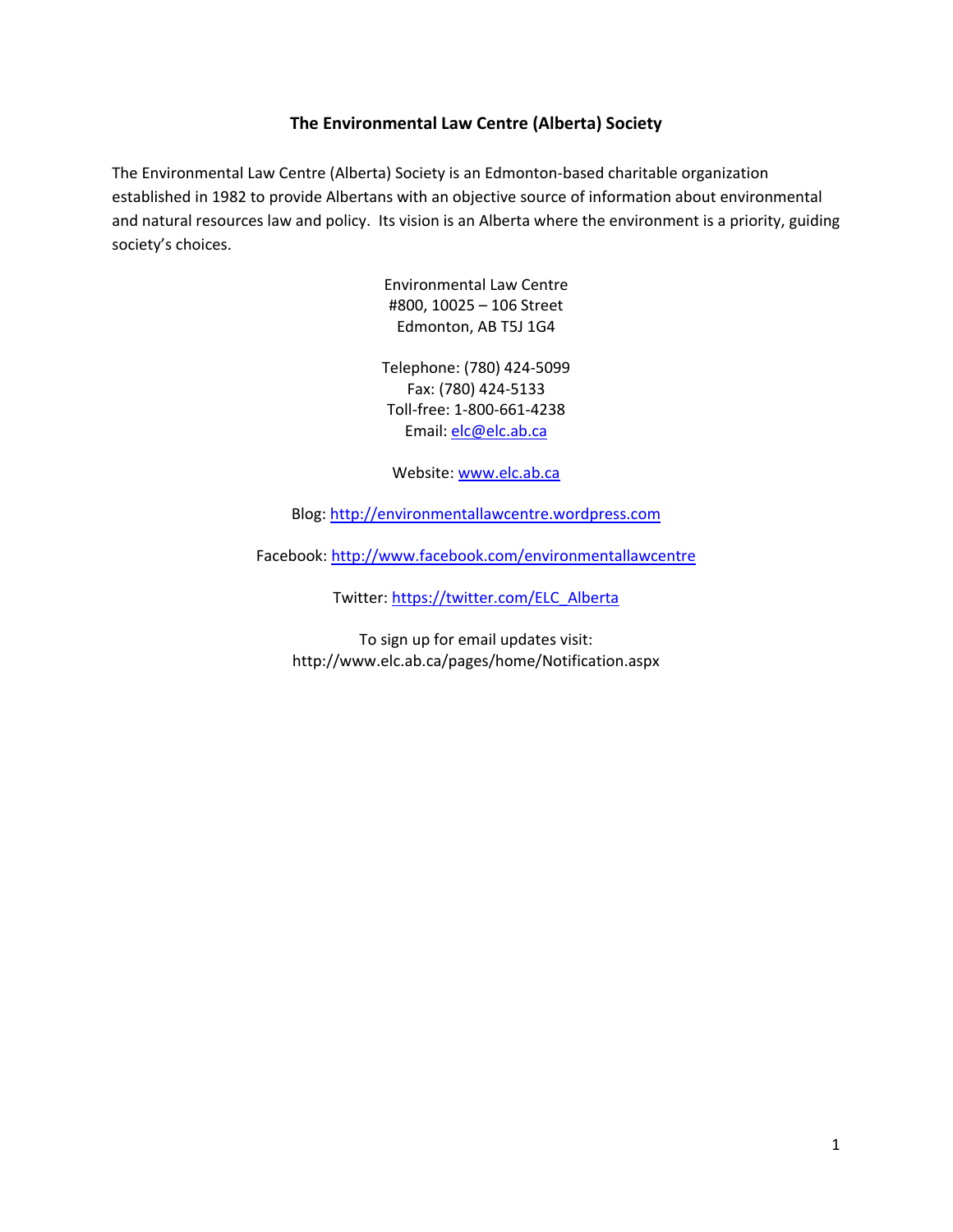**The Environmental Law Centre (Alberta) Society**

The Environmental Law Centre (Alberta) Society is an Edmonton-based charitable organization established in 1982 to provide Albertans with an objective source of information about environmental and natural resources law and policy. Its vision is an Alberta where the environment is a priority, guiding society's choices.

Environmental Law Centre
#800, 10025 – 106 Street
Edmonton, AB T5J 1G4

Telephone: (780) 424-5099
Fax: (780) 424-5133
Toll-free: 1-800-661-4238
Email: elc@elc.ab.ca

Website: www.elc.ab.ca

Blog: http://environmentallawcentre.wordpress.com

Facebook: http://www.facebook.com/environmentallawcentre

Twitter: https://twitter.com/ELC_Alberta

To sign up for email updates visit:
http://www.elc.ab.ca/pages/home/Notification.aspx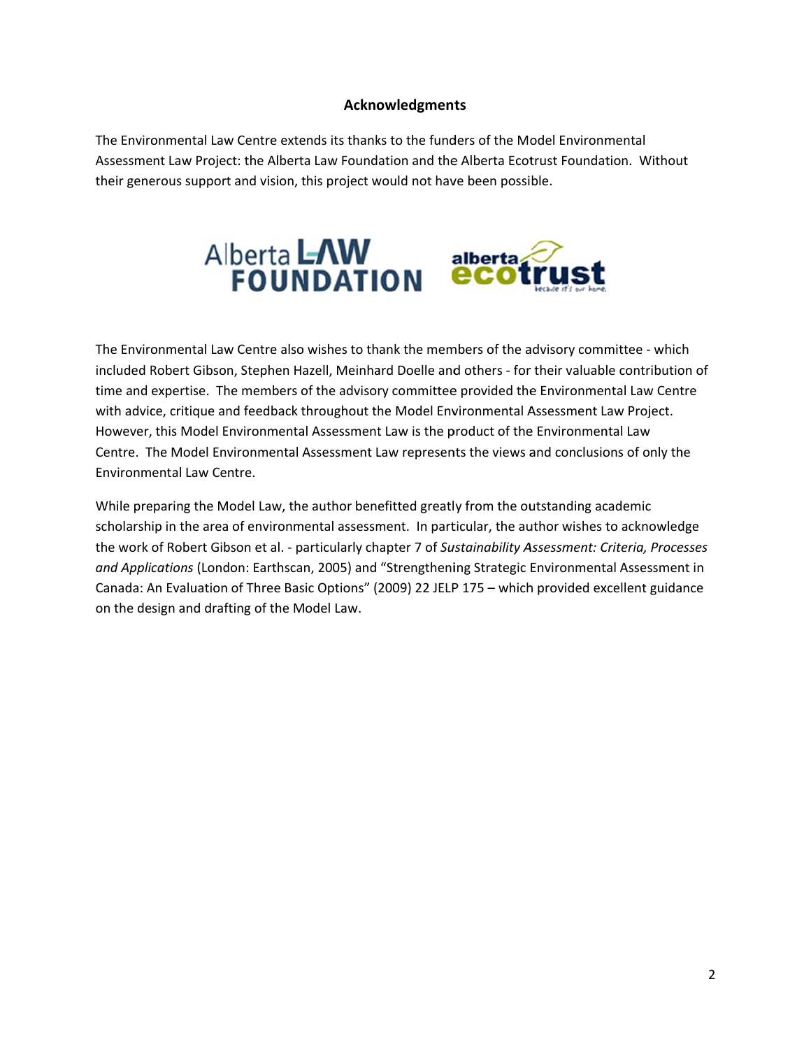## Acknowledgments

The Environmental Law Centre extends its thanks to the funders of the Model Environmental Assessment Law Project: the Alberta Law Foundation and the Alberta Ecotrust Foundation. Without their generous support and vision, this project would not have been possible.

The Environmental Law Centre also wishes to thank the members of the advisory committee - which included Robert Gibson, Stephen Hazell, Meinhard Doelle and others - for their valuable contribution of time and expertise. The members of the advisory committee provided the Environmental Law Centre with advice, critique and feedback throughout the Model Environmental Assessment Law Project. However, this Model Environmental Assessment Law is the product of the Environmental Law Centre. The Model Environmental Assessment Law represents the views and conclusions of only the Environmental Law Centre.

While preparing the Model Law, the author benefitted greatly from the outstanding academic scholarship in the area of environmental assessment. In particular, the author wishes to acknowledge the work of Robert Gibson et al. - particularly chapter 7 of *Sustainability Assessment: Criteria, Processes and Applications* (London: Earthscan, 2005) and "Strengthening Strategic Environmental Assessment in Canada: An Evaluation of Three Basic Options" (2009) 22 JELP 175 – which provided excellent guidance on the design and drafting of the Model Law.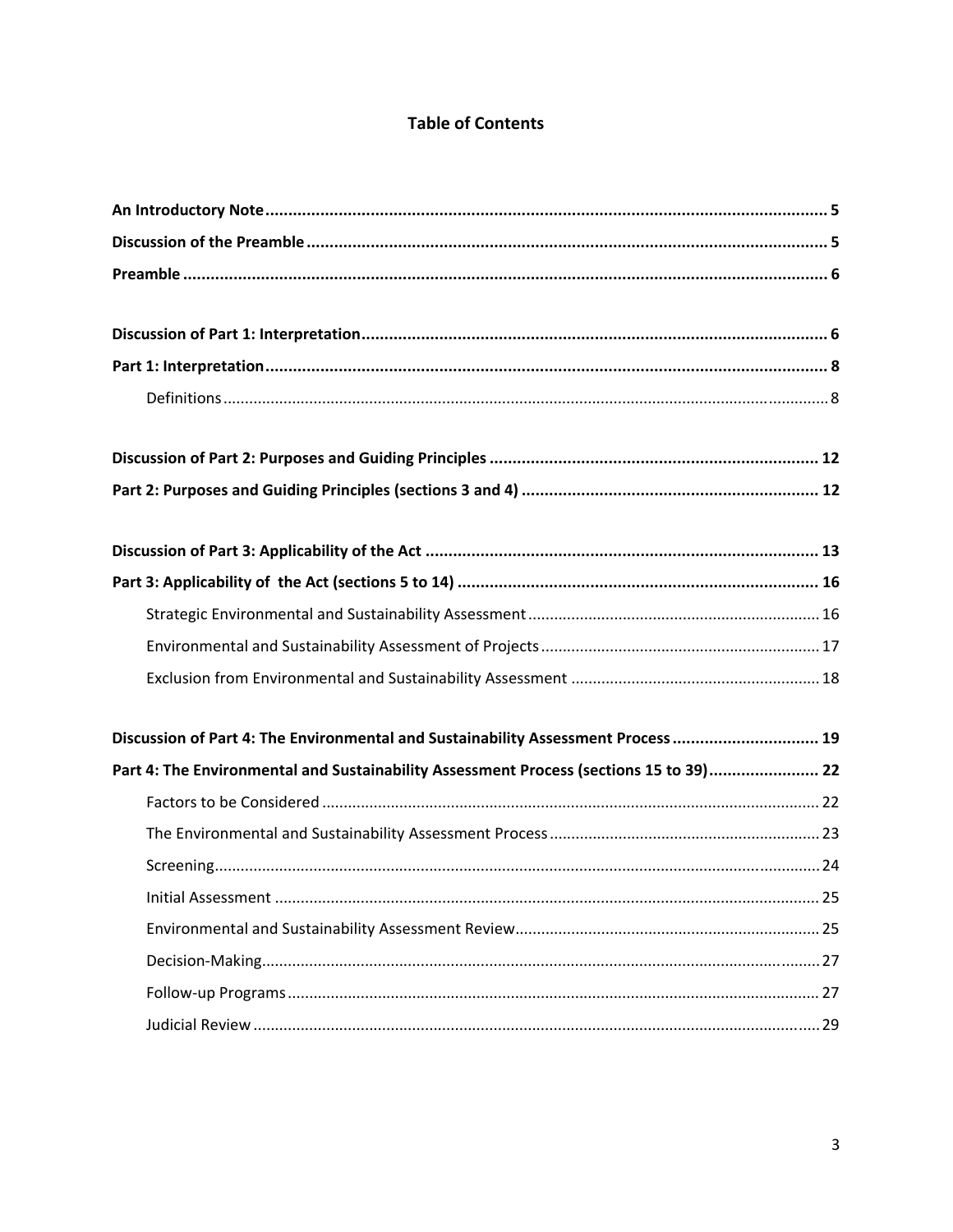# Table of Contents

**An Introductory Note** .......... **5**

**Discussion of the Preamble** .......... **5**

**Preamble** .......... **6**

**Discussion of Part 1: Interpretation** .......... **6**

**Part 1: Interpretation** .......... **8**

- Definitions .......... 8

**Discussion of Part 2: Purposes and Guiding Principles** .......... **12**

**Part 2: Purposes and Guiding Principles (sections 3 and 4)** .......... **12**

**Discussion of Part 3: Applicability of the Act** .......... **13**

**Part 3: Applicability of the Act (sections 5 to 14)** .......... **16**

- Strategic Environmental and Sustainability Assessment .......... 16
- Environmental and Sustainability Assessment of Projects .......... 17
- Exclusion from Environmental and Sustainability Assessment .......... 18

**Discussion of Part 4: The Environmental and Sustainability Assessment Process** .......... **19**

**Part 4: The Environmental and Sustainability Assessment Process (sections 15 to 39)** .......... **22**

- Factors to be Considered .......... 22
- The Environmental and Sustainability Assessment Process .......... 23
- Screening .......... 24
- Initial Assessment .......... 25
- Environmental and Sustainability Assessment Review .......... 25
- Decision-Making .......... 27
- Follow-up Programs .......... 27
- Judicial Review .......... 29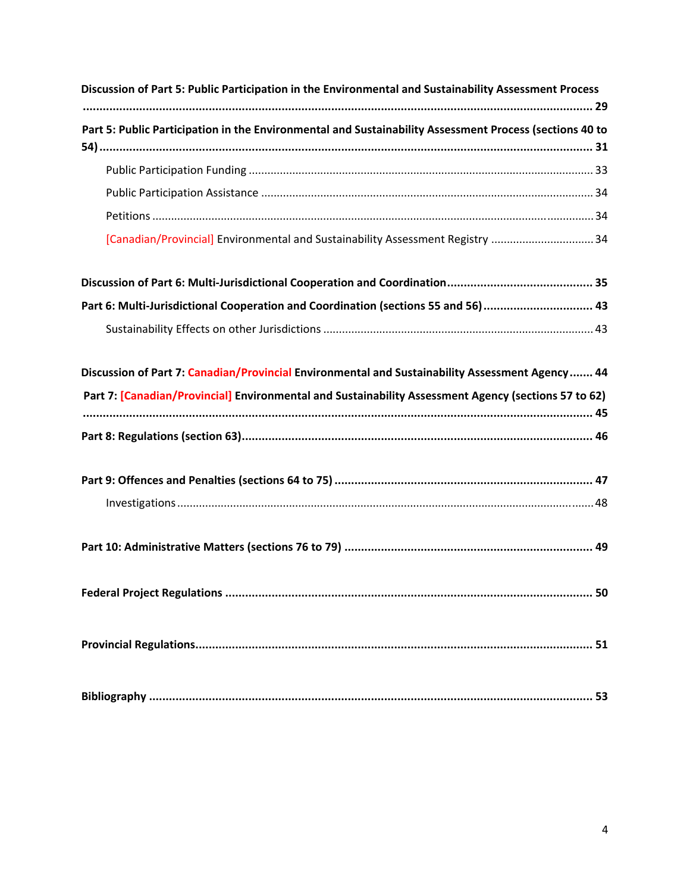**Discussion of Part 5: Public Participation in the Environmental and Sustainability Assessment Process ........................................................................................................................................................ 29**

**Part 5: Public Participation in the Environmental and Sustainability Assessment Process (sections 40 to 54) ................................................................................................................................................... 31**

- Public Participation Funding ............................................................................................................ 33
- Public Participation Assistance ........................................................................................................ 34
- Petitions .......................................................................................................................................... 34
- [Canadian/Provincial] Environmental and Sustainability Assessment Registry ................................ 34

**Discussion of Part 6: Multi-Jurisdictional Cooperation and Coordination ........................................... 35**

**Part 6: Multi-Jurisdictional Cooperation and Coordination (sections 55 and 56) ................................ 43**

- Sustainability Effects on other Jurisdictions ..................................................................................... 43

**Discussion of Part 7: Canadian/Provincial Environmental and Sustainability Assessment Agency ....... 44**

**Part 7: [Canadian/Provincial] Environmental and Sustainability Assessment Agency (sections 57 to 62) ........................................................................................................................................................ 45**

**Part 8: Regulations (section 63) ........................................................................................................ 46**

**Part 9: Offences and Penalties (sections 64 to 75) ............................................................................ 47**

- Investigations .................................................................................................................................. 48

**Part 10: Administrative Matters (sections 76 to 79) .......................................................................... 49**

**Federal Project Regulations ............................................................................................................... 50**

**Provincial Regulations ....................................................................................................................... 51**

**Bibliography ..................................................................................................................................... 53**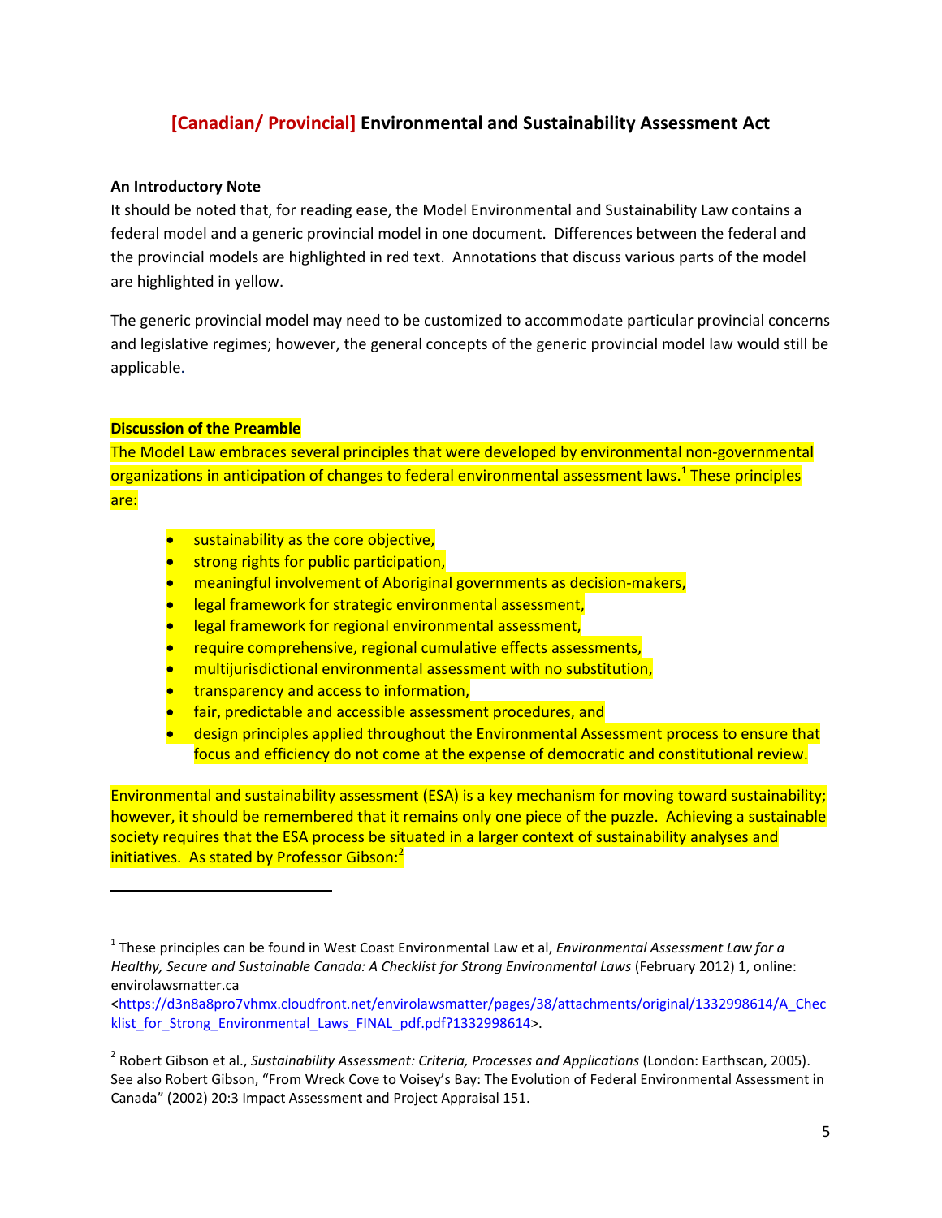# [Canadian/ Provincial] Environmental and Sustainability Assessment Act

**An Introductory Note**

It should be noted that, for reading ease, the Model Environmental and Sustainability Law contains a federal model and a generic provincial model in one document. Differences between the federal and the provincial models are highlighted in red text. Annotations that discuss various parts of the model are highlighted in yellow.

The generic provincial model may need to be customized to accommodate particular provincial concerns and legislative regimes; however, the general concepts of the generic provincial model law would still be applicable.

**Discussion of the Preamble**

The Model Law embraces several principles that were developed by environmental non-governmental organizations in anticipation of changes to federal environmental assessment laws.[1] These principles are:

- sustainability as the core objective,
- strong rights for public participation,
- meaningful involvement of Aboriginal governments as decision-makers,
- legal framework for strategic environmental assessment,
- legal framework for regional environmental assessment,
- require comprehensive, regional cumulative effects assessments,
- multijurisdictional environmental assessment with no substitution,
- transparency and access to information,
- fair, predictable and accessible assessment procedures, and
- design principles applied throughout the Environmental Assessment process to ensure that focus and efficiency do not come at the expense of democratic and constitutional review.

Environmental and sustainability assessment (ESA) is a key mechanism for moving toward sustainability; however, it should be remembered that it remains only one piece of the puzzle. Achieving a sustainable society requires that the ESA process be situated in a larger context of sustainability analyses and initiatives. As stated by Professor Gibson:[2]

---

[1] These principles can be found in West Coast Environmental Law et al, *Environmental Assessment Law for a Healthy, Secure and Sustainable Canada: A Checklist for Strong Environmental Laws* (February 2012) 1, online: envirolawsmatter.ca <https://d3n8a8pro7vhmx.cloudfront.net/envirolawsmatter/pages/38/attachments/original/1332998614/A_Checklist_for_Strong_Environmental_Laws_FINAL_pdf.pdf?1332998614>.

[2] Robert Gibson et al., *Sustainability Assessment: Criteria, Processes and Applications* (London: Earthscan, 2005). See also Robert Gibson, "From Wreck Cove to Voisey's Bay: The Evolution of Federal Environmental Assessment in Canada" (2002) 20:3 Impact Assessment and Project Appraisal 151.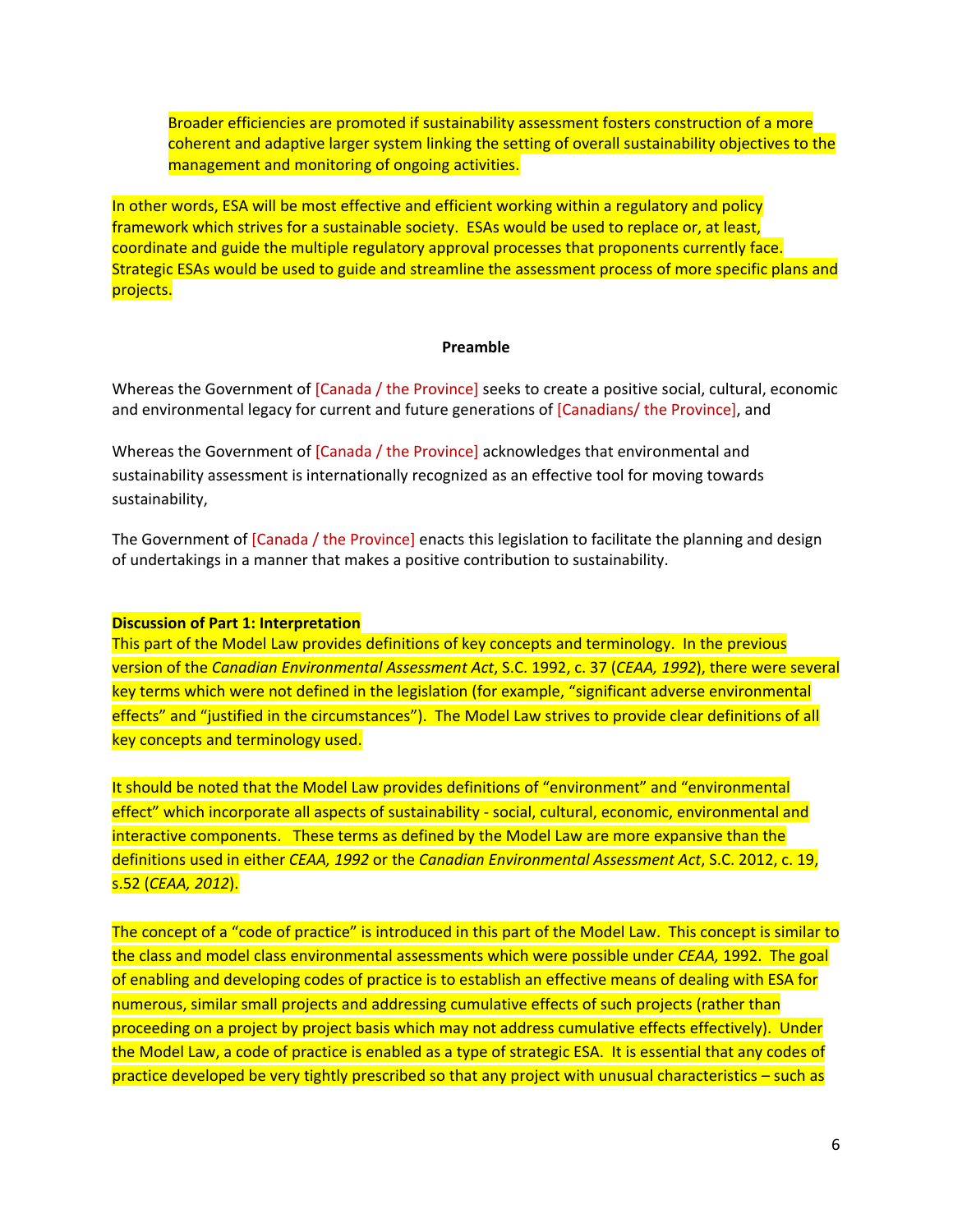> Broader efficiencies are promoted if sustainability assessment fosters construction of a more coherent and adaptive larger system linking the setting of overall sustainability objectives to the management and monitoring of ongoing activities.

In other words, ESA will be most effective and efficient working within a regulatory and policy framework which strives for a sustainable society. ESAs would be used to replace or, at least, coordinate and guide the multiple regulatory approval processes that proponents currently face. Strategic ESAs would be used to guide and streamline the assessment process of more specific plans and projects.

**Preamble**

Whereas the Government of [Canada / the Province] seeks to create a positive social, cultural, economic and environmental legacy for current and future generations of [Canadians/ the Province], and

Whereas the Government of [Canada / the Province] acknowledges that environmental and sustainability assessment is internationally recognized as an effective tool for moving towards sustainability,

The Government of [Canada / the Province] enacts this legislation to facilitate the planning and design of undertakings in a manner that makes a positive contribution to sustainability.

**Discussion of Part 1: Interpretation**

This part of the Model Law provides definitions of key concepts and terminology. In the previous version of the *Canadian Environmental Assessment Act*, S.C. 1992, c. 37 (*CEAA, 1992*), there were several key terms which were not defined in the legislation (for example, "significant adverse environmental effects" and "justified in the circumstances"). The Model Law strives to provide clear definitions of all key concepts and terminology used.

It should be noted that the Model Law provides definitions of "environment" and "environmental effect" which incorporate all aspects of sustainability - social, cultural, economic, environmental and interactive components. These terms as defined by the Model Law are more expansive than the definitions used in either *CEAA, 1992* or the *Canadian Environmental Assessment Act*, S.C. 2012, c. 19, s.52 (*CEAA, 2012*).

The concept of a "code of practice" is introduced in this part of the Model Law. This concept is similar to the class and model class environmental assessments which were possible under *CEAA,* 1992. The goal of enabling and developing codes of practice is to establish an effective means of dealing with ESA for numerous, similar small projects and addressing cumulative effects of such projects (rather than proceeding on a project by project basis which may not address cumulative effects effectively). Under the Model Law, a code of practice is enabled as a type of strategic ESA. It is essential that any codes of practice developed be very tightly prescribed so that any project with unusual characteristics – such as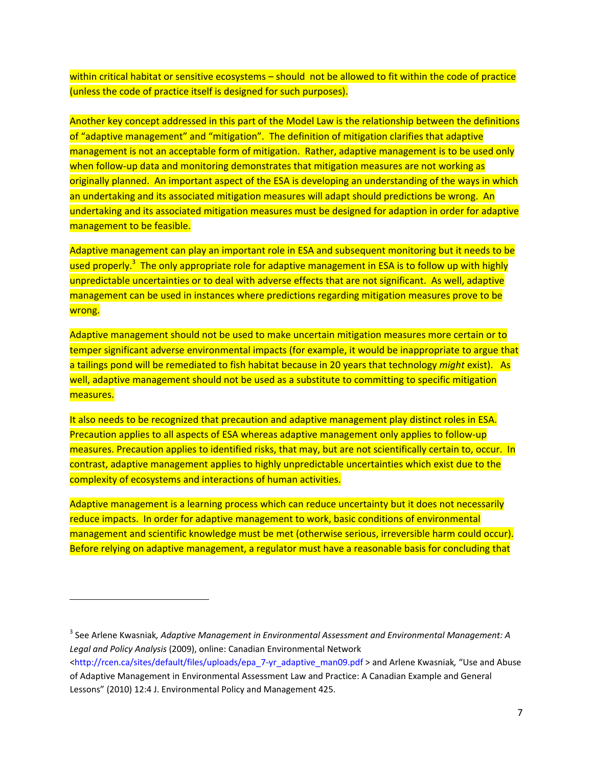within critical habitat or sensitive ecosystems – should not be allowed to fit within the code of practice (unless the code of practice itself is designed for such purposes).

Another key concept addressed in this part of the Model Law is the relationship between the definitions of "adaptive management" and "mitigation". The definition of mitigation clarifies that adaptive management is not an acceptable form of mitigation. Rather, adaptive management is to be used only when follow-up data and monitoring demonstrates that mitigation measures are not working as originally planned. An important aspect of the ESA is developing an understanding of the ways in which an undertaking and its associated mitigation measures will adapt should predictions be wrong. An undertaking and its associated mitigation measures must be designed for adaption in order for adaptive management to be feasible.

Adaptive management can play an important role in ESA and subsequent monitoring but it needs to be used properly.[3] The only appropriate role for adaptive management in ESA is to follow up with highly unpredictable uncertainties or to deal with adverse effects that are not significant. As well, adaptive management can be used in instances where predictions regarding mitigation measures prove to be wrong.

Adaptive management should not be used to make uncertain mitigation measures more certain or to temper significant adverse environmental impacts (for example, it would be inappropriate to argue that a tailings pond will be remediated to fish habitat because in 20 years that technology *might* exist). As well, adaptive management should not be used as a substitute to committing to specific mitigation measures.

It also needs to be recognized that precaution and adaptive management play distinct roles in ESA. Precaution applies to all aspects of ESA whereas adaptive management only applies to follow-up measures. Precaution applies to identified risks, that may, but are not scientifically certain to, occur. In contrast, adaptive management applies to highly unpredictable uncertainties which exist due to the complexity of ecosystems and interactions of human activities.

Adaptive management is a learning process which can reduce uncertainty but it does not necessarily reduce impacts. In order for adaptive management to work, basic conditions of environmental management and scientific knowledge must be met (otherwise serious, irreversible harm could occur). Before relying on adaptive management, a regulator must have a reasonable basis for concluding that

---

[3] See Arlene Kwasniak, *Adaptive Management in Environmental Assessment and Environmental Management: A Legal and Policy Analysis* (2009), online: Canadian Environmental Network <http://rcen.ca/sites/default/files/uploads/epa_7-yr_adaptive_man09.pdf > and Arlene Kwasniak, "Use and Abuse of Adaptive Management in Environmental Assessment Law and Practice: A Canadian Example and General Lessons" (2010) 12:4 J. Environmental Policy and Management 425.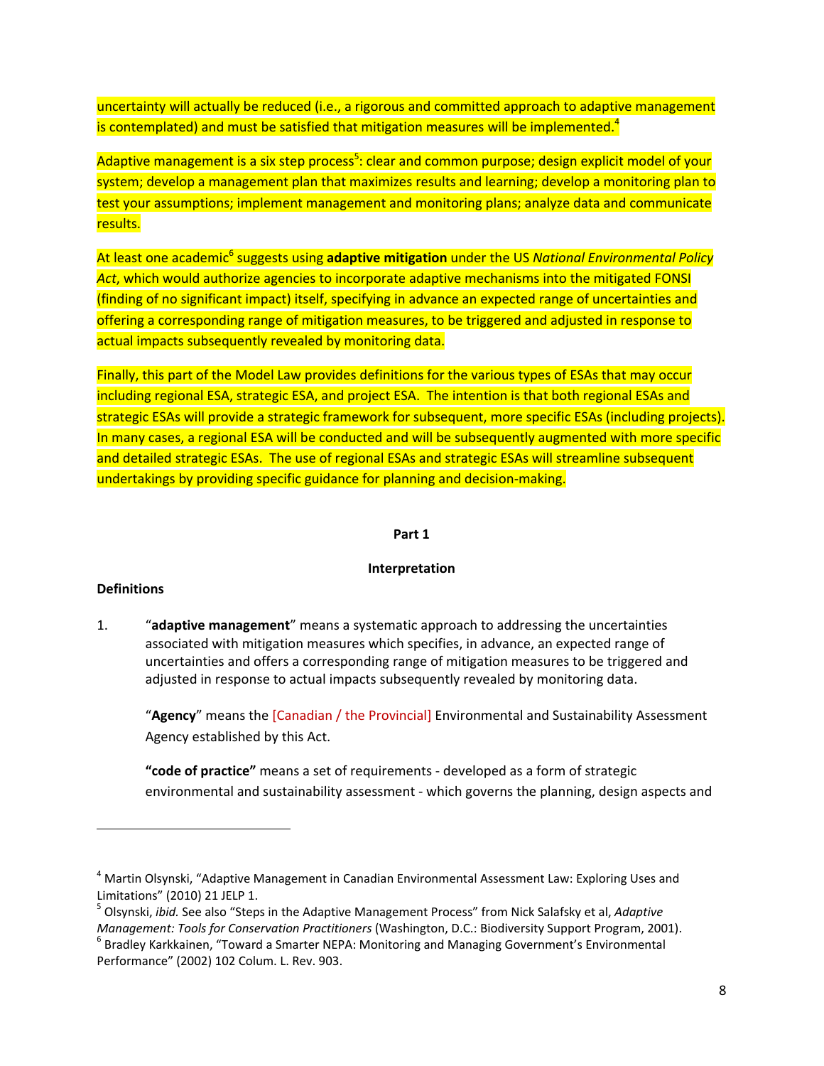uncertainty will actually be reduced (i.e., a rigorous and committed approach to adaptive management is contemplated) and must be satisfied that mitigation measures will be implemented.[4]

Adaptive management is a six step process[5]: clear and common purpose; design explicit model of your system; develop a management plan that maximizes results and learning; develop a monitoring plan to test your assumptions; implement management and monitoring plans; analyze data and communicate results.

At least one academic[6] suggests using **adaptive mitigation** under the US *National Environmental Policy Act*, which would authorize agencies to incorporate adaptive mechanisms into the mitigated FONSI (finding of no significant impact) itself, specifying in advance an expected range of uncertainties and offering a corresponding range of mitigation measures, to be triggered and adjusted in response to actual impacts subsequently revealed by monitoring data.

Finally, this part of the Model Law provides definitions for the various types of ESAs that may occur including regional ESA, strategic ESA, and project ESA. The intention is that both regional ESAs and strategic ESAs will provide a strategic framework for subsequent, more specific ESAs (including projects). In many cases, a regional ESA will be conducted and will be subsequently augmented with more specific and detailed strategic ESAs. The use of regional ESAs and strategic ESAs will streamline subsequent undertakings by providing specific guidance for planning and decision-making.

## Part 1

## Interpretation

**Definitions**

1. "**adaptive management**" means a systematic approach to addressing the uncertainties associated with mitigation measures which specifies, in advance, an expected range of uncertainties and offers a corresponding range of mitigation measures to be triggered and adjusted in response to actual impacts subsequently revealed by monitoring data.

   "**Agency**" means the [Canadian / the Provincial] Environmental and Sustainability Assessment Agency established by this Act.

   **"code of practice"** means a set of requirements - developed as a form of strategic environmental and sustainability assessment - which governs the planning, design aspects and

---

[4] Martin Olsynski, "Adaptive Management in Canadian Environmental Assessment Law: Exploring Uses and Limitations" (2010) 21 JELP 1.

[5] Olsynski, *ibid.* See also "Steps in the Adaptive Management Process" from Nick Salafsky et al, *Adaptive Management: Tools for Conservation Practitioners* (Washington, D.C.: Biodiversity Support Program, 2001).

[6] Bradley Karkkainen, "Toward a Smarter NEPA: Monitoring and Managing Government's Environmental Performance" (2002) 102 Colum. L. Rev. 903.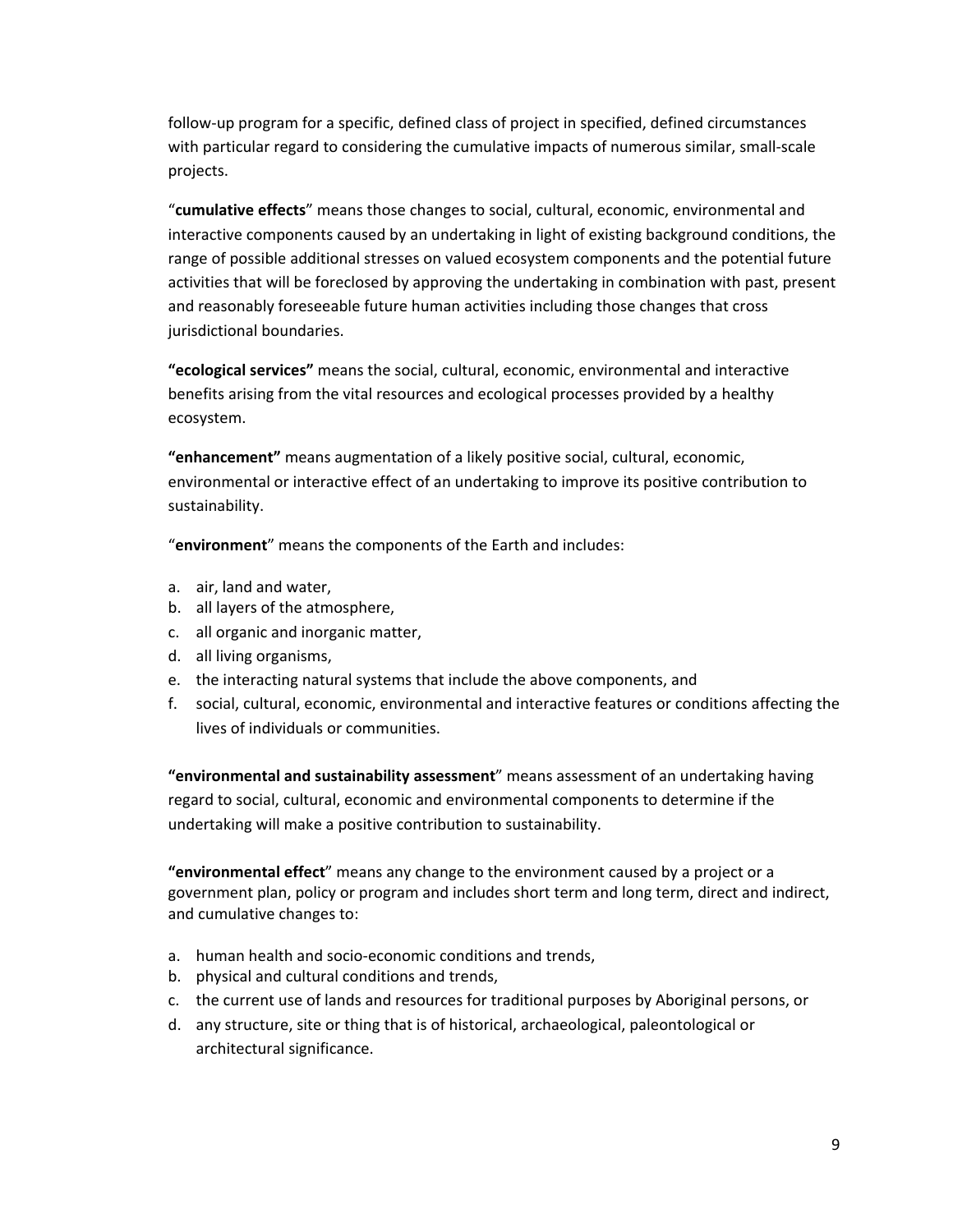follow-up program for a specific, defined class of project in specified, defined circumstances with particular regard to considering the cumulative impacts of numerous similar, small-scale projects.

"**cumulative effects**" means those changes to social, cultural, economic, environmental and interactive components caused by an undertaking in light of existing background conditions, the range of possible additional stresses on valued ecosystem components and the potential future activities that will be foreclosed by approving the undertaking in combination with past, present and reasonably foreseeable future human activities including those changes that cross jurisdictional boundaries.

**"ecological services"** means the social, cultural, economic, environmental and interactive benefits arising from the vital resources and ecological processes provided by a healthy ecosystem.

**"enhancement"** means augmentation of a likely positive social, cultural, economic, environmental or interactive effect of an undertaking to improve its positive contribution to sustainability.

"**environment**" means the components of the Earth and includes:

a. air, land and water,
b. all layers of the atmosphere,
c. all organic and inorganic matter,
d. all living organisms,
e. the interacting natural systems that include the above components, and
f. social, cultural, economic, environmental and interactive features or conditions affecting the lives of individuals or communities.

**"environmental and sustainability assessment**" means assessment of an undertaking having regard to social, cultural, economic and environmental components to determine if the undertaking will make a positive contribution to sustainability.

**"environmental effect**" means any change to the environment caused by a project or a government plan, policy or program and includes short term and long term, direct and indirect, and cumulative changes to:

a. human health and socio-economic conditions and trends,
b. physical and cultural conditions and trends,
c. the current use of lands and resources for traditional purposes by Aboriginal persons, or
d. any structure, site or thing that is of historical, archaeological, paleontological or architectural significance.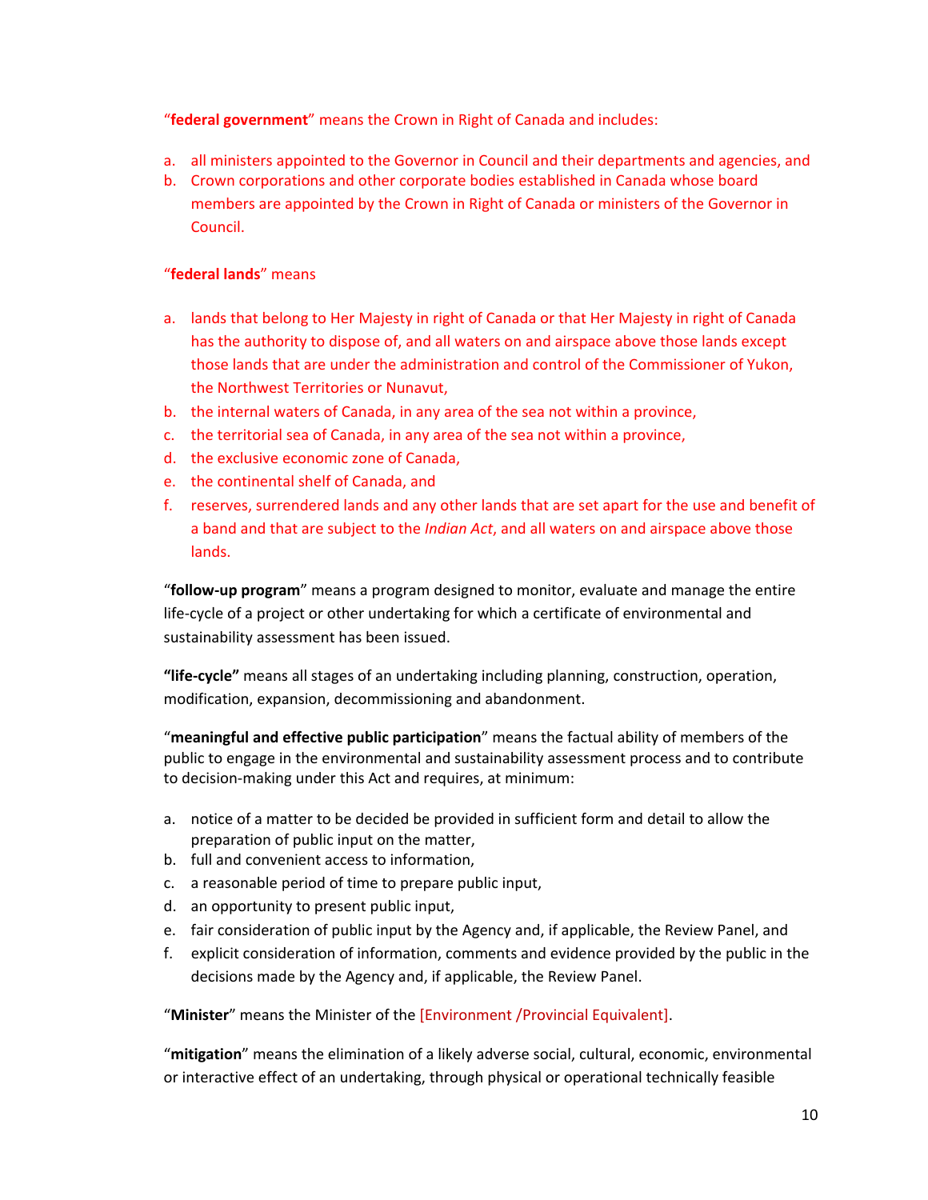"**federal government**" means the Crown in Right of Canada and includes:

a. all ministers appointed to the Governor in Council and their departments and agencies, and
b. Crown corporations and other corporate bodies established in Canada whose board members are appointed by the Crown in Right of Canada or ministers of the Governor in Council.

"**federal lands**" means

a. lands that belong to Her Majesty in right of Canada or that Her Majesty in right of Canada has the authority to dispose of, and all waters on and airspace above those lands except those lands that are under the administration and control of the Commissioner of Yukon, the Northwest Territories or Nunavut,
b. the internal waters of Canada, in any area of the sea not within a province,
c. the territorial sea of Canada, in any area of the sea not within a province,
d. the exclusive economic zone of Canada,
e. the continental shelf of Canada, and
f. reserves, surrendered lands and any other lands that are set apart for the use and benefit of a band and that are subject to the *Indian Act*, and all waters on and airspace above those lands.

"**follow-up program**" means a program designed to monitor, evaluate and manage the entire life-cycle of a project or other undertaking for which a certificate of environmental and sustainability assessment has been issued.

**"life-cycle"** means all stages of an undertaking including planning, construction, operation, modification, expansion, decommissioning and abandonment.

"**meaningful and effective public participation**" means the factual ability of members of the public to engage in the environmental and sustainability assessment process and to contribute to decision-making under this Act and requires, at minimum:

a. notice of a matter to be decided be provided in sufficient form and detail to allow the preparation of public input on the matter,
b. full and convenient access to information,
c. a reasonable period of time to prepare public input,
d. an opportunity to present public input,
e. fair consideration of public input by the Agency and, if applicable, the Review Panel, and
f. explicit consideration of information, comments and evidence provided by the public in the decisions made by the Agency and, if applicable, the Review Panel.

"**Minister**" means the Minister of the [Environment /Provincial Equivalent].

"**mitigation**" means the elimination of a likely adverse social, cultural, economic, environmental or interactive effect of an undertaking, through physical or operational technically feasible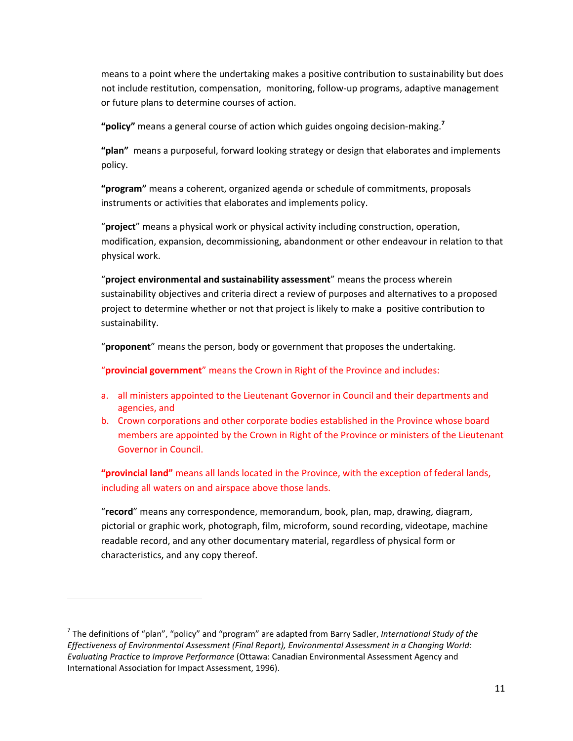means to a point where the undertaking makes a positive contribution to sustainability but does not include restitution, compensation, monitoring, follow-up programs, adaptive management or future plans to determine courses of action.

**"policy"** means a general course of action which guides ongoing decision-making.[7]

**"plan"** means a purposeful, forward looking strategy or design that elaborates and implements policy.

**"program"** means a coherent, organized agenda or schedule of commitments, proposals instruments or activities that elaborates and implements policy.

"**project**" means a physical work or physical activity including construction, operation, modification, expansion, decommissioning, abandonment or other endeavour in relation to that physical work.

"**project environmental and sustainability assessment**" means the process wherein sustainability objectives and criteria direct a review of purposes and alternatives to a proposed project to determine whether or not that project is likely to make a positive contribution to sustainability.

"**proponent**" means the person, body or government that proposes the undertaking.

"**provincial government**" means the Crown in Right of the Province and includes:

a. all ministers appointed to the Lieutenant Governor in Council and their departments and agencies, and
b. Crown corporations and other corporate bodies established in the Province whose board members are appointed by the Crown in Right of the Province or ministers of the Lieutenant Governor in Council.

**"provincial land"** means all lands located in the Province, with the exception of federal lands, including all waters on and airspace above those lands.

"**record**" means any correspondence, memorandum, book, plan, map, drawing, diagram, pictorial or graphic work, photograph, film, microform, sound recording, videotape, machine readable record, and any other documentary material, regardless of physical form or characteristics, and any copy thereof.

---

[7] The definitions of "plan", "policy" and "program" are adapted from Barry Sadler, *International Study of the Effectiveness of Environmental Assessment (Final Report), Environmental Assessment in a Changing World: Evaluating Practice to Improve Performance* (Ottawa: Canadian Environmental Assessment Agency and International Association for Impact Assessment, 1996).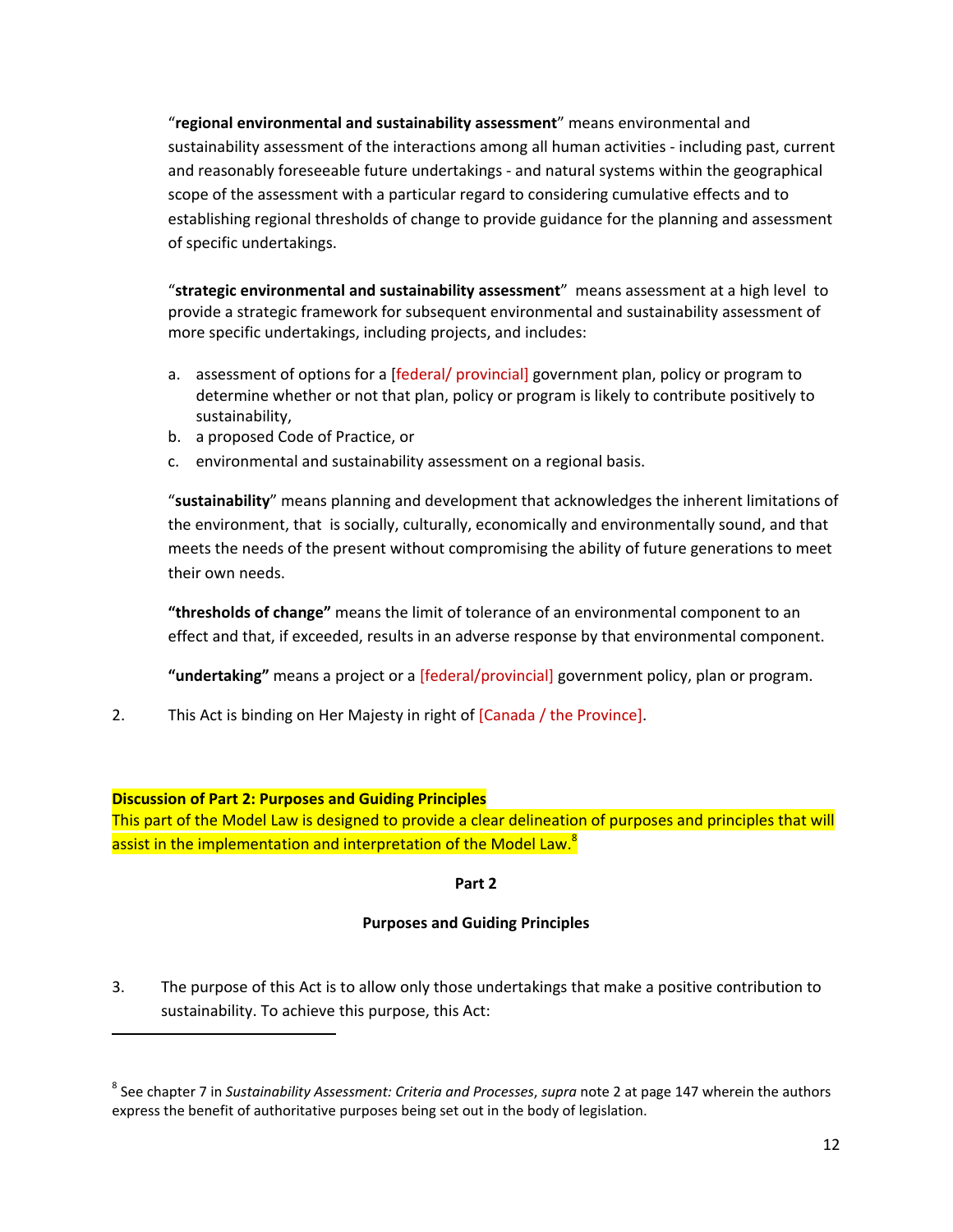"**regional environmental and sustainability assessment**" means environmental and sustainability assessment of the interactions among all human activities - including past, current and reasonably foreseeable future undertakings - and natural systems within the geographical scope of the assessment with a particular regard to considering cumulative effects and to establishing regional thresholds of change to provide guidance for the planning and assessment of specific undertakings.

"**strategic environmental and sustainability assessment**" means assessment at a high level to provide a strategic framework for subsequent environmental and sustainability assessment of more specific undertakings, including projects, and includes:

a. assessment of options for a [federal/ provincial] government plan, policy or program to determine whether or not that plan, policy or program is likely to contribute positively to sustainability,
b. a proposed Code of Practice, or
c. environmental and sustainability assessment on a regional basis.

"**sustainability**" means planning and development that acknowledges the inherent limitations of the environment, that is socially, culturally, economically and environmentally sound, and that meets the needs of the present without compromising the ability of future generations to meet their own needs.

**"thresholds of change"** means the limit of tolerance of an environmental component to an effect and that, if exceeded, results in an adverse response by that environmental component.

**"undertaking"** means a project or a [federal/provincial] government policy, plan or program.

2. This Act is binding on Her Majesty in right of [Canada / the Province].

**Discussion of Part 2: Purposes and Guiding Principles**

This part of the Model Law is designed to provide a clear delineation of purposes and principles that will assist in the implementation and interpretation of the Model Law.[8]

**Part 2**

**Purposes and Guiding Principles**

3. The purpose of this Act is to allow only those undertakings that make a positive contribution to sustainability. To achieve this purpose, this Act:

---

[8] See chapter 7 in *Sustainability Assessment: Criteria and Processes*, *supra* note 2 at page 147 wherein the authors express the benefit of authoritative purposes being set out in the body of legislation.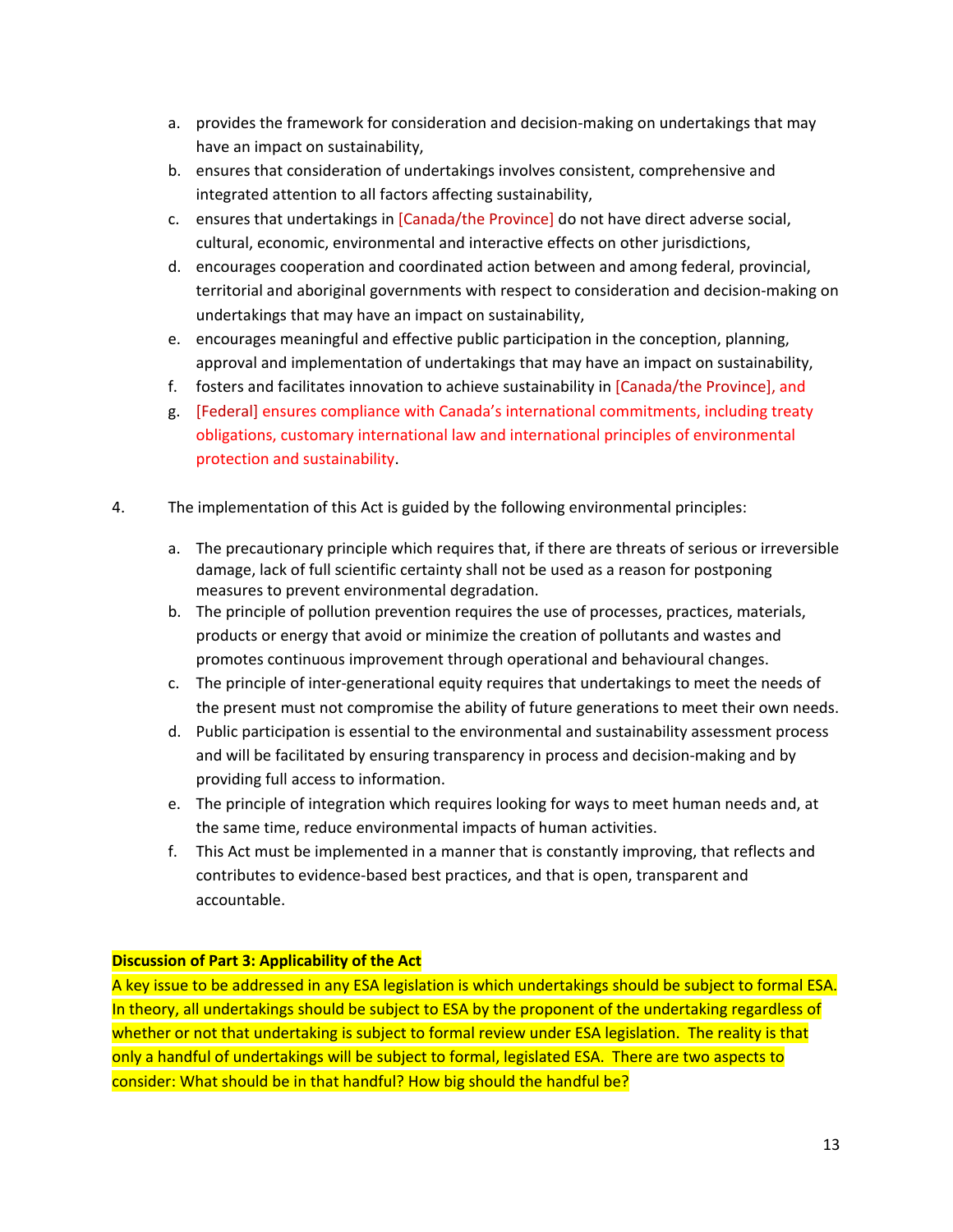a. provides the framework for consideration and decision-making on undertakings that may have an impact on sustainability,
b. ensures that consideration of undertakings involves consistent, comprehensive and integrated attention to all factors affecting sustainability,
c. ensures that undertakings in [Canada/the Province] do not have direct adverse social, cultural, economic, environmental and interactive effects on other jurisdictions,
d. encourages cooperation and coordinated action between and among federal, provincial, territorial and aboriginal governments with respect to consideration and decision-making on undertakings that may have an impact on sustainability,
e. encourages meaningful and effective public participation in the conception, planning, approval and implementation of undertakings that may have an impact on sustainability,
f. fosters and facilitates innovation to achieve sustainability in [Canada/the Province], and
g. [Federal] ensures compliance with Canada's international commitments, including treaty obligations, customary international law and international principles of environmental protection and sustainability.

4. The implementation of this Act is guided by the following environmental principles:

a. The precautionary principle which requires that, if there are threats of serious or irreversible damage, lack of full scientific certainty shall not be used as a reason for postponing measures to prevent environmental degradation.
b. The principle of pollution prevention requires the use of processes, practices, materials, products or energy that avoid or minimize the creation of pollutants and wastes and promotes continuous improvement through operational and behavioural changes.
c. The principle of inter-generational equity requires that undertakings to meet the needs of the present must not compromise the ability of future generations to meet their own needs.
d. Public participation is essential to the environmental and sustainability assessment process and will be facilitated by ensuring transparency in process and decision-making and by providing full access to information.
e. The principle of integration which requires looking for ways to meet human needs and, at the same time, reduce environmental impacts of human activities.
f. This Act must be implemented in a manner that is constantly improving, that reflects and contributes to evidence-based best practices, and that is open, transparent and accountable.

**Discussion of Part 3: Applicability of the Act**

A key issue to be addressed in any ESA legislation is which undertakings should be subject to formal ESA. In theory, all undertakings should be subject to ESA by the proponent of the undertaking regardless of whether or not that undertaking is subject to formal review under ESA legislation. The reality is that only a handful of undertakings will be subject to formal, legislated ESA. There are two aspects to consider: What should be in that handful? How big should the handful be?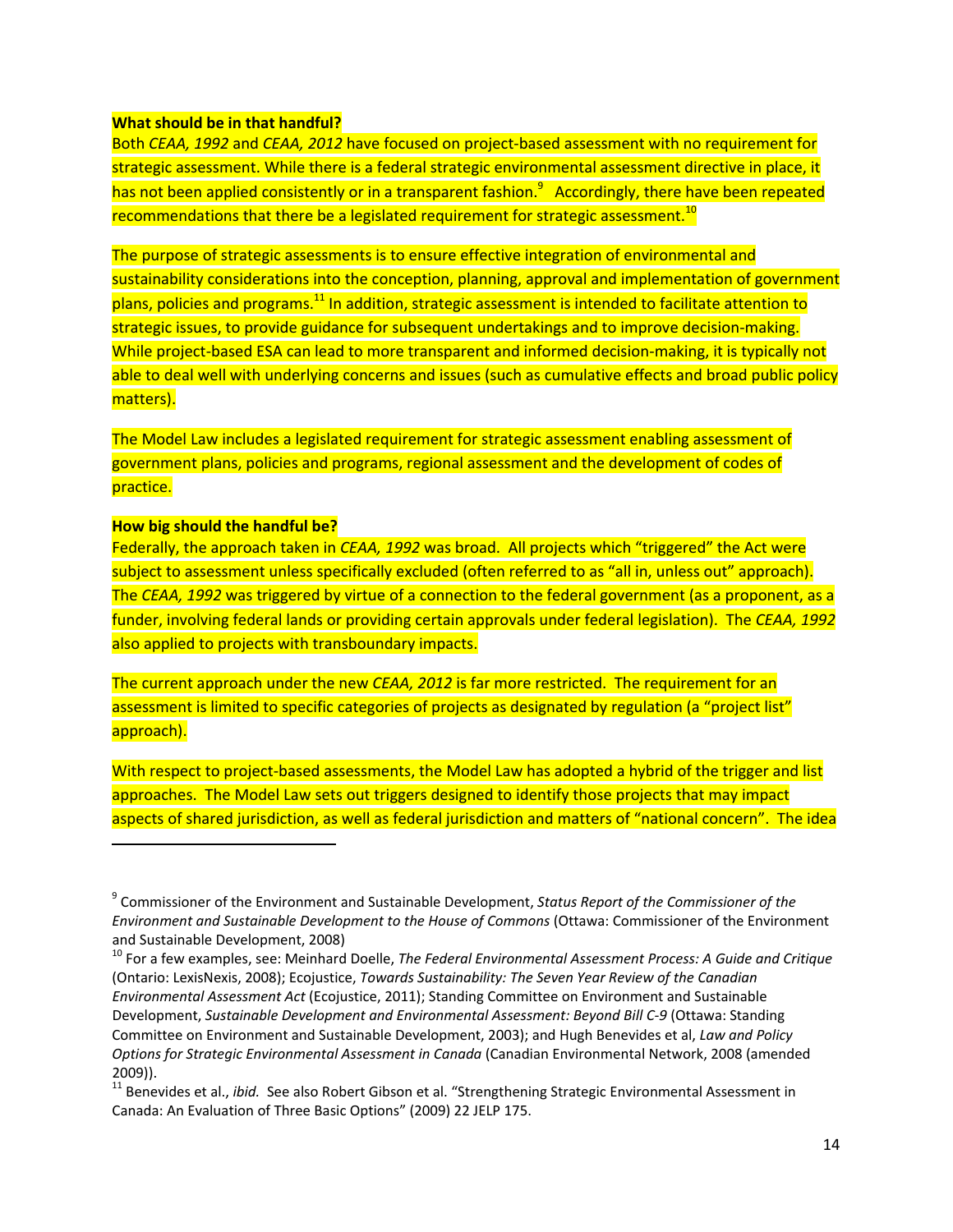**What should be in that handful?**

Both *CEAA, 1992* and *CEAA, 2012* have focused on project-based assessment with no requirement for strategic assessment. While there is a federal strategic environmental assessment directive in place, it has not been applied consistently or in a transparent fashion.[9] Accordingly, there have been repeated recommendations that there be a legislated requirement for strategic assessment.[10]

The purpose of strategic assessments is to ensure effective integration of environmental and sustainability considerations into the conception, planning, approval and implementation of government plans, policies and programs.[11] In addition, strategic assessment is intended to facilitate attention to strategic issues, to provide guidance for subsequent undertakings and to improve decision-making. While project-based ESA can lead to more transparent and informed decision-making, it is typically not able to deal well with underlying concerns and issues (such as cumulative effects and broad public policy matters).

The Model Law includes a legislated requirement for strategic assessment enabling assessment of government plans, policies and programs, regional assessment and the development of codes of practice.

**How big should the handful be?**

Federally, the approach taken in *CEAA, 1992* was broad. All projects which "triggered" the Act were subject to assessment unless specifically excluded (often referred to as "all in, unless out" approach). The *CEAA, 1992* was triggered by virtue of a connection to the federal government (as a proponent, as a funder, involving federal lands or providing certain approvals under federal legislation). The *CEAA, 1992* also applied to projects with transboundary impacts.

The current approach under the new *CEAA, 2012* is far more restricted. The requirement for an assessment is limited to specific categories of projects as designated by regulation (a "project list" approach).

With respect to project-based assessments, the Model Law has adopted a hybrid of the trigger and list approaches. The Model Law sets out triggers designed to identify those projects that may impact aspects of shared jurisdiction, as well as federal jurisdiction and matters of "national concern". The idea

---

[9] Commissioner of the Environment and Sustainable Development, *Status Report of the Commissioner of the Environment and Sustainable Development to the House of Commons* (Ottawa: Commissioner of the Environment and Sustainable Development, 2008)

[10] For a few examples, see: Meinhard Doelle, *The Federal Environmental Assessment Process: A Guide and Critique* (Ontario: LexisNexis, 2008); Ecojustice, *Towards Sustainability: The Seven Year Review of the Canadian Environmental Assessment Act* (Ecojustice, 2011); Standing Committee on Environment and Sustainable Development, *Sustainable Development and Environmental Assessment: Beyond Bill C-9* (Ottawa: Standing Committee on Environment and Sustainable Development, 2003); and Hugh Benevides et al, *Law and Policy Options for Strategic Environmental Assessment in Canada* (Canadian Environmental Network, 2008 (amended 2009)).

[11] Benevides et al., *ibid.* See also Robert Gibson et al. "Strengthening Strategic Environmental Assessment in Canada: An Evaluation of Three Basic Options" (2009) 22 JELP 175.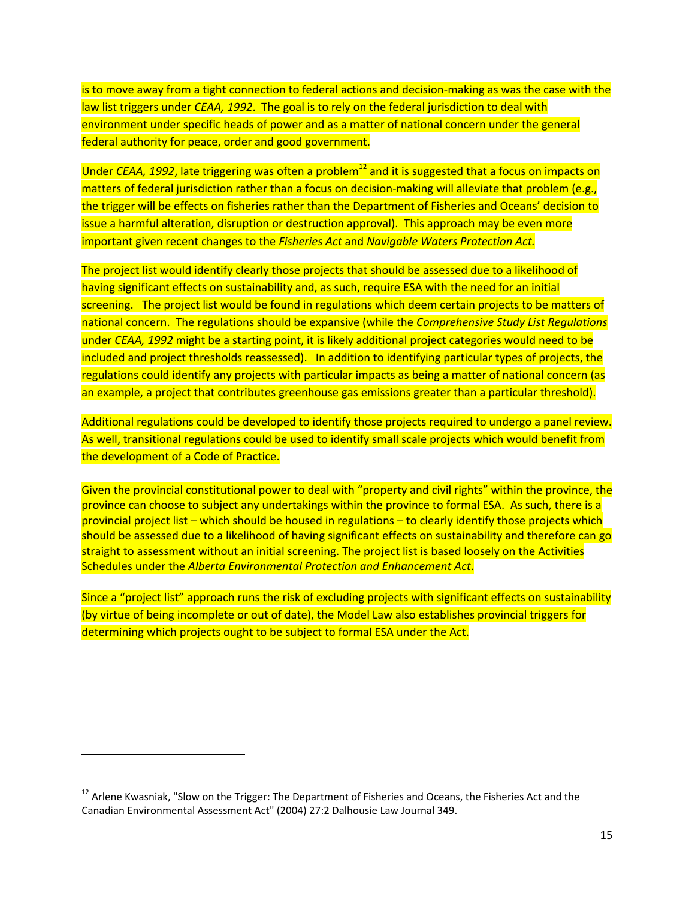is to move away from a tight connection to federal actions and decision-making as was the case with the law list triggers under *CEAA, 1992*. The goal is to rely on the federal jurisdiction to deal with environment under specific heads of power and as a matter of national concern under the general federal authority for peace, order and good government.

Under *CEAA, 1992*, late triggering was often a problem[12] and it is suggested that a focus on impacts on matters of federal jurisdiction rather than a focus on decision-making will alleviate that problem (e.g., the trigger will be effects on fisheries rather than the Department of Fisheries and Oceans' decision to issue a harmful alteration, disruption or destruction approval). This approach may be even more important given recent changes to the *Fisheries Act* and *Navigable Waters Protection Act.*

The project list would identify clearly those projects that should be assessed due to a likelihood of having significant effects on sustainability and, as such, require ESA with the need for an initial screening. The project list would be found in regulations which deem certain projects to be matters of national concern. The regulations should be expansive (while the *Comprehensive Study List Regulations* under *CEAA, 1992* might be a starting point, it is likely additional project categories would need to be included and project thresholds reassessed). In addition to identifying particular types of projects, the regulations could identify any projects with particular impacts as being a matter of national concern (as an example, a project that contributes greenhouse gas emissions greater than a particular threshold).

Additional regulations could be developed to identify those projects required to undergo a panel review. As well, transitional regulations could be used to identify small scale projects which would benefit from the development of a Code of Practice.

Given the provincial constitutional power to deal with "property and civil rights" within the province, the province can choose to subject any undertakings within the province to formal ESA. As such, there is a provincial project list – which should be housed in regulations – to clearly identify those projects which should be assessed due to a likelihood of having significant effects on sustainability and therefore can go straight to assessment without an initial screening. The project list is based loosely on the Activities Schedules under the *Alberta Environmental Protection and Enhancement Act*.

Since a "project list" approach runs the risk of excluding projects with significant effects on sustainability (by virtue of being incomplete or out of date), the Model Law also establishes provincial triggers for determining which projects ought to be subject to formal ESA under the Act.

---

[12] Arlene Kwasniak, "Slow on the Trigger: The Department of Fisheries and Oceans, the Fisheries Act and the Canadian Environmental Assessment Act" (2004) 27:2 Dalhousie Law Journal 349.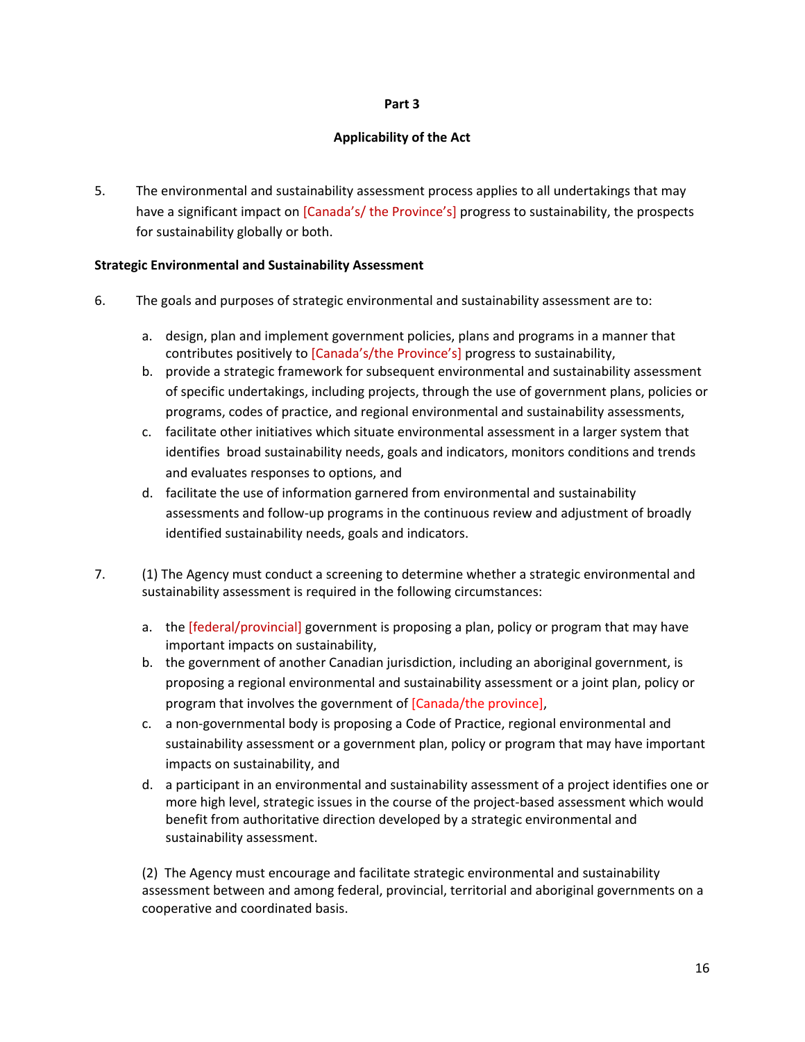## Part 3

## Applicability of the Act

5. The environmental and sustainability assessment process applies to all undertakings that may have a significant impact on [Canada's/ the Province's] progress to sustainability, the prospects for sustainability globally or both.

**Strategic Environmental and Sustainability Assessment**

6. The goals and purposes of strategic environmental and sustainability assessment are to:

   a. design, plan and implement government policies, plans and programs in a manner that contributes positively to [Canada's/the Province's] progress to sustainability,
   b. provide a strategic framework for subsequent environmental and sustainability assessment of specific undertakings, including projects, through the use of government plans, policies or programs, codes of practice, and regional environmental and sustainability assessments,
   c. facilitate other initiatives which situate environmental assessment in a larger system that identifies broad sustainability needs, goals and indicators, monitors conditions and trends and evaluates responses to options, and
   d. facilitate the use of information garnered from environmental and sustainability assessments and follow-up programs in the continuous review and adjustment of broadly identified sustainability needs, goals and indicators.

7. (1) The Agency must conduct a screening to determine whether a strategic environmental and sustainability assessment is required in the following circumstances:

   a. the [federal/provincial] government is proposing a plan, policy or program that may have important impacts on sustainability,
   b. the government of another Canadian jurisdiction, including an aboriginal government, is proposing a regional environmental and sustainability assessment or a joint plan, policy or program that involves the government of [Canada/the province],
   c. a non-governmental body is proposing a Code of Practice, regional environmental and sustainability assessment or a government plan, policy or program that may have important impacts on sustainability, and
   d. a participant in an environmental and sustainability assessment of a project identifies one or more high level, strategic issues in the course of the project-based assessment which would benefit from authoritative direction developed by a strategic environmental and sustainability assessment.

   (2) The Agency must encourage and facilitate strategic environmental and sustainability assessment between and among federal, provincial, territorial and aboriginal governments on a cooperative and coordinated basis.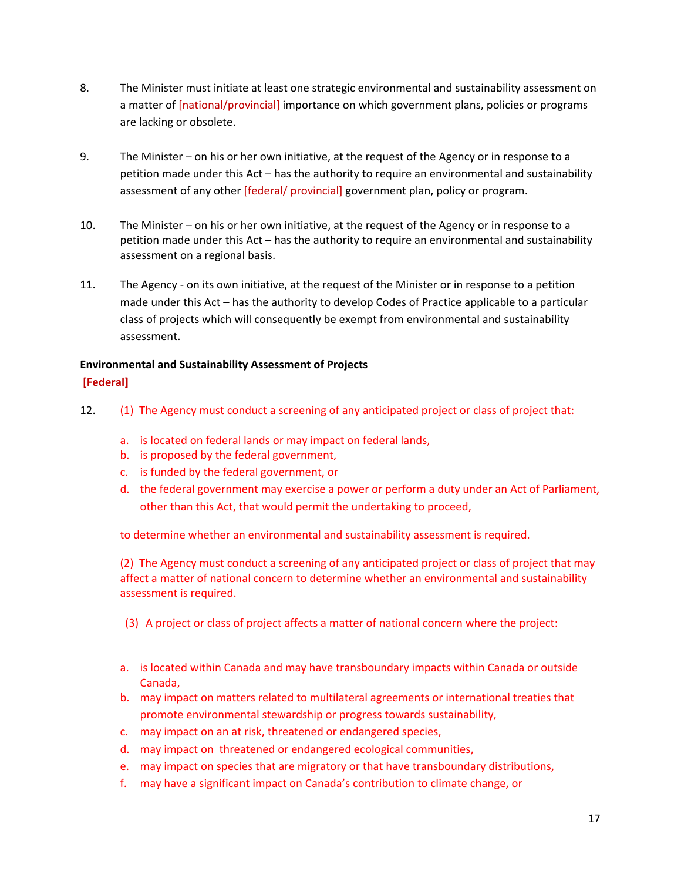8. The Minister must initiate at least one strategic environmental and sustainability assessment on a matter of [national/provincial] importance on which government plans, policies or programs are lacking or obsolete.

9. The Minister – on his or her own initiative, at the request of the Agency or in response to a petition made under this Act – has the authority to require an environmental and sustainability assessment of any other [federal/ provincial] government plan, policy or program.

10. The Minister – on his or her own initiative, at the request of the Agency or in response to a petition made under this Act – has the authority to require an environmental and sustainability assessment on a regional basis.

11. The Agency - on its own initiative, at the request of the Minister or in response to a petition made under this Act – has the authority to develop Codes of Practice applicable to a particular class of projects which will consequently be exempt from environmental and sustainability assessment.

**Environmental and Sustainability Assessment of Projects**
**[Federal]**

12. (1) The Agency must conduct a screening of any anticipated project or class of project that:

   a. is located on federal lands or may impact on federal lands,
   b. is proposed by the federal government,
   c. is funded by the federal government, or
   d. the federal government may exercise a power or perform a duty under an Act of Parliament, other than this Act, that would permit the undertaking to proceed,

   to determine whether an environmental and sustainability assessment is required.

   (2) The Agency must conduct a screening of any anticipated project or class of project that may affect a matter of national concern to determine whether an environmental and sustainability assessment is required.

   (3) A project or class of project affects a matter of national concern where the project:

   a. is located within Canada and may have transboundary impacts within Canada or outside Canada,
   b. may impact on matters related to multilateral agreements or international treaties that promote environmental stewardship or progress towards sustainability,
   c. may impact on an at risk, threatened or endangered species,
   d. may impact on threatened or endangered ecological communities,
   e. may impact on species that are migratory or that have transboundary distributions,
   f. may have a significant impact on Canada's contribution to climate change, or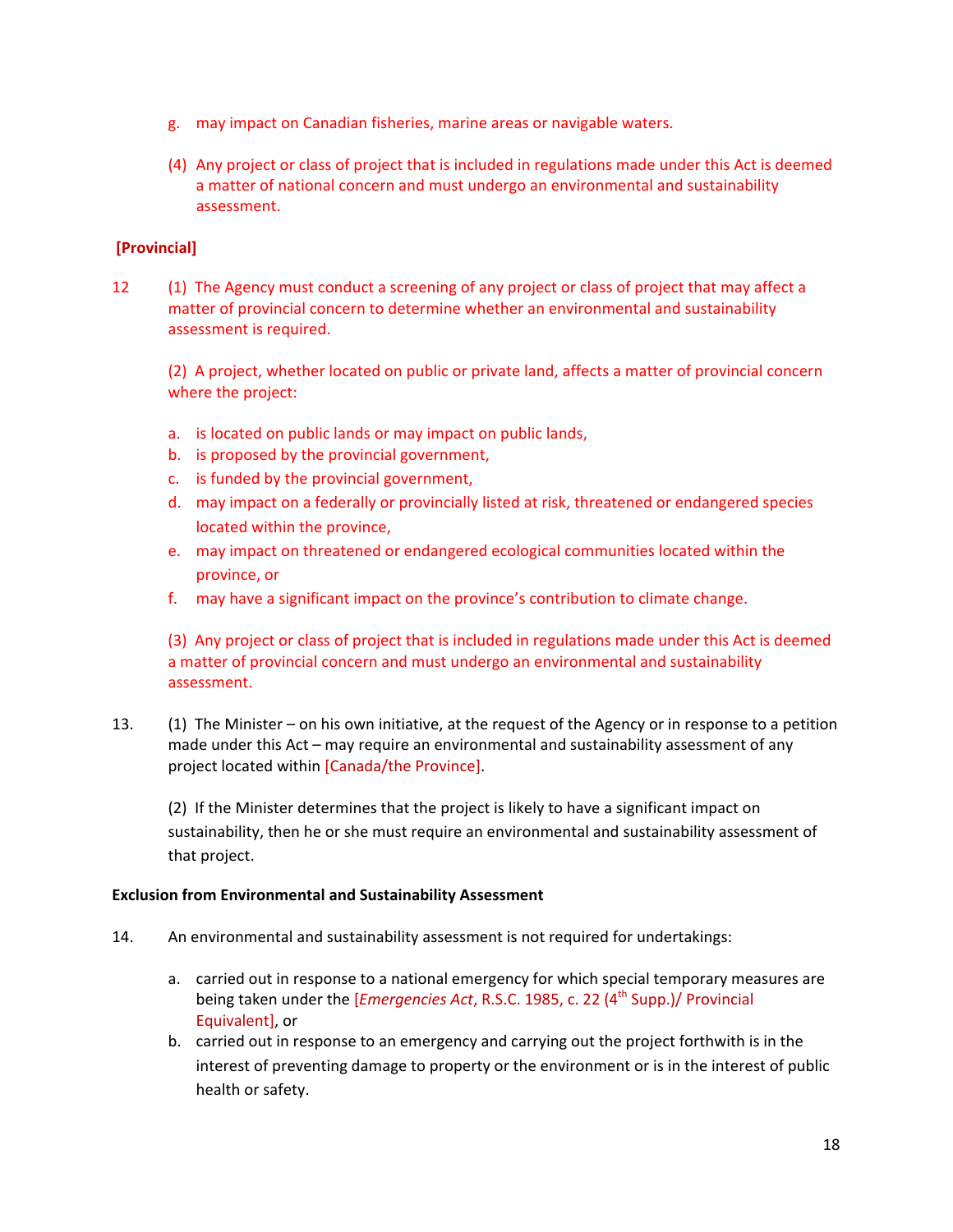g. may impact on Canadian fisheries, marine areas or navigable waters.

(4) Any project or class of project that is included in regulations made under this Act is deemed a matter of national concern and must undergo an environmental and sustainability assessment.

**[Provincial]**

12 (1) The Agency must conduct a screening of any project or class of project that may affect a matter of provincial concern to determine whether an environmental and sustainability assessment is required.

(2) A project, whether located on public or private land, affects a matter of provincial concern where the project:

a. is located on public lands or may impact on public lands,
b. is proposed by the provincial government,
c. is funded by the provincial government,
d. may impact on a federally or provincially listed at risk, threatened or endangered species located within the province,
e. may impact on threatened or endangered ecological communities located within the province, or
f. may have a significant impact on the province's contribution to climate change.

(3) Any project or class of project that is included in regulations made under this Act is deemed a matter of provincial concern and must undergo an environmental and sustainability assessment.

13. (1) The Minister – on his own initiative, at the request of the Agency or in response to a petition made under this Act – may require an environmental and sustainability assessment of any project located within [Canada/the Province].

(2) If the Minister determines that the project is likely to have a significant impact on sustainability, then he or she must require an environmental and sustainability assessment of that project.

**Exclusion from Environmental and Sustainability Assessment**

14. An environmental and sustainability assessment is not required for undertakings:

a. carried out in response to a national emergency for which special temporary measures are being taken under the [*Emergencies Act*, R.S.C. 1985, c. 22 (4th Supp.)/ Provincial Equivalent], or
b. carried out in response to an emergency and carrying out the project forthwith is in the interest of preventing damage to property or the environment or is in the interest of public health or safety.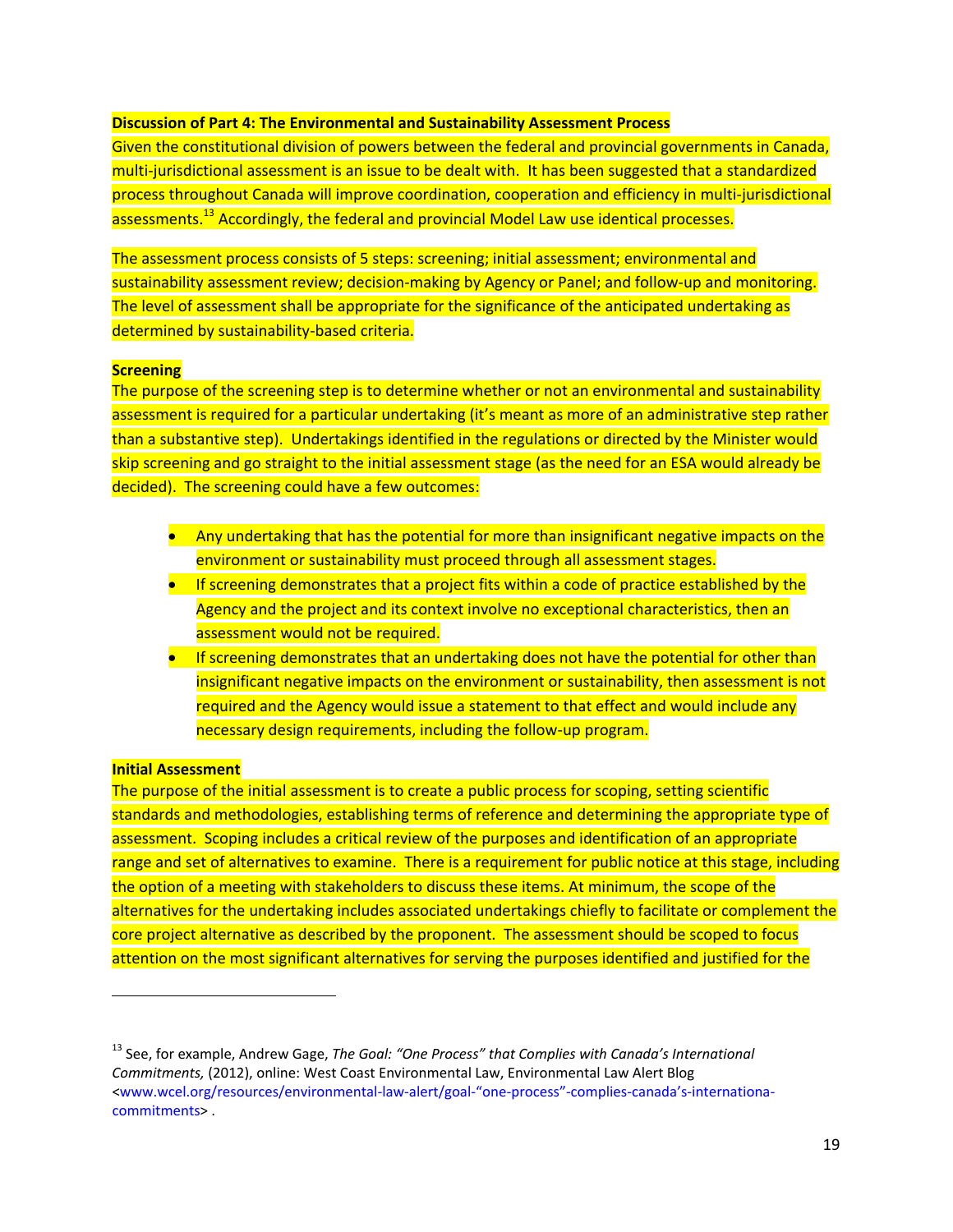**Discussion of Part 4: The Environmental and Sustainability Assessment Process**

Given the constitutional division of powers between the federal and provincial governments in Canada, multi-jurisdictional assessment is an issue to be dealt with. It has been suggested that a standardized process throughout Canada will improve coordination, cooperation and efficiency in multi-jurisdictional assessments.[13] Accordingly, the federal and provincial Model Law use identical processes.

The assessment process consists of 5 steps: screening; initial assessment; environmental and sustainability assessment review; decision-making by Agency or Panel; and follow-up and monitoring. The level of assessment shall be appropriate for the significance of the anticipated undertaking as determined by sustainability-based criteria.

**Screening**

The purpose of the screening step is to determine whether or not an environmental and sustainability assessment is required for a particular undertaking (it's meant as more of an administrative step rather than a substantive step). Undertakings identified in the regulations or directed by the Minister would skip screening and go straight to the initial assessment stage (as the need for an ESA would already be decided). The screening could have a few outcomes:

- Any undertaking that has the potential for more than insignificant negative impacts on the environment or sustainability must proceed through all assessment stages.
- If screening demonstrates that a project fits within a code of practice established by the Agency and the project and its context involve no exceptional characteristics, then an assessment would not be required.
- If screening demonstrates that an undertaking does not have the potential for other than insignificant negative impacts on the environment or sustainability, then assessment is not required and the Agency would issue a statement to that effect and would include any necessary design requirements, including the follow-up program.

**Initial Assessment**

The purpose of the initial assessment is to create a public process for scoping, setting scientific standards and methodologies, establishing terms of reference and determining the appropriate type of assessment. Scoping includes a critical review of the purposes and identification of an appropriate range and set of alternatives to examine. There is a requirement for public notice at this stage, including the option of a meeting with stakeholders to discuss these items. At minimum, the scope of the alternatives for the undertaking includes associated undertakings chiefly to facilitate or complement the core project alternative as described by the proponent. The assessment should be scoped to focus attention on the most significant alternatives for serving the purposes identified and justified for the

[13] See, for example, Andrew Gage, *The Goal: "One Process" that Complies with Canada's International Commitments,* (2012), online: West Coast Environmental Law, Environmental Law Alert Blog <www.wcel.org/resources/environmental-law-alert/goal-"one-process"-complies-canada's-internationa-commitments> .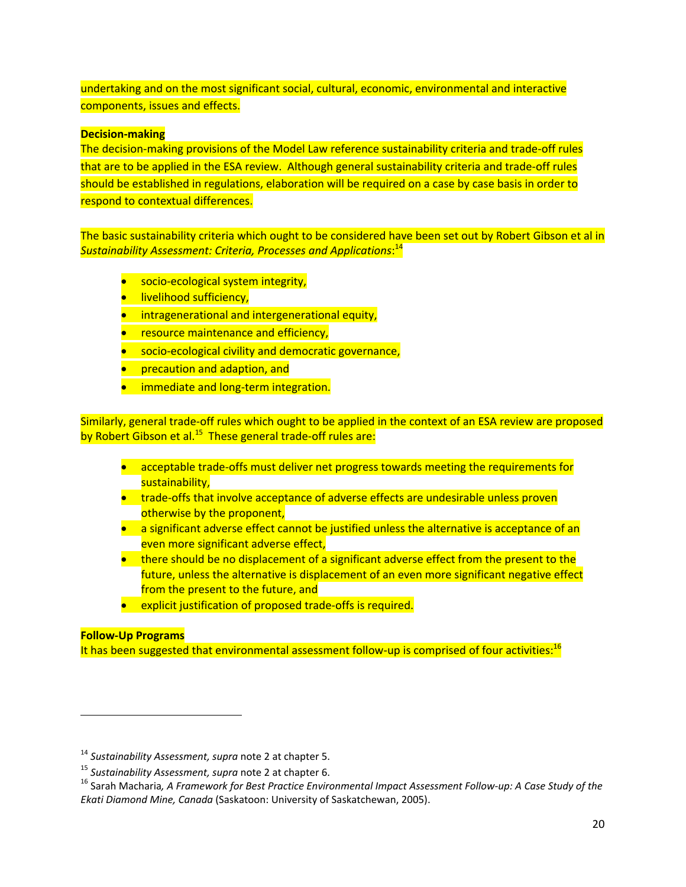undertaking and on the most significant social, cultural, economic, environmental and interactive components, issues and effects.

**Decision-making**

The decision-making provisions of the Model Law reference sustainability criteria and trade-off rules that are to be applied in the ESA review. Although general sustainability criteria and trade-off rules should be established in regulations, elaboration will be required on a case by case basis in order to respond to contextual differences.

The basic sustainability criteria which ought to be considered have been set out by Robert Gibson et al in *Sustainability Assessment: Criteria, Processes and Applications*:[14]

- socio-ecological system integrity,
- livelihood sufficiency,
- intragenerational and intergenerational equity,
- resource maintenance and efficiency,
- socio-ecological civility and democratic governance,
- precaution and adaption, and
- immediate and long-term integration.

Similarly, general trade-off rules which ought to be applied in the context of an ESA review are proposed by Robert Gibson et al.[15] These general trade-off rules are:

- acceptable trade-offs must deliver net progress towards meeting the requirements for sustainability,
- trade-offs that involve acceptance of adverse effects are undesirable unless proven otherwise by the proponent,
- a significant adverse effect cannot be justified unless the alternative is acceptance of an even more significant adverse effect,
- there should be no displacement of a significant adverse effect from the present to the future, unless the alternative is displacement of an even more significant negative effect from the present to the future, and
- explicit justification of proposed trade-offs is required.

**Follow-Up Programs**

It has been suggested that environmental assessment follow-up is comprised of four activities:[16]

---

[14] *Sustainability Assessment, supra* note 2 at chapter 5.

[15] *Sustainability Assessment, supra* note 2 at chapter 6.

[16] Sarah Macharia*, A Framework for Best Practice Environmental Impact Assessment Follow-up: A Case Study of the Ekati Diamond Mine, Canada* (Saskatoon: University of Saskatchewan, 2005).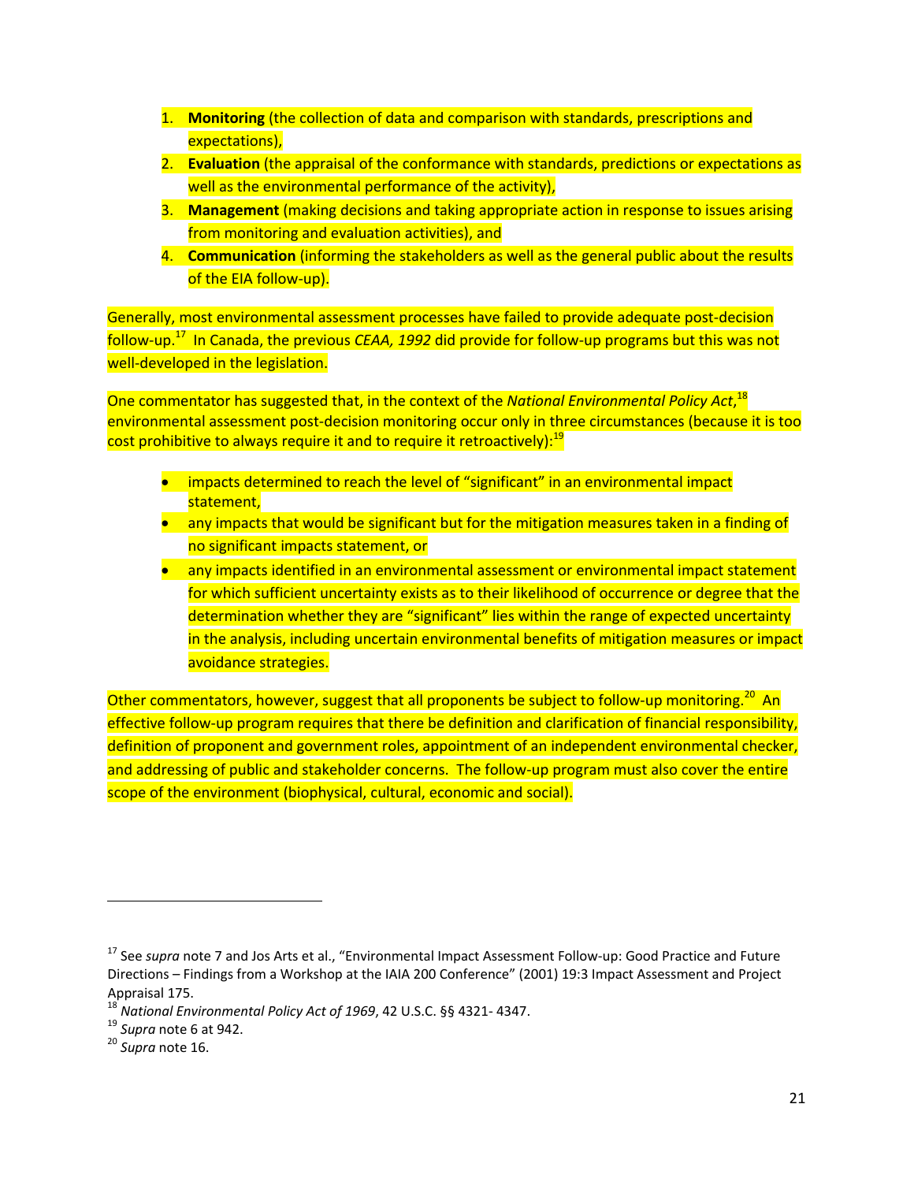1. **Monitoring** (the collection of data and comparison with standards, prescriptions and expectations),
2. **Evaluation** (the appraisal of the conformance with standards, predictions or expectations as well as the environmental performance of the activity),
3. **Management** (making decisions and taking appropriate action in response to issues arising from monitoring and evaluation activities), and
4. **Communication** (informing the stakeholders as well as the general public about the results of the EIA follow-up).

Generally, most environmental assessment processes have failed to provide adequate post-decision follow-up.[17] In Canada, the previous *CEAA, 1992* did provide for follow-up programs but this was not well-developed in the legislation.

One commentator has suggested that, in the context of the *National Environmental Policy Act*,[18] environmental assessment post-decision monitoring occur only in three circumstances (because it is too cost prohibitive to always require it and to require it retroactively):[19]

- impacts determined to reach the level of "significant" in an environmental impact statement,
- any impacts that would be significant but for the mitigation measures taken in a finding of no significant impacts statement, or
- any impacts identified in an environmental assessment or environmental impact statement for which sufficient uncertainty exists as to their likelihood of occurrence or degree that the determination whether they are "significant" lies within the range of expected uncertainty in the analysis, including uncertain environmental benefits of mitigation measures or impact avoidance strategies.

Other commentators, however, suggest that all proponents be subject to follow-up monitoring.[20] An effective follow-up program requires that there be definition and clarification of financial responsibility, definition of proponent and government roles, appointment of an independent environmental checker, and addressing of public and stakeholder concerns. The follow-up program must also cover the entire scope of the environment (biophysical, cultural, economic and social).

---

[17] See *supra* note 7 and Jos Arts et al., "Environmental Impact Assessment Follow-up: Good Practice and Future Directions – Findings from a Workshop at the IAIA 200 Conference" (2001) 19:3 Impact Assessment and Project Appraisal 175.

[18] *National Environmental Policy Act of 1969*, 42 U.S.C. §§ 4321- 4347.

[19] *Supra* note 6 at 942.

[20] *Supra* note 16.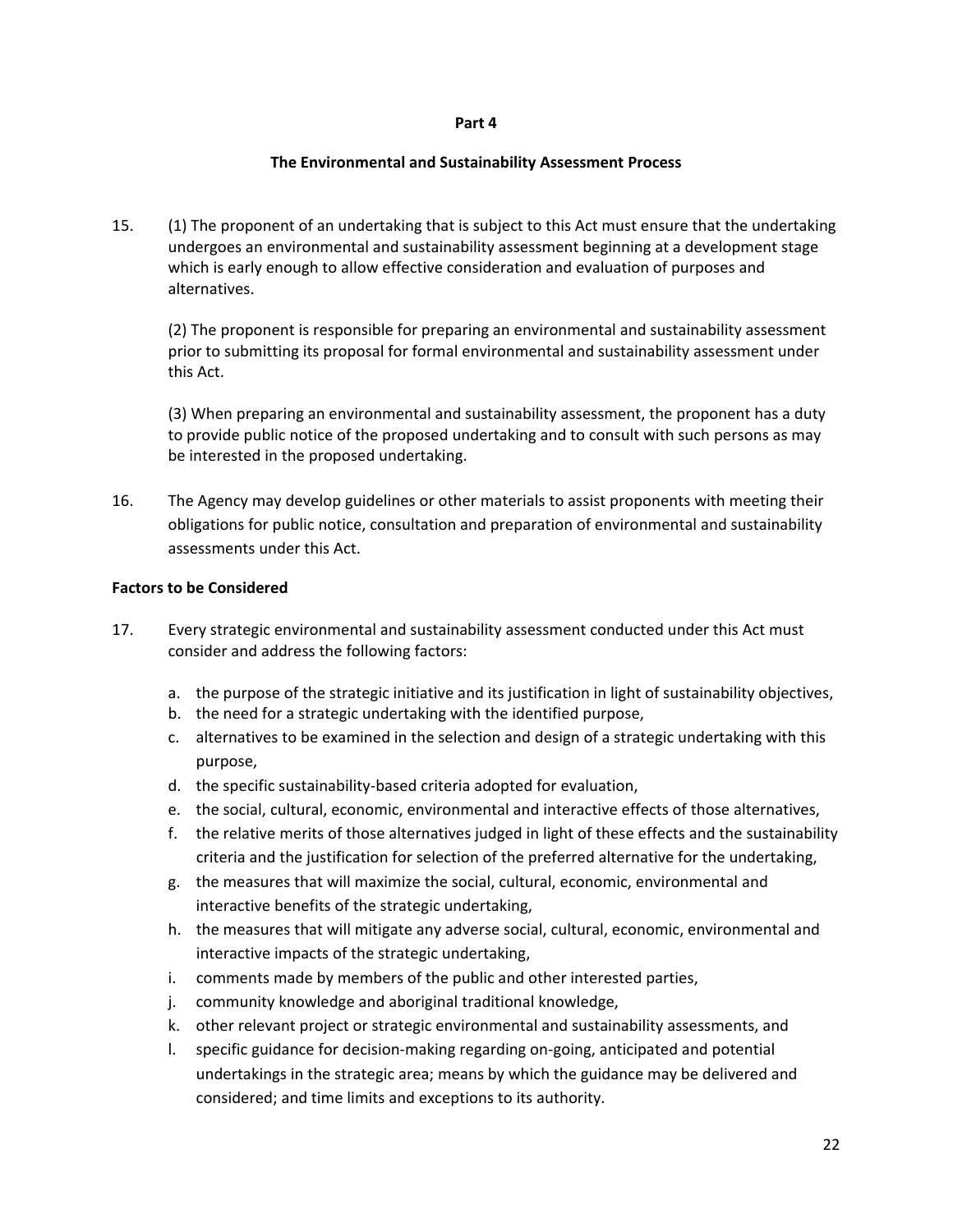## Part 4

## The Environmental and Sustainability Assessment Process

15. (1) The proponent of an undertaking that is subject to this Act must ensure that the undertaking undergoes an environmental and sustainability assessment beginning at a development stage which is early enough to allow effective consideration and evaluation of purposes and alternatives.

    (2) The proponent is responsible for preparing an environmental and sustainability assessment prior to submitting its proposal for formal environmental and sustainability assessment under this Act.

    (3) When preparing an environmental and sustainability assessment, the proponent has a duty to provide public notice of the proposed undertaking and to consult with such persons as may be interested in the proposed undertaking.

16. The Agency may develop guidelines or other materials to assist proponents with meeting their obligations for public notice, consultation and preparation of environmental and sustainability assessments under this Act.

**Factors to be Considered**

17. Every strategic environmental and sustainability assessment conducted under this Act must consider and address the following factors:

    a. the purpose of the strategic initiative and its justification in light of sustainability objectives,
    b. the need for a strategic undertaking with the identified purpose,
    c. alternatives to be examined in the selection and design of a strategic undertaking with this purpose,
    d. the specific sustainability-based criteria adopted for evaluation,
    e. the social, cultural, economic, environmental and interactive effects of those alternatives,
    f. the relative merits of those alternatives judged in light of these effects and the sustainability criteria and the justification for selection of the preferred alternative for the undertaking,
    g. the measures that will maximize the social, cultural, economic, environmental and interactive benefits of the strategic undertaking,
    h. the measures that will mitigate any adverse social, cultural, economic, environmental and interactive impacts of the strategic undertaking,
    i. comments made by members of the public and other interested parties,
    j. community knowledge and aboriginal traditional knowledge,
    k. other relevant project or strategic environmental and sustainability assessments, and
    l. specific guidance for decision-making regarding on-going, anticipated and potential undertakings in the strategic area; means by which the guidance may be delivered and considered; and time limits and exceptions to its authority.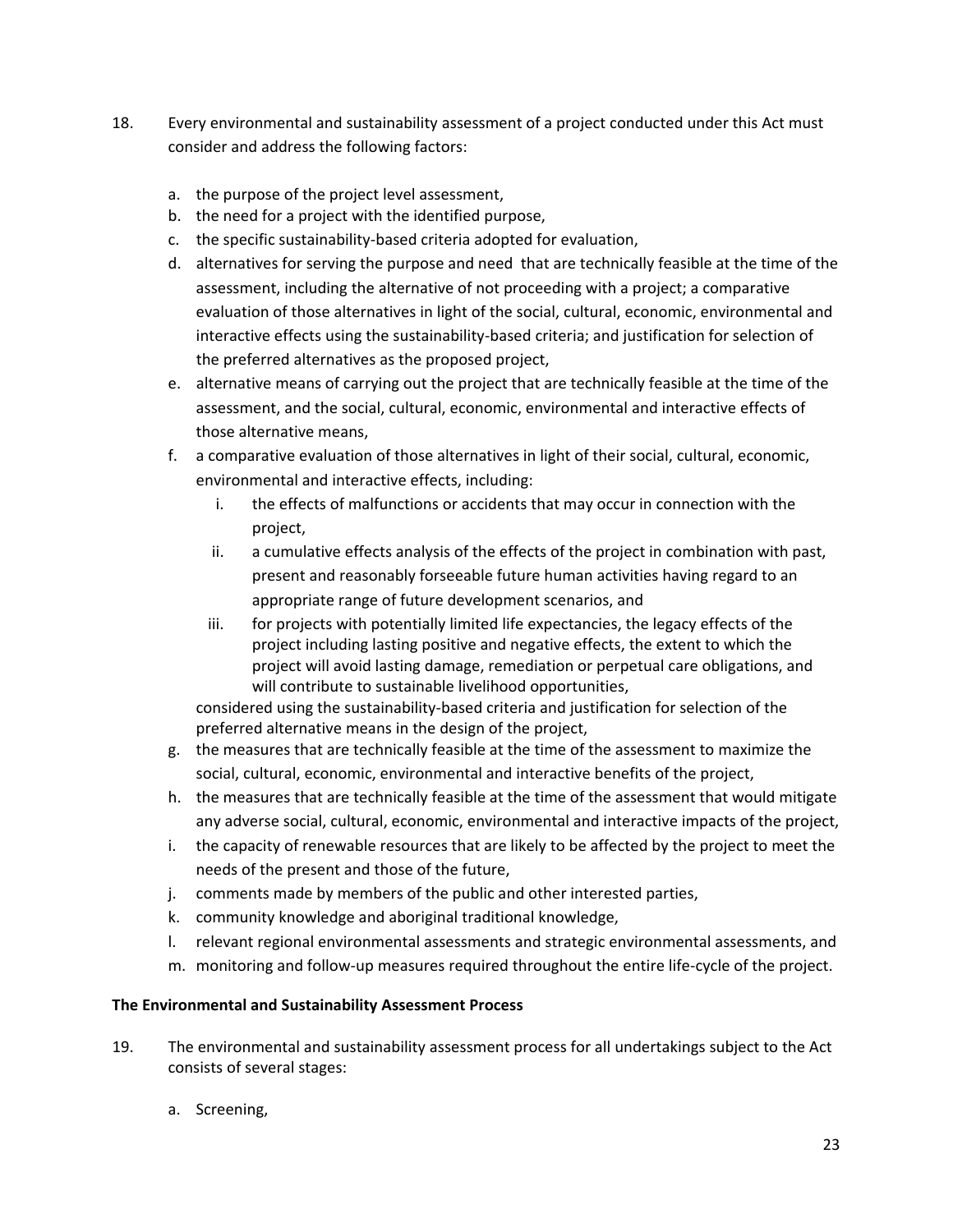18. Every environmental and sustainability assessment of a project conducted under this Act must consider and address the following factors:

    a. the purpose of the project level assessment,
    b. the need for a project with the identified purpose,
    c. the specific sustainability-based criteria adopted for evaluation,
    d. alternatives for serving the purpose and need that are technically feasible at the time of the assessment, including the alternative of not proceeding with a project; a comparative evaluation of those alternatives in light of the social, cultural, economic, environmental and interactive effects using the sustainability-based criteria; and justification for selection of the preferred alternatives as the proposed project,
    e. alternative means of carrying out the project that are technically feasible at the time of the assessment, and the social, cultural, economic, environmental and interactive effects of those alternative means,
    f. a comparative evaluation of those alternatives in light of their social, cultural, economic, environmental and interactive effects, including:
        i. the effects of malfunctions or accidents that may occur in connection with the project,
        ii. a cumulative effects analysis of the effects of the project in combination with past, present and reasonably forseeable future human activities having regard to an appropriate range of future development scenarios, and
        iii. for projects with potentially limited life expectancies, the legacy effects of the project including lasting positive and negative effects, the extent to which the project will avoid lasting damage, remediation or perpetual care obligations, and will contribute to sustainable livelihood opportunities,

       considered using the sustainability-based criteria and justification for selection of the preferred alternative means in the design of the project,
    g. the measures that are technically feasible at the time of the assessment to maximize the social, cultural, economic, environmental and interactive benefits of the project,
    h. the measures that are technically feasible at the time of the assessment that would mitigate any adverse social, cultural, economic, environmental and interactive impacts of the project,
    i. the capacity of renewable resources that are likely to be affected by the project to meet the needs of the present and those of the future,
    j. comments made by members of the public and other interested parties,
    k. community knowledge and aboriginal traditional knowledge,
    l. relevant regional environmental assessments and strategic environmental assessments, and
    m. monitoring and follow-up measures required throughout the entire life-cycle of the project.

**The Environmental and Sustainability Assessment Process**

19. The environmental and sustainability assessment process for all undertakings subject to the Act consists of several stages:

    a. Screening,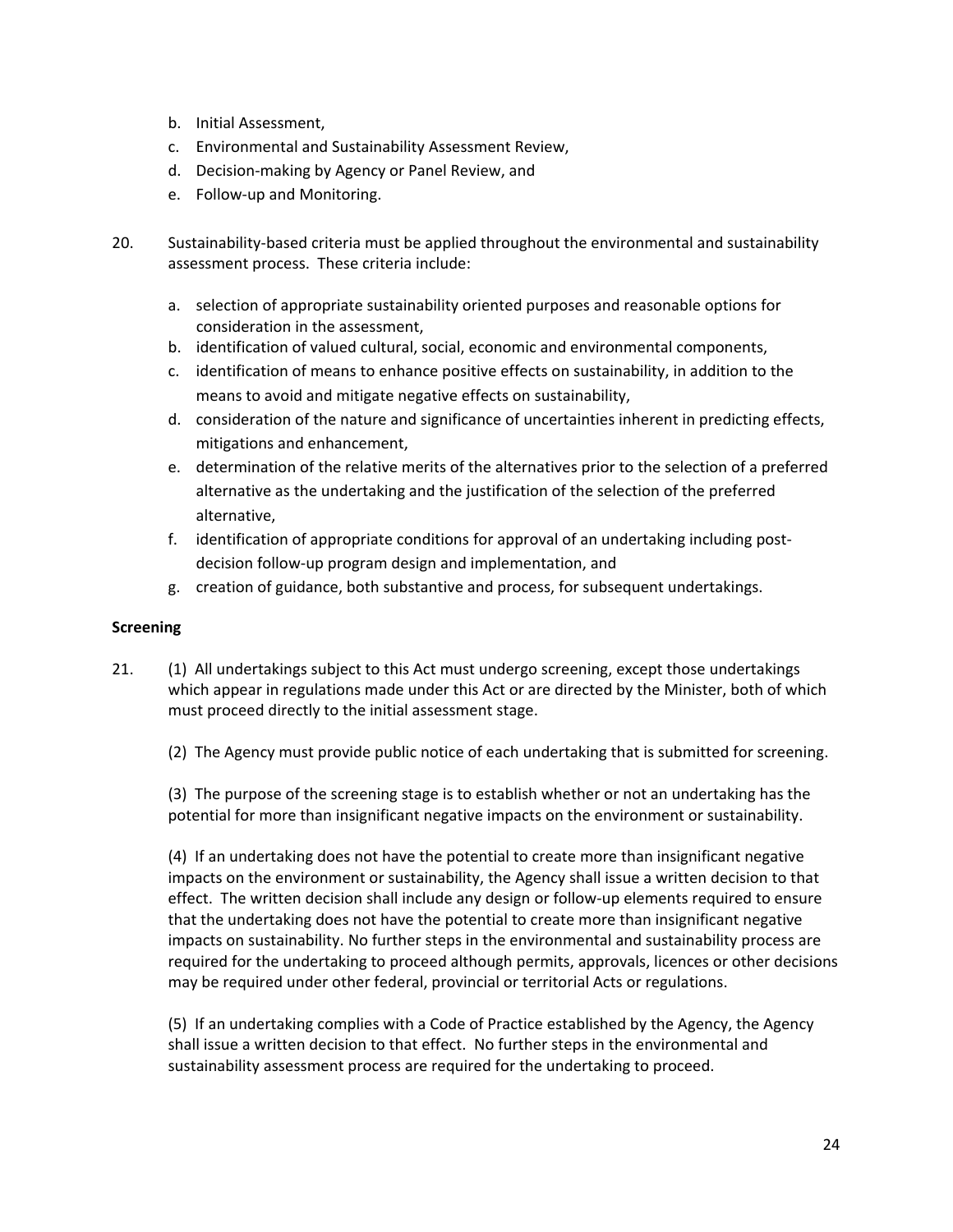b. Initial Assessment,
c. Environmental and Sustainability Assessment Review,
d. Decision-making by Agency or Panel Review, and
e. Follow-up and Monitoring.

20. Sustainability-based criteria must be applied throughout the environmental and sustainability assessment process. These criteria include:

a. selection of appropriate sustainability oriented purposes and reasonable options for consideration in the assessment,
b. identification of valued cultural, social, economic and environmental components,
c. identification of means to enhance positive effects on sustainability, in addition to the means to avoid and mitigate negative effects on sustainability,
d. consideration of the nature and significance of uncertainties inherent in predicting effects, mitigations and enhancement,
e. determination of the relative merits of the alternatives prior to the selection of a preferred alternative as the undertaking and the justification of the selection of the preferred alternative,
f. identification of appropriate conditions for approval of an undertaking including post-decision follow-up program design and implementation, and
g. creation of guidance, both substantive and process, for subsequent undertakings.

**Screening**

21. (1) All undertakings subject to this Act must undergo screening, except those undertakings which appear in regulations made under this Act or are directed by the Minister, both of which must proceed directly to the initial assessment stage.

(2) The Agency must provide public notice of each undertaking that is submitted for screening.

(3) The purpose of the screening stage is to establish whether or not an undertaking has the potential for more than insignificant negative impacts on the environment or sustainability.

(4) If an undertaking does not have the potential to create more than insignificant negative impacts on the environment or sustainability, the Agency shall issue a written decision to that effect. The written decision shall include any design or follow-up elements required to ensure that the undertaking does not have the potential to create more than insignificant negative impacts on sustainability. No further steps in the environmental and sustainability process are required for the undertaking to proceed although permits, approvals, licences or other decisions may be required under other federal, provincial or territorial Acts or regulations.

(5) If an undertaking complies with a Code of Practice established by the Agency, the Agency shall issue a written decision to that effect. No further steps in the environmental and sustainability assessment process are required for the undertaking to proceed.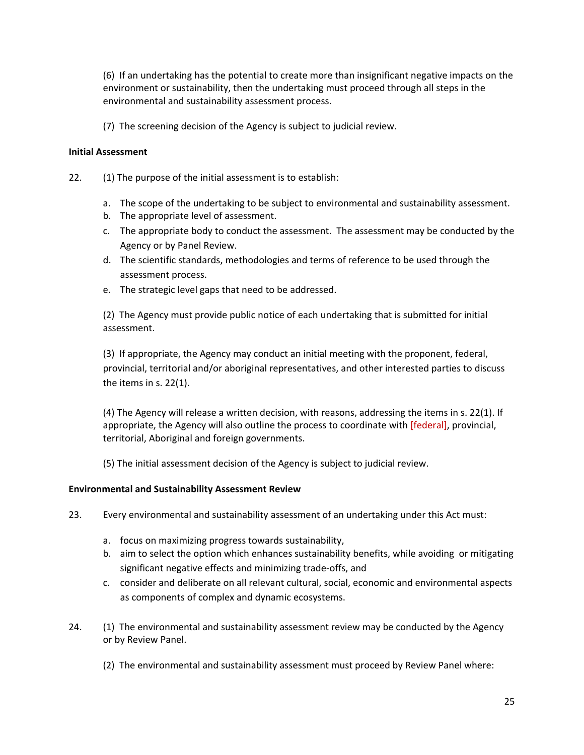(6) If an undertaking has the potential to create more than insignificant negative impacts on the environment or sustainability, then the undertaking must proceed through all steps in the environmental and sustainability assessment process.

(7) The screening decision of the Agency is subject to judicial review.

**Initial Assessment**

22. (1) The purpose of the initial assessment is to establish:

a. The scope of the undertaking to be subject to environmental and sustainability assessment.
b. The appropriate level of assessment.
c. The appropriate body to conduct the assessment. The assessment may be conducted by the Agency or by Panel Review.
d. The scientific standards, methodologies and terms of reference to be used through the assessment process.
e. The strategic level gaps that need to be addressed.

(2) The Agency must provide public notice of each undertaking that is submitted for initial assessment.

(3) If appropriate, the Agency may conduct an initial meeting with the proponent, federal, provincial, territorial and/or aboriginal representatives, and other interested parties to discuss the items in s. 22(1).

(4) The Agency will release a written decision, with reasons, addressing the items in s. 22(1). If appropriate, the Agency will also outline the process to coordinate with [federal], provincial, territorial, Aboriginal and foreign governments.

(5) The initial assessment decision of the Agency is subject to judicial review.

**Environmental and Sustainability Assessment Review**

23. Every environmental and sustainability assessment of an undertaking under this Act must:

a. focus on maximizing progress towards sustainability,
b. aim to select the option which enhances sustainability benefits, while avoiding or mitigating significant negative effects and minimizing trade-offs, and
c. consider and deliberate on all relevant cultural, social, economic and environmental aspects as components of complex and dynamic ecosystems.

24. (1) The environmental and sustainability assessment review may be conducted by the Agency or by Review Panel.

(2) The environmental and sustainability assessment must proceed by Review Panel where: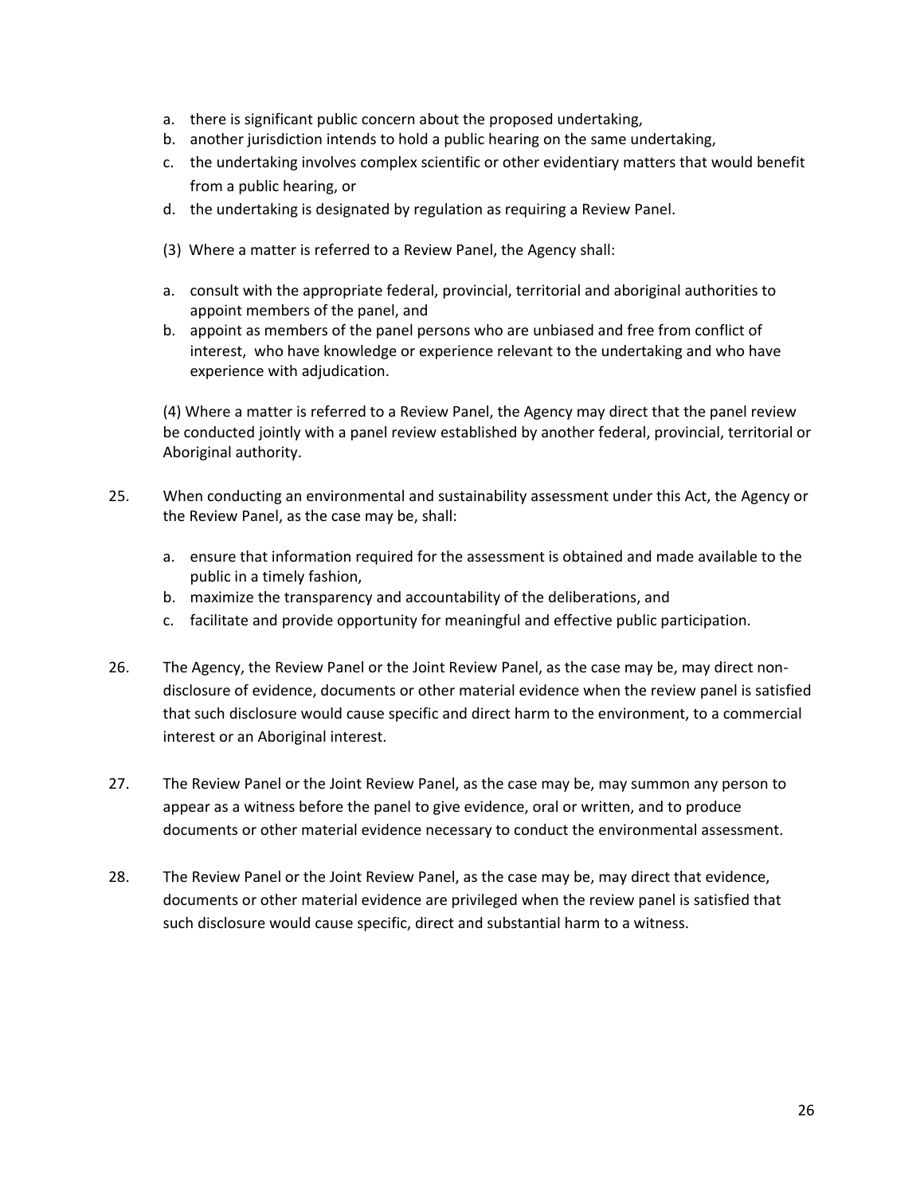a. there is significant public concern about the proposed undertaking,
b. another jurisdiction intends to hold a public hearing on the same undertaking,
c. the undertaking involves complex scientific or other evidentiary matters that would benefit from a public hearing, or
d. the undertaking is designated by regulation as requiring a Review Panel.

(3) Where a matter is referred to a Review Panel, the Agency shall:

a. consult with the appropriate federal, provincial, territorial and aboriginal authorities to appoint members of the panel, and
b. appoint as members of the panel persons who are unbiased and free from conflict of interest, who have knowledge or experience relevant to the undertaking and who have experience with adjudication.

(4) Where a matter is referred to a Review Panel, the Agency may direct that the panel review be conducted jointly with a panel review established by another federal, provincial, territorial or Aboriginal authority.

25. When conducting an environmental and sustainability assessment under this Act, the Agency or the Review Panel, as the case may be, shall:

    a. ensure that information required for the assessment is obtained and made available to the public in a timely fashion,
    b. maximize the transparency and accountability of the deliberations, and
    c. facilitate and provide opportunity for meaningful and effective public participation.

26. The Agency, the Review Panel or the Joint Review Panel, as the case may be, may direct non-disclosure of evidence, documents or other material evidence when the review panel is satisfied that such disclosure would cause specific and direct harm to the environment, to a commercial interest or an Aboriginal interest.

27. The Review Panel or the Joint Review Panel, as the case may be, may summon any person to appear as a witness before the panel to give evidence, oral or written, and to produce documents or other material evidence necessary to conduct the environmental assessment.

28. The Review Panel or the Joint Review Panel, as the case may be, may direct that evidence, documents or other material evidence are privileged when the review panel is satisfied that such disclosure would cause specific, direct and substantial harm to a witness.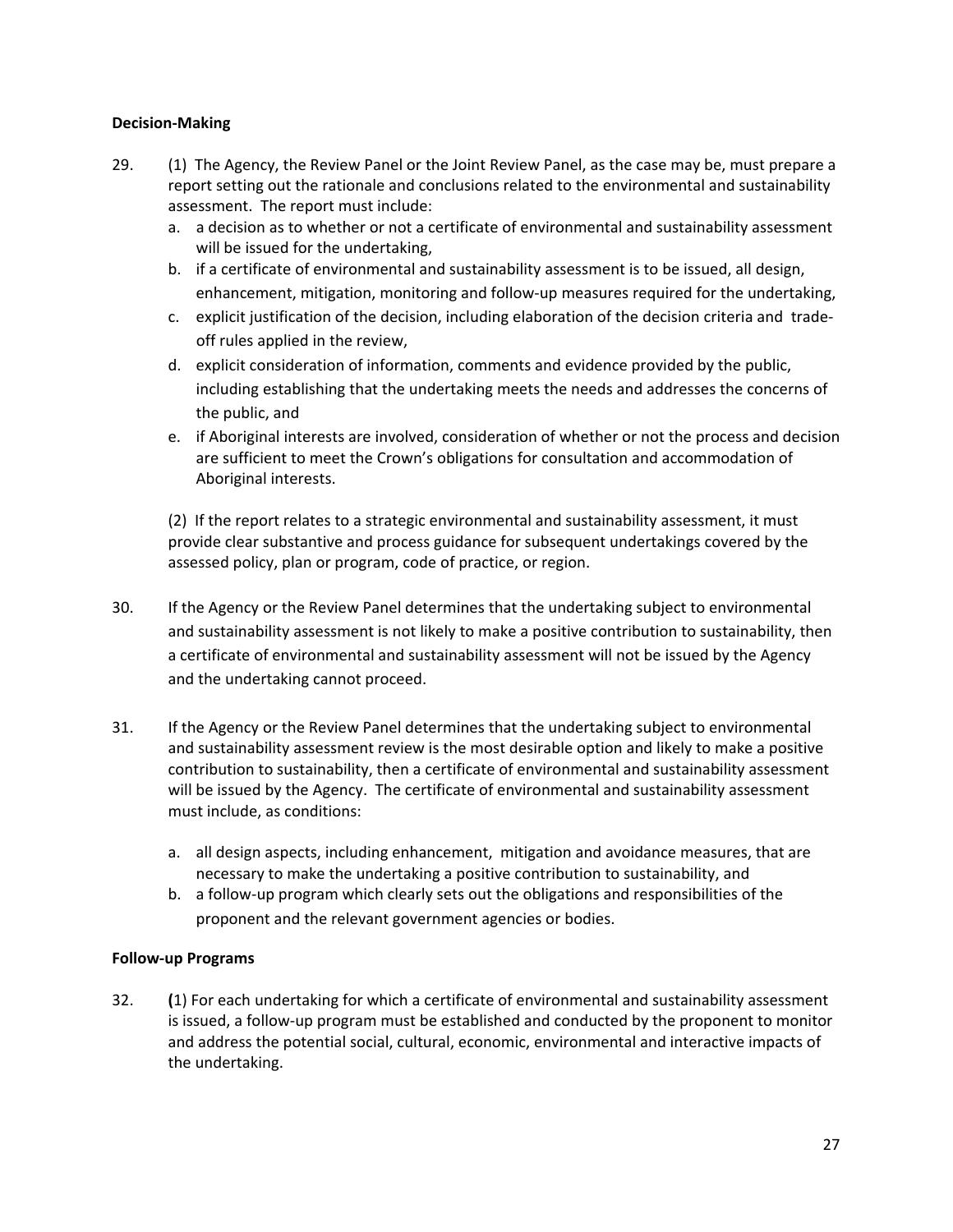**Decision-Making**

29. (1) The Agency, the Review Panel or the Joint Review Panel, as the case may be, must prepare a report setting out the rationale and conclusions related to the environmental and sustainability assessment. The report must include:

    a. a decision as to whether or not a certificate of environmental and sustainability assessment will be issued for the undertaking,
    b. if a certificate of environmental and sustainability assessment is to be issued, all design, enhancement, mitigation, monitoring and follow-up measures required for the undertaking,
    c. explicit justification of the decision, including elaboration of the decision criteria and trade-off rules applied in the review,
    d. explicit consideration of information, comments and evidence provided by the public, including establishing that the undertaking meets the needs and addresses the concerns of the public, and
    e. if Aboriginal interests are involved, consideration of whether or not the process and decision are sufficient to meet the Crown's obligations for consultation and accommodation of Aboriginal interests.

    (2) If the report relates to a strategic environmental and sustainability assessment, it must provide clear substantive and process guidance for subsequent undertakings covered by the assessed policy, plan or program, code of practice, or region.

30. If the Agency or the Review Panel determines that the undertaking subject to environmental and sustainability assessment is not likely to make a positive contribution to sustainability, then a certificate of environmental and sustainability assessment will not be issued by the Agency and the undertaking cannot proceed.

31. If the Agency or the Review Panel determines that the undertaking subject to environmental and sustainability assessment review is the most desirable option and likely to make a positive contribution to sustainability, then a certificate of environmental and sustainability assessment will be issued by the Agency. The certificate of environmental and sustainability assessment must include, as conditions:

    a. all design aspects, including enhancement, mitigation and avoidance measures, that are necessary to make the undertaking a positive contribution to sustainability, and
    b. a follow-up program which clearly sets out the obligations and responsibilities of the proponent and the relevant government agencies or bodies.

**Follow-up Programs**

32. **(**1) For each undertaking for which a certificate of environmental and sustainability assessment is issued, a follow-up program must be established and conducted by the proponent to monitor and address the potential social, cultural, economic, environmental and interactive impacts of the undertaking.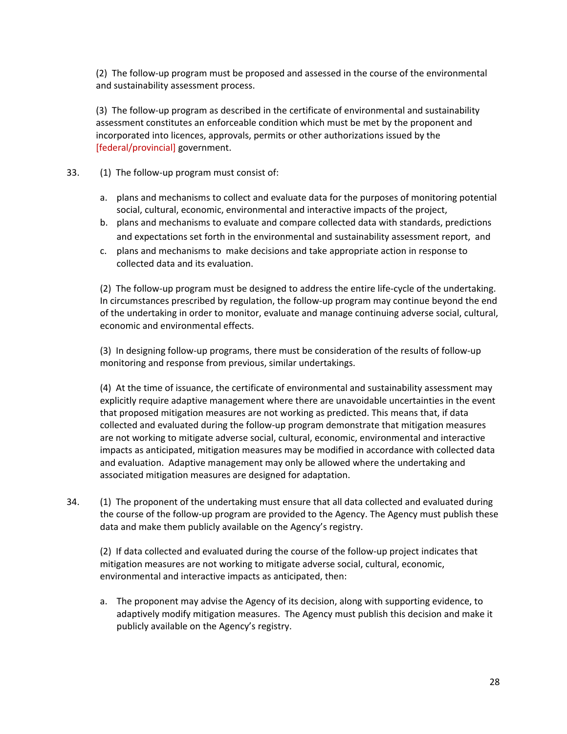(2) The follow-up program must be proposed and assessed in the course of the environmental and sustainability assessment process.

(3) The follow-up program as described in the certificate of environmental and sustainability assessment constitutes an enforceable condition which must be met by the proponent and incorporated into licences, approvals, permits or other authorizations issued by the [federal/provincial] government.

33. (1) The follow-up program must consist of:

a. plans and mechanisms to collect and evaluate data for the purposes of monitoring potential social, cultural, economic, environmental and interactive impacts of the project,
b. plans and mechanisms to evaluate and compare collected data with standards, predictions and expectations set forth in the environmental and sustainability assessment report, and
c. plans and mechanisms to make decisions and take appropriate action in response to collected data and its evaluation.

(2) The follow-up program must be designed to address the entire life-cycle of the undertaking. In circumstances prescribed by regulation, the follow-up program may continue beyond the end of the undertaking in order to monitor, evaluate and manage continuing adverse social, cultural, economic and environmental effects.

(3) In designing follow-up programs, there must be consideration of the results of follow-up monitoring and response from previous, similar undertakings.

(4) At the time of issuance, the certificate of environmental and sustainability assessment may explicitly require adaptive management where there are unavoidable uncertainties in the event that proposed mitigation measures are not working as predicted. This means that, if data collected and evaluated during the follow-up program demonstrate that mitigation measures are not working to mitigate adverse social, cultural, economic, environmental and interactive impacts as anticipated, mitigation measures may be modified in accordance with collected data and evaluation. Adaptive management may only be allowed where the undertaking and associated mitigation measures are designed for adaptation.

34. (1) The proponent of the undertaking must ensure that all data collected and evaluated during the course of the follow-up program are provided to the Agency. The Agency must publish these data and make them publicly available on the Agency's registry.

(2) If data collected and evaluated during the course of the follow-up project indicates that mitigation measures are not working to mitigate adverse social, cultural, economic, environmental and interactive impacts as anticipated, then:

a. The proponent may advise the Agency of its decision, along with supporting evidence, to adaptively modify mitigation measures. The Agency must publish this decision and make it publicly available on the Agency's registry.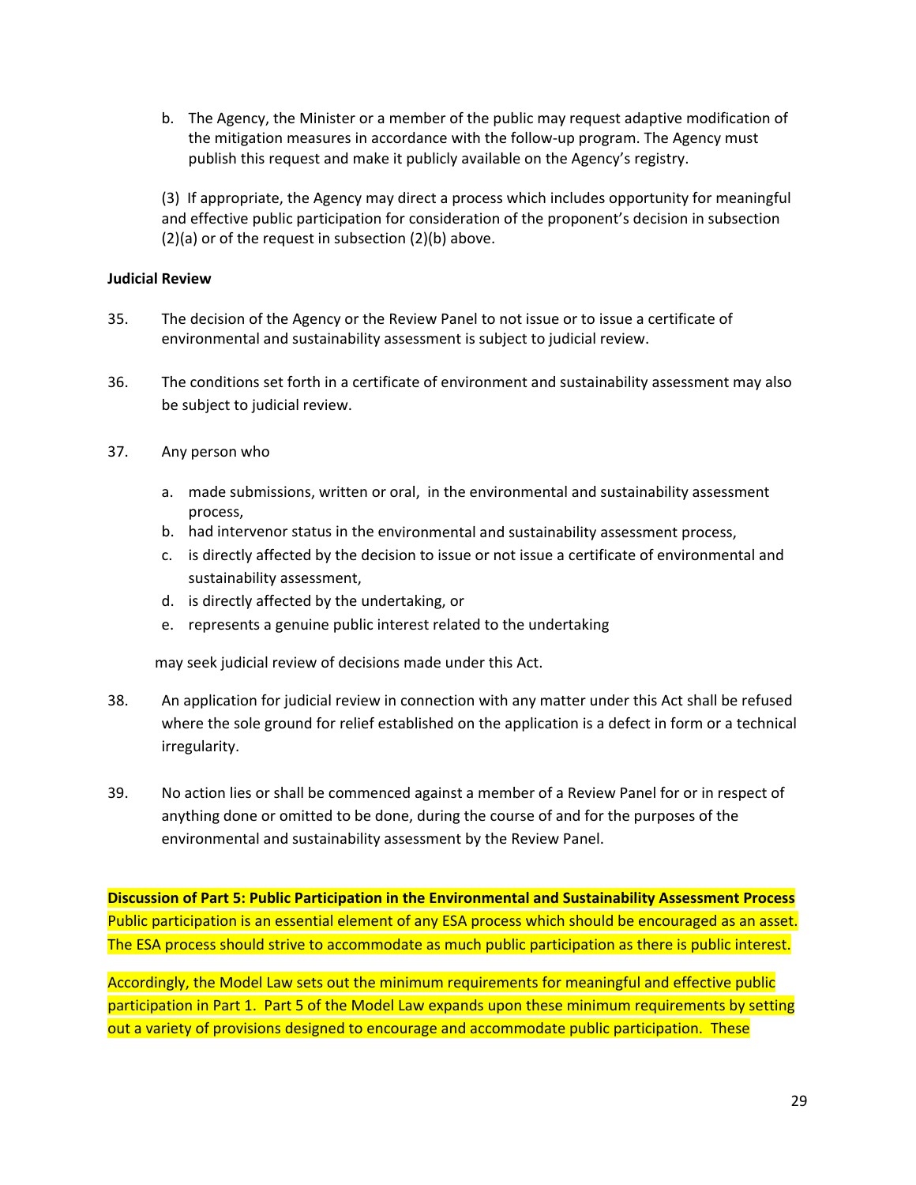b. The Agency, the Minister or a member of the public may request adaptive modification of the mitigation measures in accordance with the follow-up program. The Agency must publish this request and make it publicly available on the Agency's registry.

(3) If appropriate, the Agency may direct a process which includes opportunity for meaningful and effective public participation for consideration of the proponent's decision in subsection (2)(a) or of the request in subsection (2)(b) above.

**Judicial Review**

35. The decision of the Agency or the Review Panel to not issue or to issue a certificate of environmental and sustainability assessment is subject to judicial review.

36. The conditions set forth in a certificate of environment and sustainability assessment may also be subject to judicial review.

37. Any person who

   a. made submissions, written or oral, in the environmental and sustainability assessment process,
   b. had intervenor status in the environmental and sustainability assessment process,
   c. is directly affected by the decision to issue or not issue a certificate of environmental and sustainability assessment,
   d. is directly affected by the undertaking, or
   e. represents a genuine public interest related to the undertaking

   may seek judicial review of decisions made under this Act.

38. An application for judicial review in connection with any matter under this Act shall be refused where the sole ground for relief established on the application is a defect in form or a technical irregularity.

39. No action lies or shall be commenced against a member of a Review Panel for or in respect of anything done or omitted to be done, during the course of and for the purposes of the environmental and sustainability assessment by the Review Panel.

**Discussion of Part 5: Public Participation in the Environmental and Sustainability Assessment Process**

Public participation is an essential element of any ESA process which should be encouraged as an asset. The ESA process should strive to accommodate as much public participation as there is public interest.

Accordingly, the Model Law sets out the minimum requirements for meaningful and effective public participation in Part 1. Part 5 of the Model Law expands upon these minimum requirements by setting out a variety of provisions designed to encourage and accommodate public participation. These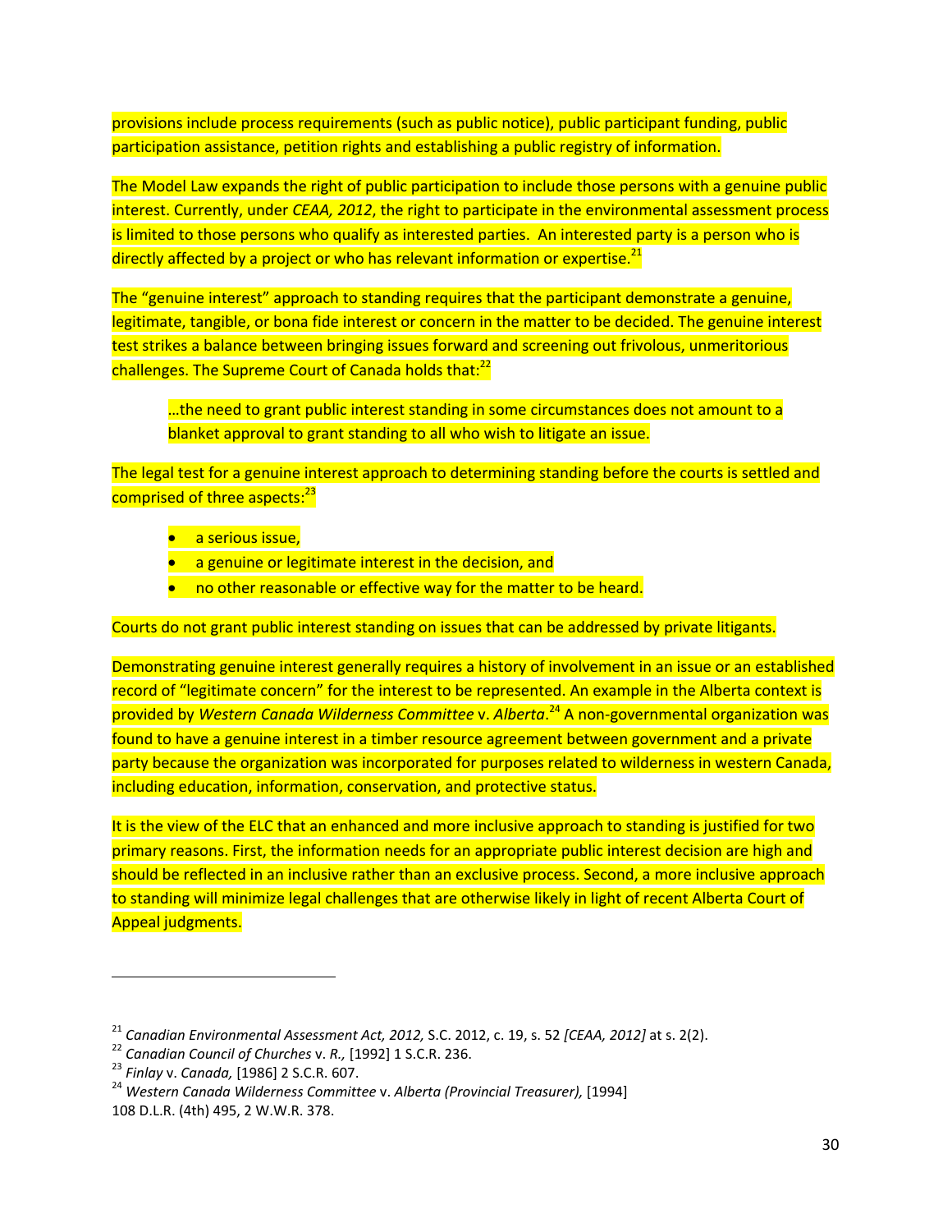provisions include process requirements (such as public notice), public participant funding, public participation assistance, petition rights and establishing a public registry of information.

The Model Law expands the right of public participation to include those persons with a genuine public interest. Currently, under *CEAA, 2012*, the right to participate in the environmental assessment process is limited to those persons who qualify as interested parties. An interested party is a person who is directly affected by a project or who has relevant information or expertise.[21]

The "genuine interest" approach to standing requires that the participant demonstrate a genuine, legitimate, tangible, or bona fide interest or concern in the matter to be decided. The genuine interest test strikes a balance between bringing issues forward and screening out frivolous, unmeritorious challenges. The Supreme Court of Canada holds that:[22]

> …the need to grant public interest standing in some circumstances does not amount to a blanket approval to grant standing to all who wish to litigate an issue.

The legal test for a genuine interest approach to determining standing before the courts is settled and comprised of three aspects:[23]

- a serious issue,
- a genuine or legitimate interest in the decision, and
- no other reasonable or effective way for the matter to be heard.

Courts do not grant public interest standing on issues that can be addressed by private litigants.

Demonstrating genuine interest generally requires a history of involvement in an issue or an established record of "legitimate concern" for the interest to be represented. An example in the Alberta context is provided by *Western Canada Wilderness Committee* v. *Alberta*.[24] A non-governmental organization was found to have a genuine interest in a timber resource agreement between government and a private party because the organization was incorporated for purposes related to wilderness in western Canada, including education, information, conservation, and protective status.

It is the view of the ELC that an enhanced and more inclusive approach to standing is justified for two primary reasons. First, the information needs for an appropriate public interest decision are high and should be reflected in an inclusive rather than an exclusive process. Second, a more inclusive approach to standing will minimize legal challenges that are otherwise likely in light of recent Alberta Court of Appeal judgments.

---

[21] *Canadian Environmental Assessment Act, 2012,* S.C. 2012, c. 19, s. 52 *[CEAA, 2012]* at s. 2(2).

[22] *Canadian Council of Churches* v. *R.,* [1992] 1 S.C.R. 236.

[23] *Finlay* v. *Canada,* [1986] 2 S.C.R. 607.

[24] *Western Canada Wilderness Committee* v. *Alberta (Provincial Treasurer),* [1994] 108 D.L.R. (4th) 495, 2 W.W.R. 378.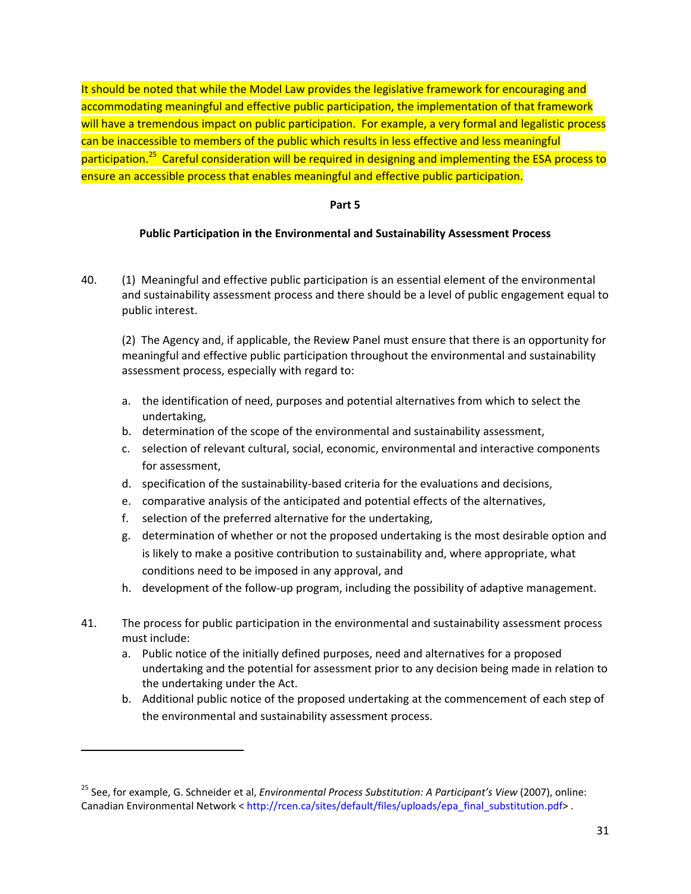It should be noted that while the Model Law provides the legislative framework for encouraging and accommodating meaningful and effective public participation, the implementation of that framework will have a tremendous impact on public participation. For example, a very formal and legalistic process can be inaccessible to members of the public which results in less effective and less meaningful participation.[25] Careful consideration will be required in designing and implementing the ESA process to ensure an accessible process that enables meaningful and effective public participation.

## Part 5

### Public Participation in the Environmental and Sustainability Assessment Process

40. (1) Meaningful and effective public participation is an essential element of the environmental and sustainability assessment process and there should be a level of public engagement equal to public interest.

    (2) The Agency and, if applicable, the Review Panel must ensure that there is an opportunity for meaningful and effective public participation throughout the environmental and sustainability assessment process, especially with regard to:

    a. the identification of need, purposes and potential alternatives from which to select the undertaking,
    b. determination of the scope of the environmental and sustainability assessment,
    c. selection of relevant cultural, social, economic, environmental and interactive components for assessment,
    d. specification of the sustainability-based criteria for the evaluations and decisions,
    e. comparative analysis of the anticipated and potential effects of the alternatives,
    f. selection of the preferred alternative for the undertaking,
    g. determination of whether or not the proposed undertaking is the most desirable option and is likely to make a positive contribution to sustainability and, where appropriate, what conditions need to be imposed in any approval, and
    h. development of the follow-up program, including the possibility of adaptive management.

41. The process for public participation in the environmental and sustainability assessment process must include:

    a. Public notice of the initially defined purposes, need and alternatives for a proposed undertaking and the potential for assessment prior to any decision being made in relation to the undertaking under the Act.
    b. Additional public notice of the proposed undertaking at the commencement of each step of the environmental and sustainability assessment process.

---

[25] See, for example, G. Schneider et al, *Environmental Process Substitution: A Participant's View* (2007), online: Canadian Environmental Network < http://rcen.ca/sites/default/files/uploads/epa_final_substitution.pdf> .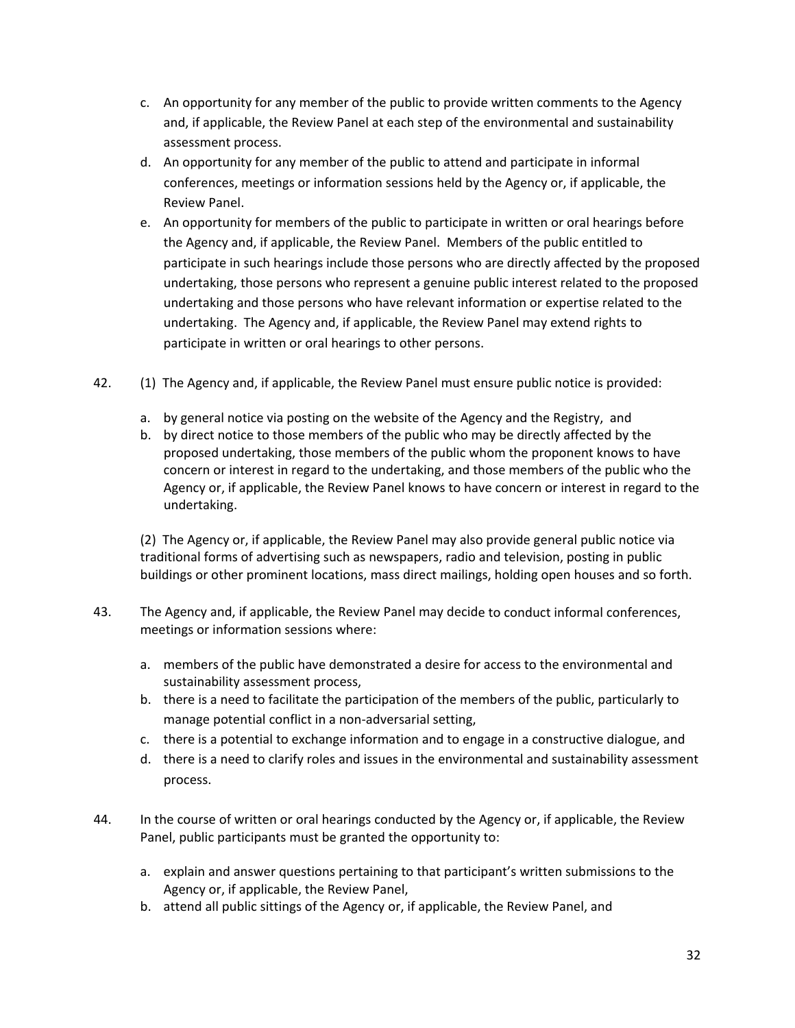c. An opportunity for any member of the public to provide written comments to the Agency and, if applicable, the Review Panel at each step of the environmental and sustainability assessment process.
d. An opportunity for any member of the public to attend and participate in informal conferences, meetings or information sessions held by the Agency or, if applicable, the Review Panel.
e. An opportunity for members of the public to participate in written or oral hearings before the Agency and, if applicable, the Review Panel. Members of the public entitled to participate in such hearings include those persons who are directly affected by the proposed undertaking, those persons who represent a genuine public interest related to the proposed undertaking and those persons who have relevant information or expertise related to the undertaking. The Agency and, if applicable, the Review Panel may extend rights to participate in written or oral hearings to other persons.

42. (1) The Agency and, if applicable, the Review Panel must ensure public notice is provided:

a. by general notice via posting on the website of the Agency and the Registry, and
b. by direct notice to those members of the public who may be directly affected by the proposed undertaking, those members of the public whom the proponent knows to have concern or interest in regard to the undertaking, and those members of the public who the Agency or, if applicable, the Review Panel knows to have concern or interest in regard to the undertaking.

(2) The Agency or, if applicable, the Review Panel may also provide general public notice via traditional forms of advertising such as newspapers, radio and television, posting in public buildings or other prominent locations, mass direct mailings, holding open houses and so forth.

43. The Agency and, if applicable, the Review Panel may decide to conduct informal conferences, meetings or information sessions where:

a. members of the public have demonstrated a desire for access to the environmental and sustainability assessment process,
b. there is a need to facilitate the participation of the members of the public, particularly to manage potential conflict in a non-adversarial setting,
c. there is a potential to exchange information and to engage in a constructive dialogue, and
d. there is a need to clarify roles and issues in the environmental and sustainability assessment process.

44. In the course of written or oral hearings conducted by the Agency or, if applicable, the Review Panel, public participants must be granted the opportunity to:

a. explain and answer questions pertaining to that participant's written submissions to the Agency or, if applicable, the Review Panel,
b. attend all public sittings of the Agency or, if applicable, the Review Panel, and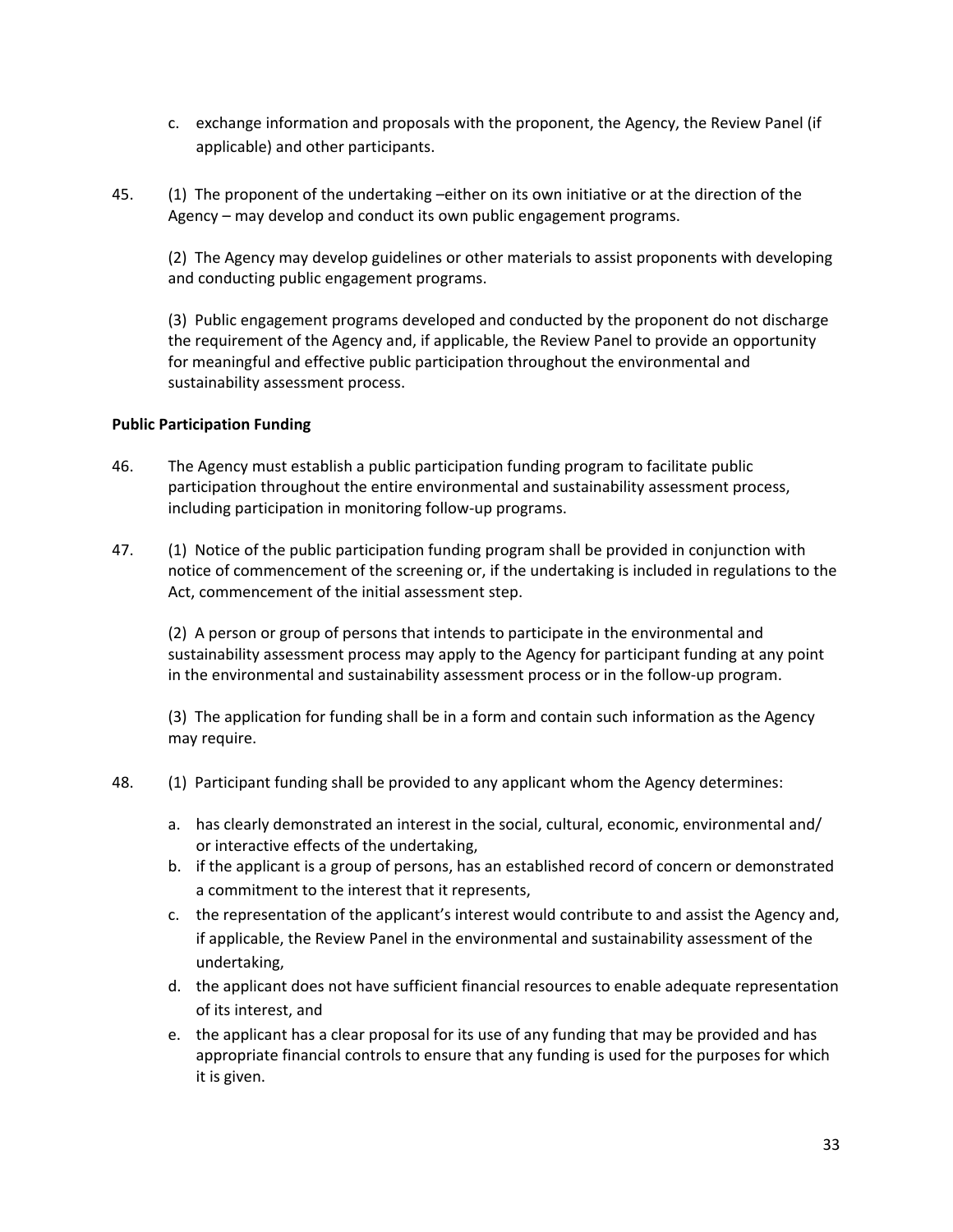c. exchange information and proposals with the proponent, the Agency, the Review Panel (if applicable) and other participants.

45. (1) The proponent of the undertaking –either on its own initiative or at the direction of the Agency – may develop and conduct its own public engagement programs.

(2) The Agency may develop guidelines or other materials to assist proponents with developing and conducting public engagement programs.

(3) Public engagement programs developed and conducted by the proponent do not discharge the requirement of the Agency and, if applicable, the Review Panel to provide an opportunity for meaningful and effective public participation throughout the environmental and sustainability assessment process.

**Public Participation Funding**

46. The Agency must establish a public participation funding program to facilitate public participation throughout the entire environmental and sustainability assessment process, including participation in monitoring follow-up programs.

47. (1) Notice of the public participation funding program shall be provided in conjunction with notice of commencement of the screening or, if the undertaking is included in regulations to the Act, commencement of the initial assessment step.

(2) A person or group of persons that intends to participate in the environmental and sustainability assessment process may apply to the Agency for participant funding at any point in the environmental and sustainability assessment process or in the follow-up program.

(3) The application for funding shall be in a form and contain such information as the Agency may require.

48. (1) Participant funding shall be provided to any applicant whom the Agency determines:

a. has clearly demonstrated an interest in the social, cultural, economic, environmental and/ or interactive effects of the undertaking,
b. if the applicant is a group of persons, has an established record of concern or demonstrated a commitment to the interest that it represents,
c. the representation of the applicant's interest would contribute to and assist the Agency and, if applicable, the Review Panel in the environmental and sustainability assessment of the undertaking,
d. the applicant does not have sufficient financial resources to enable adequate representation of its interest, and
e. the applicant has a clear proposal for its use of any funding that may be provided and has appropriate financial controls to ensure that any funding is used for the purposes for which it is given.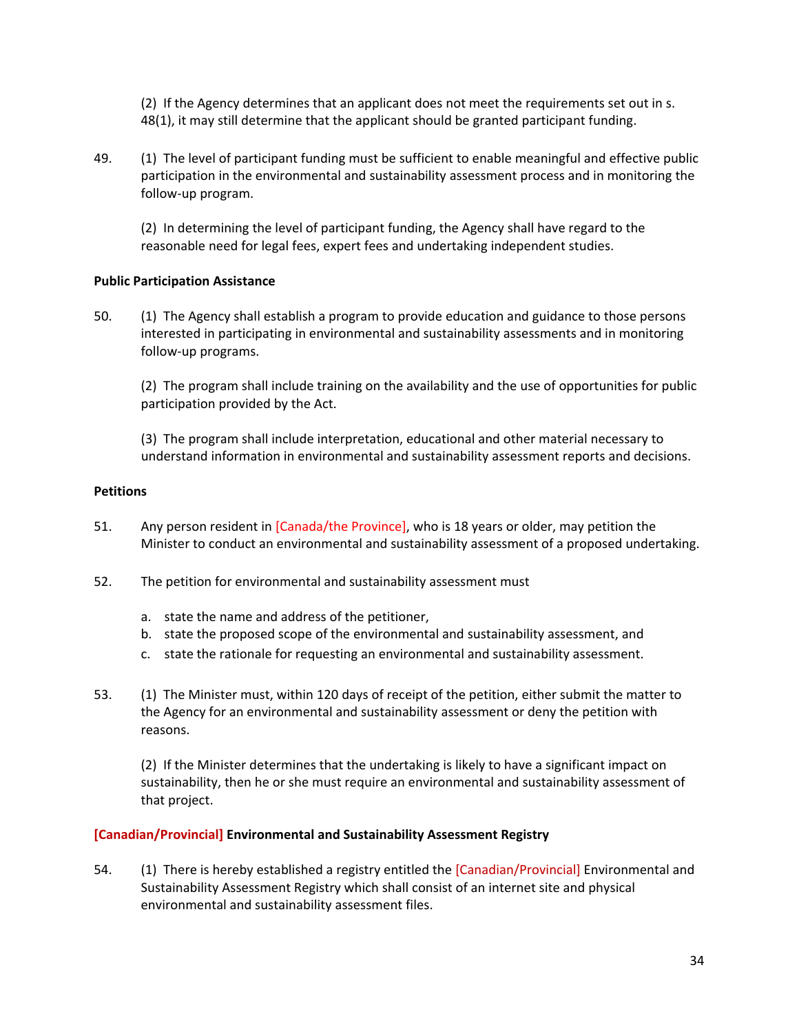(2) If the Agency determines that an applicant does not meet the requirements set out in s. 48(1), it may still determine that the applicant should be granted participant funding.

49. (1) The level of participant funding must be sufficient to enable meaningful and effective public participation in the environmental and sustainability assessment process and in monitoring the follow-up program.

(2) In determining the level of participant funding, the Agency shall have regard to the reasonable need for legal fees, expert fees and undertaking independent studies.

**Public Participation Assistance**

50. (1) The Agency shall establish a program to provide education and guidance to those persons interested in participating in environmental and sustainability assessments and in monitoring follow-up programs.

(2) The program shall include training on the availability and the use of opportunities for public participation provided by the Act.

(3) The program shall include interpretation, educational and other material necessary to understand information in environmental and sustainability assessment reports and decisions.

**Petitions**

51. Any person resident in [Canada/the Province], who is 18 years or older, may petition the Minister to conduct an environmental and sustainability assessment of a proposed undertaking.

52. The petition for environmental and sustainability assessment must

a. state the name and address of the petitioner,
b. state the proposed scope of the environmental and sustainability assessment, and
c. state the rationale for requesting an environmental and sustainability assessment.

53. (1) The Minister must, within 120 days of receipt of the petition, either submit the matter to the Agency for an environmental and sustainability assessment or deny the petition with reasons.

(2) If the Minister determines that the undertaking is likely to have a significant impact on sustainability, then he or she must require an environmental and sustainability assessment of that project.

**[Canadian/Provincial] Environmental and Sustainability Assessment Registry**

54. (1) There is hereby established a registry entitled the [Canadian/Provincial] Environmental and Sustainability Assessment Registry which shall consist of an internet site and physical environmental and sustainability assessment files.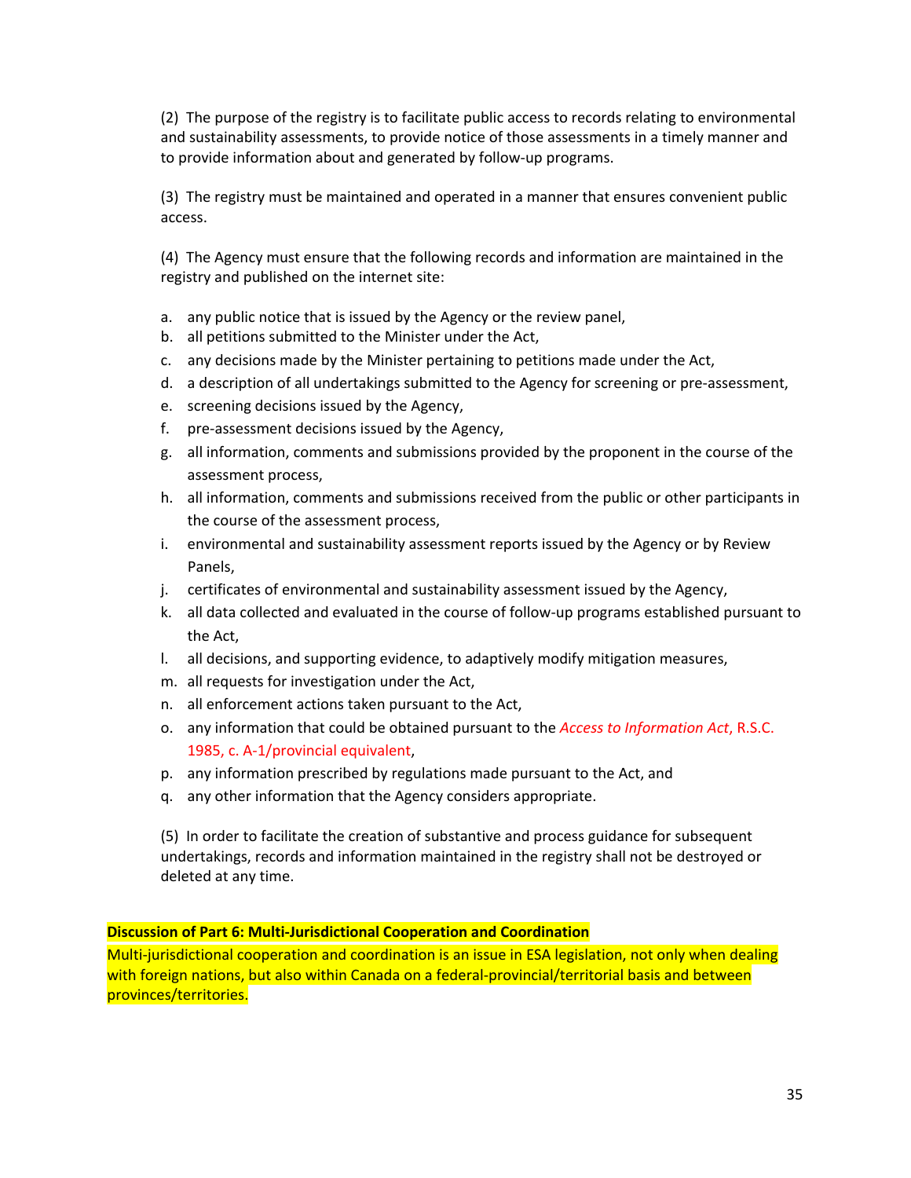(2) The purpose of the registry is to facilitate public access to records relating to environmental and sustainability assessments, to provide notice of those assessments in a timely manner and to provide information about and generated by follow-up programs.

(3) The registry must be maintained and operated in a manner that ensures convenient public access.

(4) The Agency must ensure that the following records and information are maintained in the registry and published on the internet site:

a. any public notice that is issued by the Agency or the review panel,
b. all petitions submitted to the Minister under the Act,
c. any decisions made by the Minister pertaining to petitions made under the Act,
d. a description of all undertakings submitted to the Agency for screening or pre-assessment,
e. screening decisions issued by the Agency,
f. pre-assessment decisions issued by the Agency,
g. all information, comments and submissions provided by the proponent in the course of the assessment process,
h. all information, comments and submissions received from the public or other participants in the course of the assessment process,
i. environmental and sustainability assessment reports issued by the Agency or by Review Panels,
j. certificates of environmental and sustainability assessment issued by the Agency,
k. all data collected and evaluated in the course of follow-up programs established pursuant to the Act,
l. all decisions, and supporting evidence, to adaptively modify mitigation measures,
m. all requests for investigation under the Act,
n. all enforcement actions taken pursuant to the Act,
o. any information that could be obtained pursuant to the *Access to Information Act*, R.S.C. 1985, c. A-1/provincial equivalent,
p. any information prescribed by regulations made pursuant to the Act, and
q. any other information that the Agency considers appropriate.

(5) In order to facilitate the creation of substantive and process guidance for subsequent undertakings, records and information maintained in the registry shall not be destroyed or deleted at any time.

**Discussion of Part 6: Multi-Jurisdictional Cooperation and Coordination**

Multi-jurisdictional cooperation and coordination is an issue in ESA legislation, not only when dealing with foreign nations, but also within Canada on a federal-provincial/territorial basis and between provinces/territories.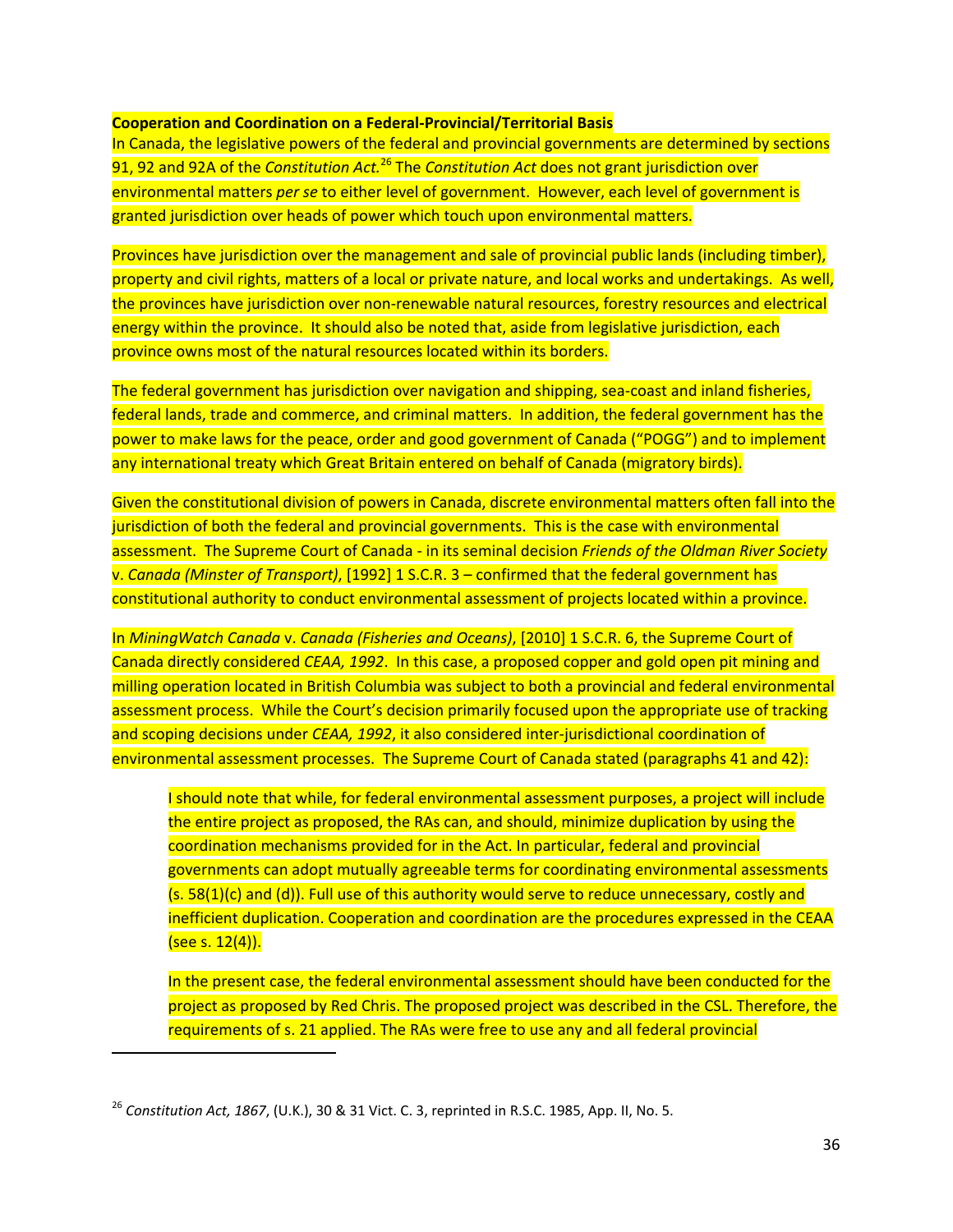**Cooperation and Coordination on a Federal-Provincial/Territorial Basis**

In Canada, the legislative powers of the federal and provincial governments are determined by sections 91, 92 and 92A of the *Constitution Act.*[26] The *Constitution Act* does not grant jurisdiction over environmental matters *per se* to either level of government. However, each level of government is granted jurisdiction over heads of power which touch upon environmental matters.

Provinces have jurisdiction over the management and sale of provincial public lands (including timber), property and civil rights, matters of a local or private nature, and local works and undertakings. As well, the provinces have jurisdiction over non-renewable natural resources, forestry resources and electrical energy within the province. It should also be noted that, aside from legislative jurisdiction, each province owns most of the natural resources located within its borders.

The federal government has jurisdiction over navigation and shipping, sea-coast and inland fisheries, federal lands, trade and commerce, and criminal matters. In addition, the federal government has the power to make laws for the peace, order and good government of Canada ("POGG") and to implement any international treaty which Great Britain entered on behalf of Canada (migratory birds).

Given the constitutional division of powers in Canada, discrete environmental matters often fall into the jurisdiction of both the federal and provincial governments. This is the case with environmental assessment. The Supreme Court of Canada - in its seminal decision *Friends of the Oldman River Society* v. *Canada (Minster of Transport)*, [1992] 1 S.C.R. 3 – confirmed that the federal government has constitutional authority to conduct environmental assessment of projects located within a province.

In *MiningWatch Canada* v. *Canada (Fisheries and Oceans)*, [2010] 1 S.C.R. 6, the Supreme Court of Canada directly considered *CEAA, 1992*. In this case, a proposed copper and gold open pit mining and milling operation located in British Columbia was subject to both a provincial and federal environmental assessment process. While the Court's decision primarily focused upon the appropriate use of tracking and scoping decisions under *CEAA, 1992*, it also considered inter-jurisdictional coordination of environmental assessment processes. The Supreme Court of Canada stated (paragraphs 41 and 42):

> I should note that while, for federal environmental assessment purposes, a project will include the entire project as proposed, the RAs can, and should, minimize duplication by using the coordination mechanisms provided for in the Act. In particular, federal and provincial governments can adopt mutually agreeable terms for coordinating environmental assessments (s. 58(1)(c) and (d)). Full use of this authority would serve to reduce unnecessary, costly and inefficient duplication. Cooperation and coordination are the procedures expressed in the CEAA (see s. 12(4)).
>
> In the present case, the federal environmental assessment should have been conducted for the project as proposed by Red Chris. The proposed project was described in the CSL. Therefore, the requirements of s. 21 applied. The RAs were free to use any and all federal provincial

---

[26] *Constitution Act, 1867*, (U.K.), 30 & 31 Vict. C. 3, reprinted in R.S.C. 1985, App. II, No. 5.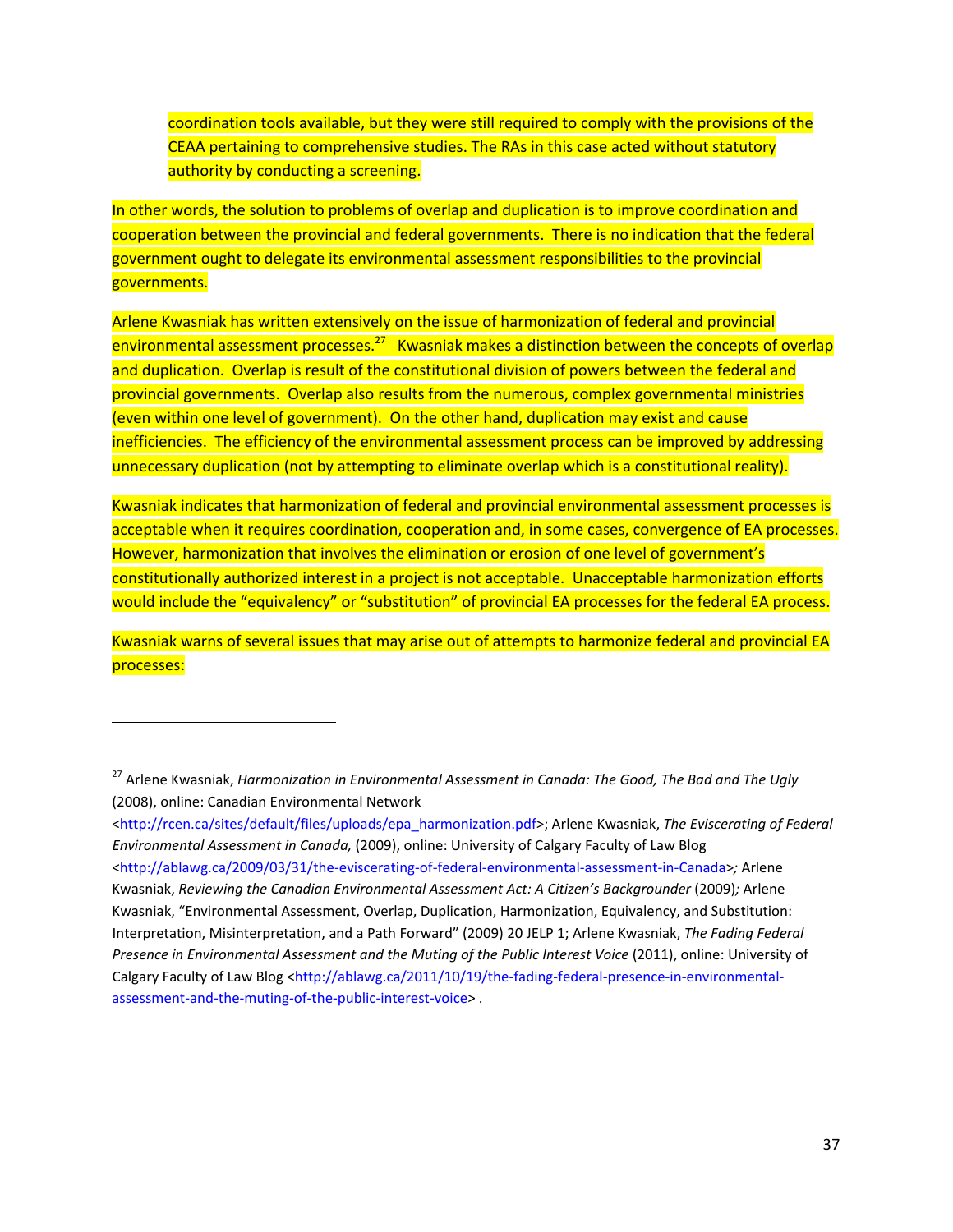> coordination tools available, but they were still required to comply with the provisions of the CEAA pertaining to comprehensive studies. The RAs in this case acted without statutory authority by conducting a screening.

In other words, the solution to problems of overlap and duplication is to improve coordination and cooperation between the provincial and federal governments. There is no indication that the federal government ought to delegate its environmental assessment responsibilities to the provincial governments.

Arlene Kwasniak has written extensively on the issue of harmonization of federal and provincial environmental assessment processes.[27] Kwasniak makes a distinction between the concepts of overlap and duplication. Overlap is result of the constitutional division of powers between the federal and provincial governments. Overlap also results from the numerous, complex governmental ministries (even within one level of government). On the other hand, duplication may exist and cause inefficiencies. The efficiency of the environmental assessment process can be improved by addressing unnecessary duplication (not by attempting to eliminate overlap which is a constitutional reality).

Kwasniak indicates that harmonization of federal and provincial environmental assessment processes is acceptable when it requires coordination, cooperation and, in some cases, convergence of EA processes. However, harmonization that involves the elimination or erosion of one level of government's constitutionally authorized interest in a project is not acceptable. Unacceptable harmonization efforts would include the "equivalency" or "substitution" of provincial EA processes for the federal EA process.

Kwasniak warns of several issues that may arise out of attempts to harmonize federal and provincial EA processes:

---

[27] Arlene Kwasniak, *Harmonization in Environmental Assessment in Canada: The Good, The Bad and The Ugly* (2008), online: Canadian Environmental Network <http://rcen.ca/sites/default/files/uploads/epa_harmonization.pdf>; Arlene Kwasniak, *The Eviscerating of Federal Environmental Assessment in Canada,* (2009), online: University of Calgary Faculty of Law Blog <http://ablawg.ca/2009/03/31/the-eviscerating-of-federal-environmental-assessment-in-Canada>*;* Arlene Kwasniak, *Reviewing the Canadian Environmental Assessment Act: A Citizen's Backgrounder* (2009)*;* Arlene Kwasniak, "Environmental Assessment, Overlap, Duplication, Harmonization, Equivalency, and Substitution: Interpretation, Misinterpretation, and a Path Forward" (2009) 20 JELP 1; Arlene Kwasniak, *The Fading Federal Presence in Environmental Assessment and the Muting of the Public Interest Voice* (2011), online: University of Calgary Faculty of Law Blog <http://ablawg.ca/2011/10/19/the-fading-federal-presence-in-environmental-assessment-and-the-muting-of-the-public-interest-voice> .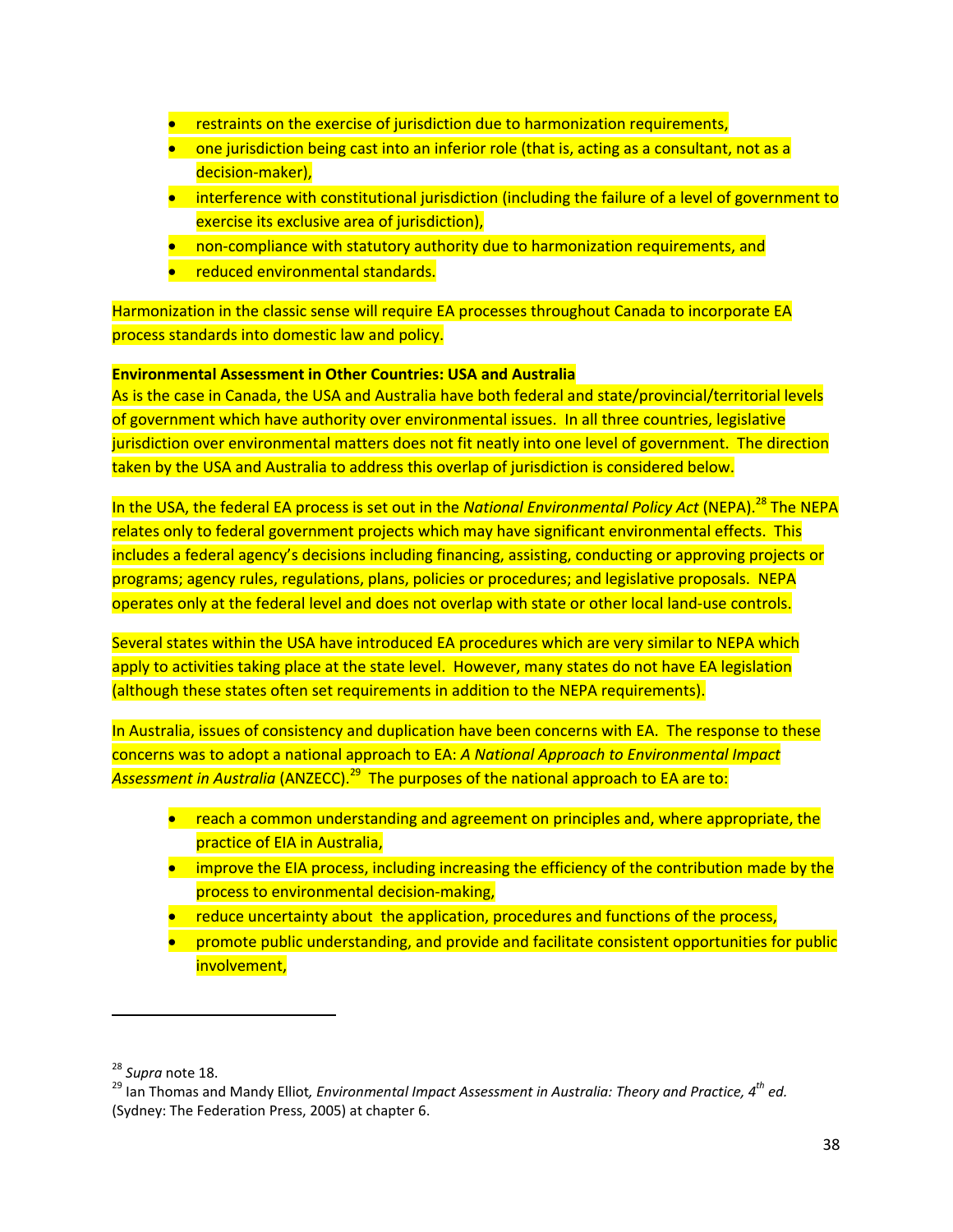- restraints on the exercise of jurisdiction due to harmonization requirements,
- one jurisdiction being cast into an inferior role (that is, acting as a consultant, not as a decision-maker),
- interference with constitutional jurisdiction (including the failure of a level of government to exercise its exclusive area of jurisdiction),
- non-compliance with statutory authority due to harmonization requirements, and
- reduced environmental standards.

Harmonization in the classic sense will require EA processes throughout Canada to incorporate EA process standards into domestic law and policy.

**Environmental Assessment in Other Countries: USA and Australia**

As is the case in Canada, the USA and Australia have both federal and state/provincial/territorial levels of government which have authority over environmental issues. In all three countries, legislative jurisdiction over environmental matters does not fit neatly into one level of government. The direction taken by the USA and Australia to address this overlap of jurisdiction is considered below.

In the USA, the federal EA process is set out in the *National Environmental Policy Act* (NEPA).[28] The NEPA relates only to federal government projects which may have significant environmental effects. This includes a federal agency's decisions including financing, assisting, conducting or approving projects or programs; agency rules, regulations, plans, policies or procedures; and legislative proposals. NEPA operates only at the federal level and does not overlap with state or other local land-use controls.

Several states within the USA have introduced EA procedures which are very similar to NEPA which apply to activities taking place at the state level. However, many states do not have EA legislation (although these states often set requirements in addition to the NEPA requirements).

In Australia, issues of consistency and duplication have been concerns with EA. The response to these concerns was to adopt a national approach to EA: *A National Approach to Environmental Impact Assessment in Australia* (ANZECC).[29] The purposes of the national approach to EA are to:

- reach a common understanding and agreement on principles and, where appropriate, the practice of EIA in Australia,
- improve the EIA process, including increasing the efficiency of the contribution made by the process to environmental decision-making,
- reduce uncertainty about the application, procedures and functions of the process,
- promote public understanding, and provide and facilitate consistent opportunities for public involvement,

---

[28] *Supra* note 18.

[29] Ian Thomas and Mandy Elliot, *Environmental Impact Assessment in Australia: Theory and Practice, 4th ed.* (Sydney: The Federation Press, 2005) at chapter 6.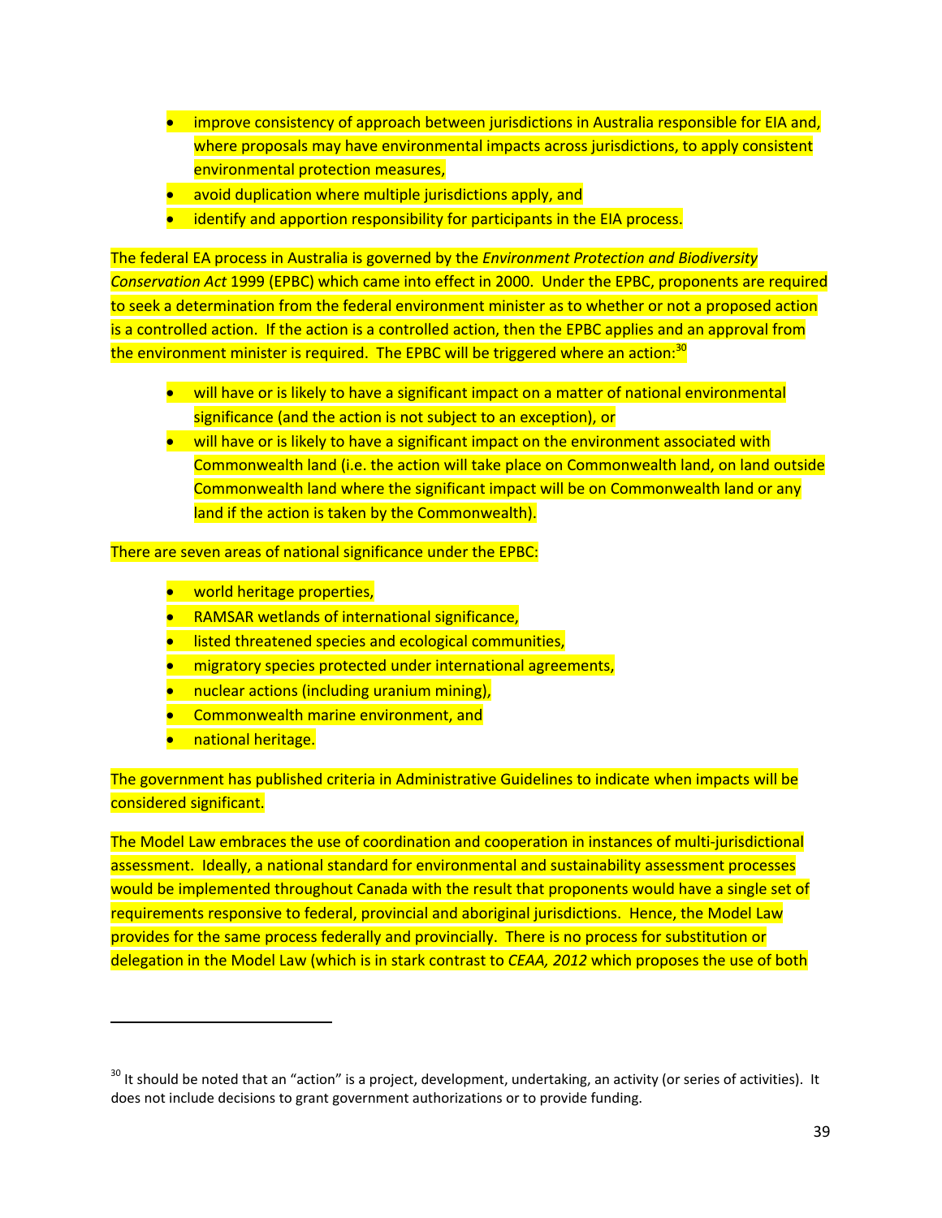- improve consistency of approach between jurisdictions in Australia responsible for EIA and, where proposals may have environmental impacts across jurisdictions, to apply consistent environmental protection measures,
- avoid duplication where multiple jurisdictions apply, and
- identify and apportion responsibility for participants in the EIA process.

The federal EA process in Australia is governed by the *Environment Protection and Biodiversity Conservation Act* 1999 (EPBC) which came into effect in 2000. Under the EPBC, proponents are required to seek a determination from the federal environment minister as to whether or not a proposed action is a controlled action. If the action is a controlled action, then the EPBC applies and an approval from the environment minister is required. The EPBC will be triggered where an action:[30]

- will have or is likely to have a significant impact on a matter of national environmental significance (and the action is not subject to an exception), or
- will have or is likely to have a significant impact on the environment associated with Commonwealth land (i.e. the action will take place on Commonwealth land, on land outside Commonwealth land where the significant impact will be on Commonwealth land or any land if the action is taken by the Commonwealth).

There are seven areas of national significance under the EPBC:

- world heritage properties,
- RAMSAR wetlands of international significance,
- listed threatened species and ecological communities,
- migratory species protected under international agreements,
- nuclear actions (including uranium mining),
- Commonwealth marine environment, and
- national heritage.

The government has published criteria in Administrative Guidelines to indicate when impacts will be considered significant.

The Model Law embraces the use of coordination and cooperation in instances of multi-jurisdictional assessment. Ideally, a national standard for environmental and sustainability assessment processes would be implemented throughout Canada with the result that proponents would have a single set of requirements responsive to federal, provincial and aboriginal jurisdictions. Hence, the Model Law provides for the same process federally and provincially. There is no process for substitution or delegation in the Model Law (which is in stark contrast to *CEAA, 2012* which proposes the use of both

---

[30] It should be noted that an "action" is a project, development, undertaking, an activity (or series of activities). It does not include decisions to grant government authorizations or to provide funding.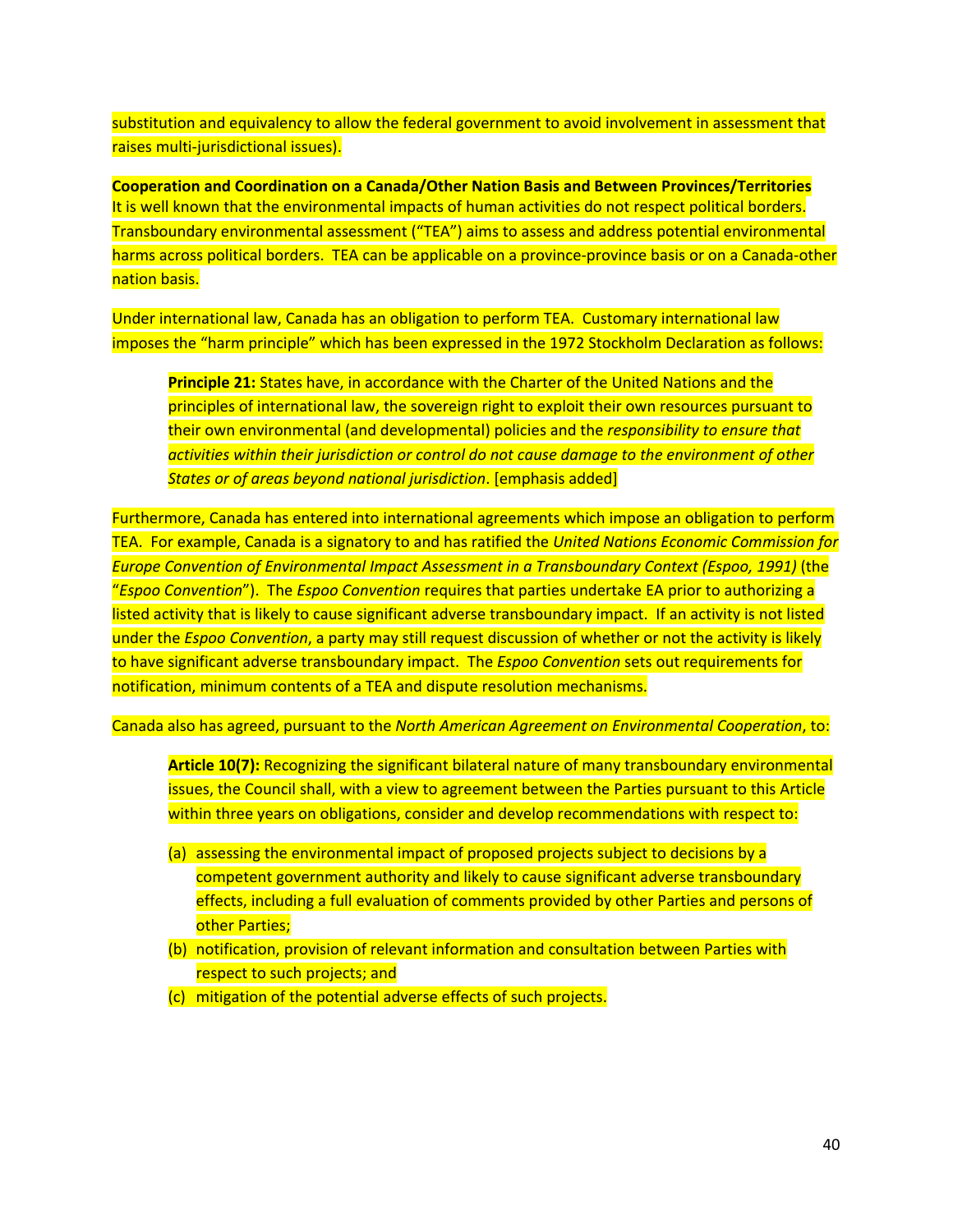substitution and equivalency to allow the federal government to avoid involvement in assessment that raises multi-jurisdictional issues).

**Cooperation and Coordination on a Canada/Other Nation Basis and Between Provinces/Territories**
It is well known that the environmental impacts of human activities do not respect political borders. Transboundary environmental assessment ("TEA") aims to assess and address potential environmental harms across political borders. TEA can be applicable on a province-province basis or on a Canada-other nation basis.

Under international law, Canada has an obligation to perform TEA. Customary international law imposes the "harm principle" which has been expressed in the 1972 Stockholm Declaration as follows:

> **Principle 21:** States have, in accordance with the Charter of the United Nations and the principles of international law, the sovereign right to exploit their own resources pursuant to their own environmental (and developmental) policies and the *responsibility to ensure that activities within their jurisdiction or control do not cause damage to the environment of other States or of areas beyond national jurisdiction*. [emphasis added]

Furthermore, Canada has entered into international agreements which impose an obligation to perform TEA. For example, Canada is a signatory to and has ratified the *United Nations Economic Commission for Europe Convention of Environmental Impact Assessment in a Transboundary Context (Espoo, 1991)* (the "*Espoo Convention*"). The *Espoo Convention* requires that parties undertake EA prior to authorizing a listed activity that is likely to cause significant adverse transboundary impact. If an activity is not listed under the *Espoo Convention*, a party may still request discussion of whether or not the activity is likely to have significant adverse transboundary impact. The *Espoo Convention* sets out requirements for notification, minimum contents of a TEA and dispute resolution mechanisms.

Canada also has agreed, pursuant to the *North American Agreement on Environmental Cooperation*, to:

> **Article 10(7):** Recognizing the significant bilateral nature of many transboundary environmental issues, the Council shall, with a view to agreement between the Parties pursuant to this Article within three years on obligations, consider and develop recommendations with respect to:
>
> (a) assessing the environmental impact of proposed projects subject to decisions by a competent government authority and likely to cause significant adverse transboundary effects, including a full evaluation of comments provided by other Parties and persons of other Parties;
>
> (b) notification, provision of relevant information and consultation between Parties with respect to such projects; and
>
> (c) mitigation of the potential adverse effects of such projects.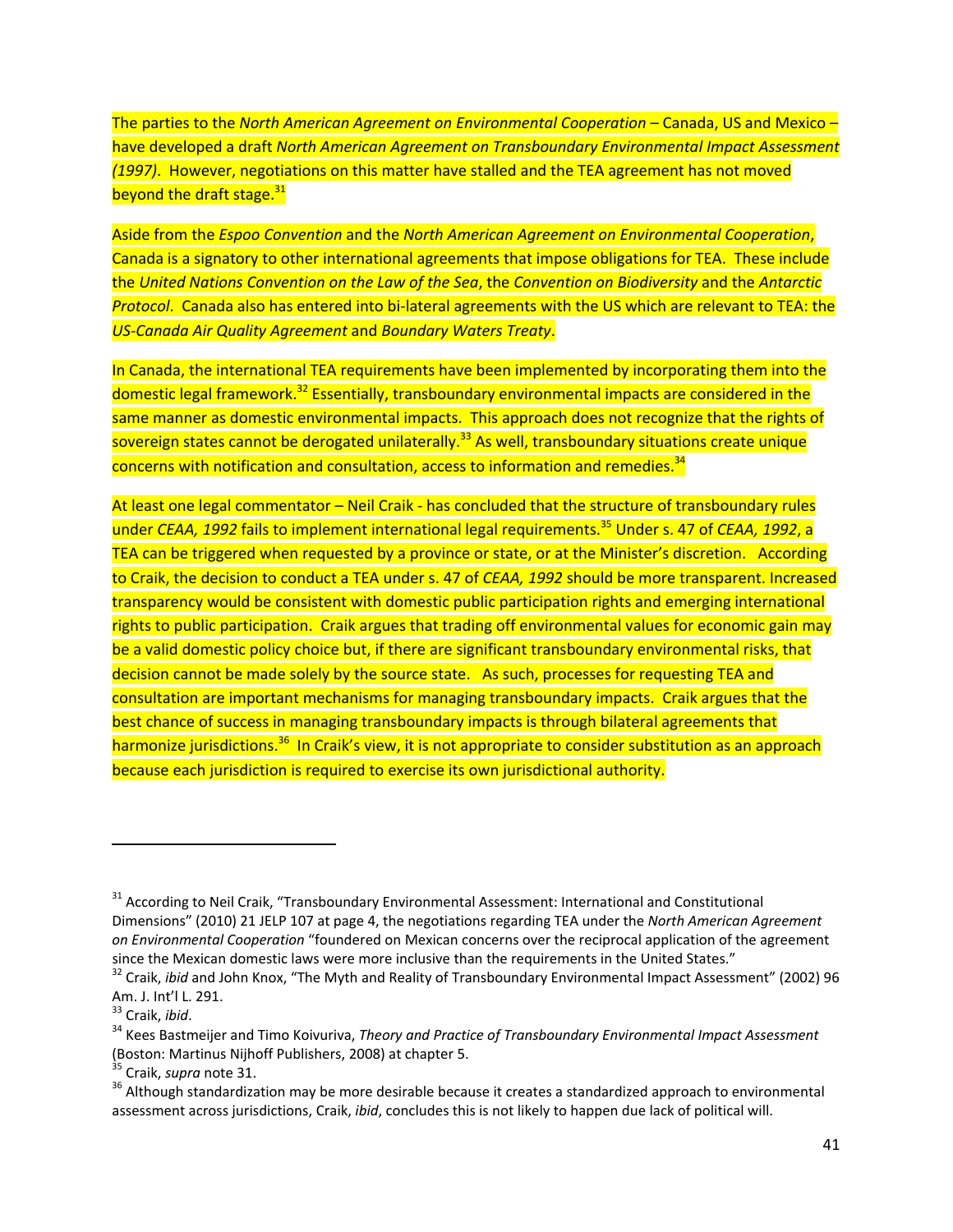The parties to the *North American Agreement on Environmental Cooperation* – Canada, US and Mexico – have developed a draft *North American Agreement on Transboundary Environmental Impact Assessment (1997)*. However, negotiations on this matter have stalled and the TEA agreement has not moved beyond the draft stage.[31]

Aside from the *Espoo Convention* and the *North American Agreement on Environmental Cooperation*, Canada is a signatory to other international agreements that impose obligations for TEA. These include the *United Nations Convention on the Law of the Sea*, the *Convention on Biodiversity* and the *Antarctic Protocol*. Canada also has entered into bi-lateral agreements with the US which are relevant to TEA: the *US-Canada Air Quality Agreement* and *Boundary Waters Treaty*.

In Canada, the international TEA requirements have been implemented by incorporating them into the domestic legal framework.[32] Essentially, transboundary environmental impacts are considered in the same manner as domestic environmental impacts. This approach does not recognize that the rights of sovereign states cannot be derogated unilaterally.[33] As well, transboundary situations create unique concerns with notification and consultation, access to information and remedies.[34]

At least one legal commentator – Neil Craik - has concluded that the structure of transboundary rules under *CEAA, 1992* fails to implement international legal requirements.[35] Under s. 47 of *CEAA, 1992*, a TEA can be triggered when requested by a province or state, or at the Minister's discretion. According to Craik, the decision to conduct a TEA under s. 47 of *CEAA, 1992* should be more transparent. Increased transparency would be consistent with domestic public participation rights and emerging international rights to public participation. Craik argues that trading off environmental values for economic gain may be a valid domestic policy choice but, if there are significant transboundary environmental risks, that decision cannot be made solely by the source state. As such, processes for requesting TEA and consultation are important mechanisms for managing transboundary impacts. Craik argues that the best chance of success in managing transboundary impacts is through bilateral agreements that harmonize jurisdictions.[36] In Craik's view, it is not appropriate to consider substitution as an approach because each jurisdiction is required to exercise its own jurisdictional authority.

---

[31] According to Neil Craik, "Transboundary Environmental Assessment: International and Constitutional Dimensions" (2010) 21 JELP 107 at page 4, the negotiations regarding TEA under the *North American Agreement on Environmental Cooperation* "foundered on Mexican concerns over the reciprocal application of the agreement since the Mexican domestic laws were more inclusive than the requirements in the United States."

[32] Craik, *ibid* and John Knox, "The Myth and Reality of Transboundary Environmental Impact Assessment" (2002) 96 Am. J. Int'l L. 291.

[33] Craik, *ibid*.

[34] Kees Bastmeijer and Timo Koivurova, *Theory and Practice of Transboundary Environmental Impact Assessment* (Boston: Martinus Nijhoff Publishers, 2008) at chapter 5.

[35] Craik, *supra* note 31.

[36] Although standardization may be more desirable because it creates a standardized approach to environmental assessment across jurisdictions, Craik, *ibid*, concludes this is not likely to happen due lack of political will.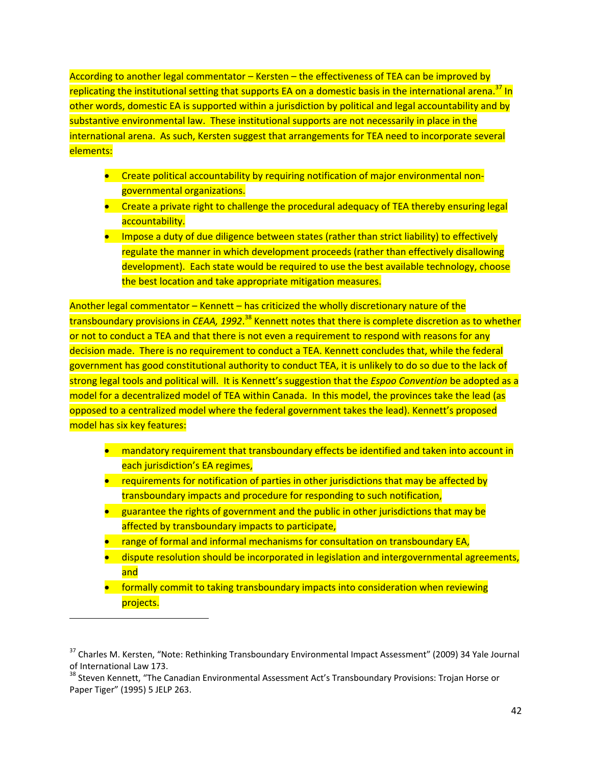According to another legal commentator – Kersten – the effectiveness of TEA can be improved by replicating the institutional setting that supports EA on a domestic basis in the international arena.[37] In other words, domestic EA is supported within a jurisdiction by political and legal accountability and by substantive environmental law. These institutional supports are not necessarily in place in the international arena. As such, Kersten suggest that arrangements for TEA need to incorporate several elements:

- Create political accountability by requiring notification of major environmental non-governmental organizations.
- Create a private right to challenge the procedural adequacy of TEA thereby ensuring legal accountability.
- Impose a duty of due diligence between states (rather than strict liability) to effectively regulate the manner in which development proceeds (rather than effectively disallowing development). Each state would be required to use the best available technology, choose the best location and take appropriate mitigation measures.

Another legal commentator – Kennett – has criticized the wholly discretionary nature of the transboundary provisions in *CEAA, 1992*.[38] Kennett notes that there is complete discretion as to whether or not to conduct a TEA and that there is not even a requirement to respond with reasons for any decision made. There is no requirement to conduct a TEA. Kennett concludes that, while the federal government has good constitutional authority to conduct TEA, it is unlikely to do so due to the lack of strong legal tools and political will. It is Kennett's suggestion that the *Espoo Convention* be adopted as a model for a decentralized model of TEA within Canada. In this model, the provinces take the lead (as opposed to a centralized model where the federal government takes the lead). Kennett's proposed model has six key features:

- mandatory requirement that transboundary effects be identified and taken into account in each jurisdiction's EA regimes,
- requirements for notification of parties in other jurisdictions that may be affected by transboundary impacts and procedure for responding to such notification,
- guarantee the rights of government and the public in other jurisdictions that may be affected by transboundary impacts to participate,
- range of formal and informal mechanisms for consultation on transboundary EA,
- dispute resolution should be incorporated in legislation and intergovernmental agreements, and
- formally commit to taking transboundary impacts into consideration when reviewing projects.

---

[37] Charles M. Kersten, "Note: Rethinking Transboundary Environmental Impact Assessment" (2009) 34 Yale Journal of International Law 173.

[38] Steven Kennett, "The Canadian Environmental Assessment Act's Transboundary Provisions: Trojan Horse or Paper Tiger" (1995) 5 JELP 263.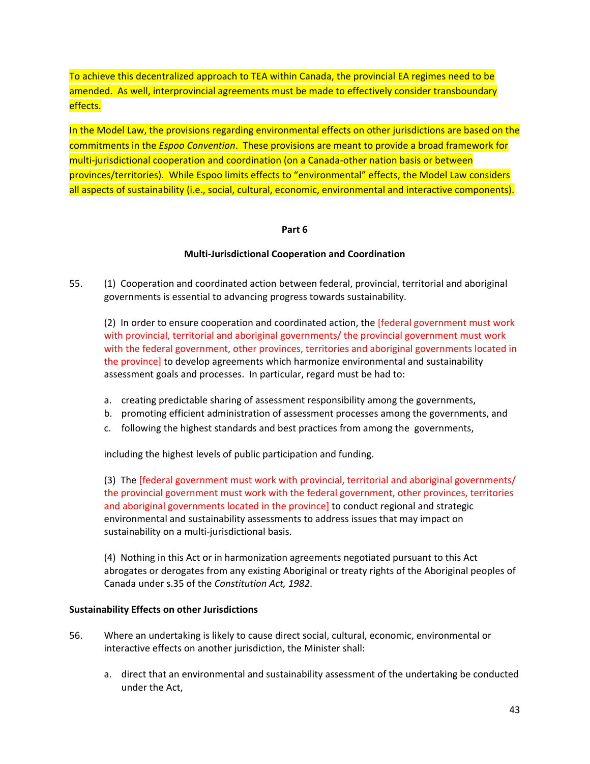To achieve this decentralized approach to TEA within Canada, the provincial EA regimes need to be amended. As well, interprovincial agreements must be made to effectively consider transboundary effects.

In the Model Law, the provisions regarding environmental effects on other jurisdictions are based on the commitments in the *Espoo Convention*. These provisions are meant to provide a broad framework for multi-jurisdictional cooperation and coordination (on a Canada-other nation basis or between provinces/territories). While Espoo limits effects to "environmental" effects, the Model Law considers all aspects of sustainability (i.e., social, cultural, economic, environmental and interactive components).

**Part 6**

**Multi-Jurisdictional Cooperation and Coordination**

55. (1) Cooperation and coordinated action between federal, provincial, territorial and aboriginal governments is essential to advancing progress towards sustainability.

(2) In order to ensure cooperation and coordinated action, the [federal government must work with provincial, territorial and aboriginal governments/ the provincial government must work with the federal government, other provinces, territories and aboriginal governments located in the province] to develop agreements which harmonize environmental and sustainability assessment goals and processes. In particular, regard must be had to:

a. creating predictable sharing of assessment responsibility among the governments,
b. promoting efficient administration of assessment processes among the governments, and
c. following the highest standards and best practices from among the governments,

including the highest levels of public participation and funding.

(3) The [federal government must work with provincial, territorial and aboriginal governments/ the provincial government must work with the federal government, other provinces, territories and aboriginal governments located in the province] to conduct regional and strategic environmental and sustainability assessments to address issues that may impact on sustainability on a multi-jurisdictional basis.

(4) Nothing in this Act or in harmonization agreements negotiated pursuant to this Act abrogates or derogates from any existing Aboriginal or treaty rights of the Aboriginal peoples of Canada under s.35 of the *Constitution Act, 1982*.

**Sustainability Effects on other Jurisdictions**

56. Where an undertaking is likely to cause direct social, cultural, economic, environmental or interactive effects on another jurisdiction, the Minister shall:

a. direct that an environmental and sustainability assessment of the undertaking be conducted under the Act,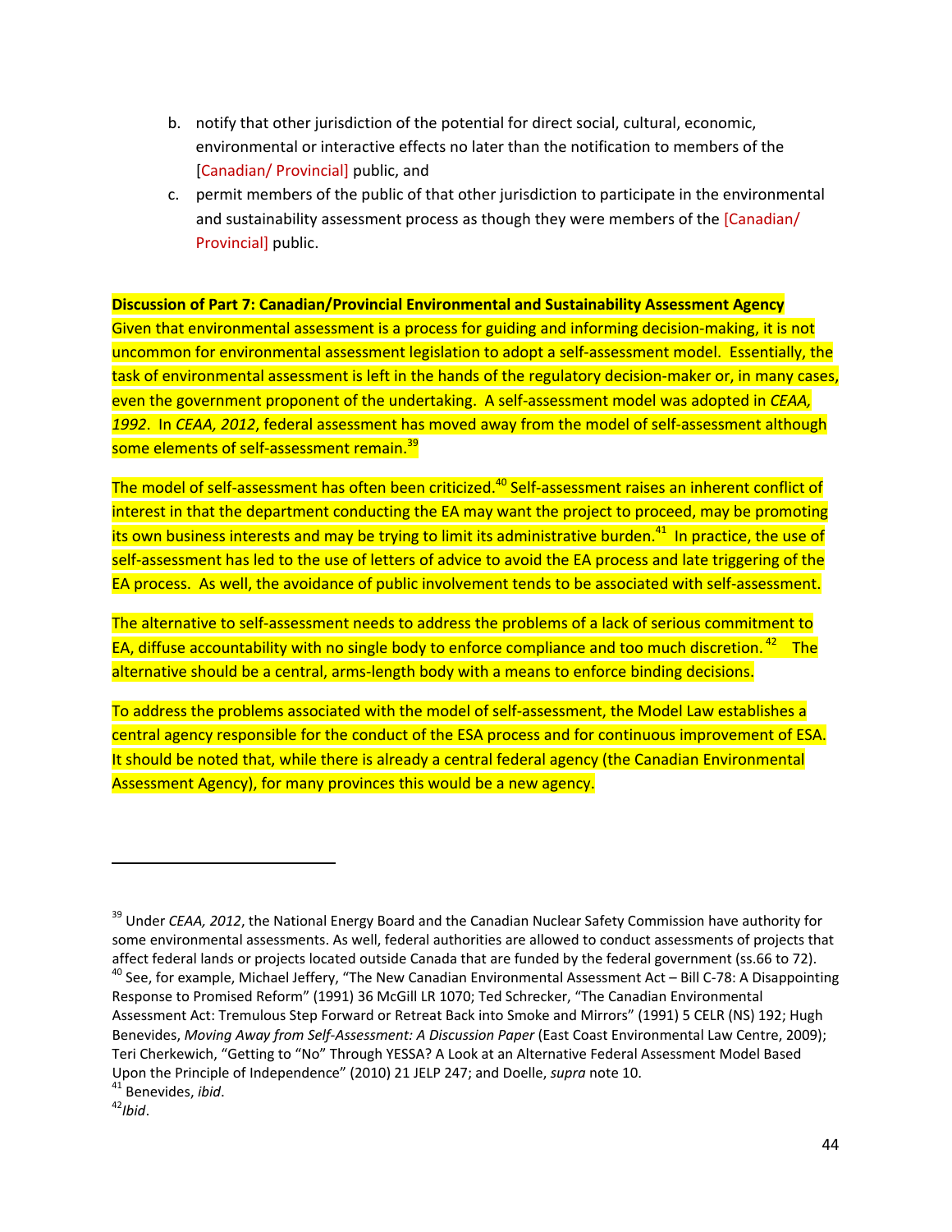b. notify that other jurisdiction of the potential for direct social, cultural, economic, environmental or interactive effects no later than the notification to members of the [Canadian/ Provincial] public, and

c. permit members of the public of that other jurisdiction to participate in the environmental and sustainability assessment process as though they were members of the [Canadian/ Provincial] public.

**Discussion of Part 7: Canadian/Provincial Environmental and Sustainability Assessment Agency**

Given that environmental assessment is a process for guiding and informing decision-making, it is not uncommon for environmental assessment legislation to adopt a self-assessment model. Essentially, the task of environmental assessment is left in the hands of the regulatory decision-maker or, in many cases, even the government proponent of the undertaking. A self-assessment model was adopted in *CEAA, 1992*. In *CEAA, 2012*, federal assessment has moved away from the model of self-assessment although some elements of self-assessment remain.[39]

The model of self-assessment has often been criticized.[40] Self-assessment raises an inherent conflict of interest in that the department conducting the EA may want the project to proceed, may be promoting its own business interests and may be trying to limit its administrative burden.[41] In practice, the use of self-assessment has led to the use of letters of advice to avoid the EA process and late triggering of the EA process. As well, the avoidance of public involvement tends to be associated with self-assessment.

The alternative to self-assessment needs to address the problems of a lack of serious commitment to EA, diffuse accountability with no single body to enforce compliance and too much discretion.[42] The alternative should be a central, arms-length body with a means to enforce binding decisions.

To address the problems associated with the model of self-assessment, the Model Law establishes a central agency responsible for the conduct of the ESA process and for continuous improvement of ESA. It should be noted that, while there is already a central federal agency (the Canadian Environmental Assessment Agency), for many provinces this would be a new agency.

---

[39] Under *CEAA, 2012*, the National Energy Board and the Canadian Nuclear Safety Commission have authority for some environmental assessments. As well, federal authorities are allowed to conduct assessments of projects that affect federal lands or projects located outside Canada that are funded by the federal government (ss.66 to 72).

[40] See, for example, Michael Jeffery, "The New Canadian Environmental Assessment Act – Bill C-78: A Disappointing Response to Promised Reform" (1991) 36 McGill LR 1070; Ted Schrecker, "The Canadian Environmental Assessment Act: Tremulous Step Forward or Retreat Back into Smoke and Mirrors" (1991) 5 CELR (NS) 192; Hugh Benevides, *Moving Away from Self-Assessment: A Discussion Paper* (East Coast Environmental Law Centre, 2009); Teri Cherkewich, "Getting to "No" Through YESSA? A Look at an Alternative Federal Assessment Model Based Upon the Principle of Independence" (2010) 21 JELP 247; and Doelle, *supra* note 10.

[41] Benevides, *ibid*.

[42] *Ibid*.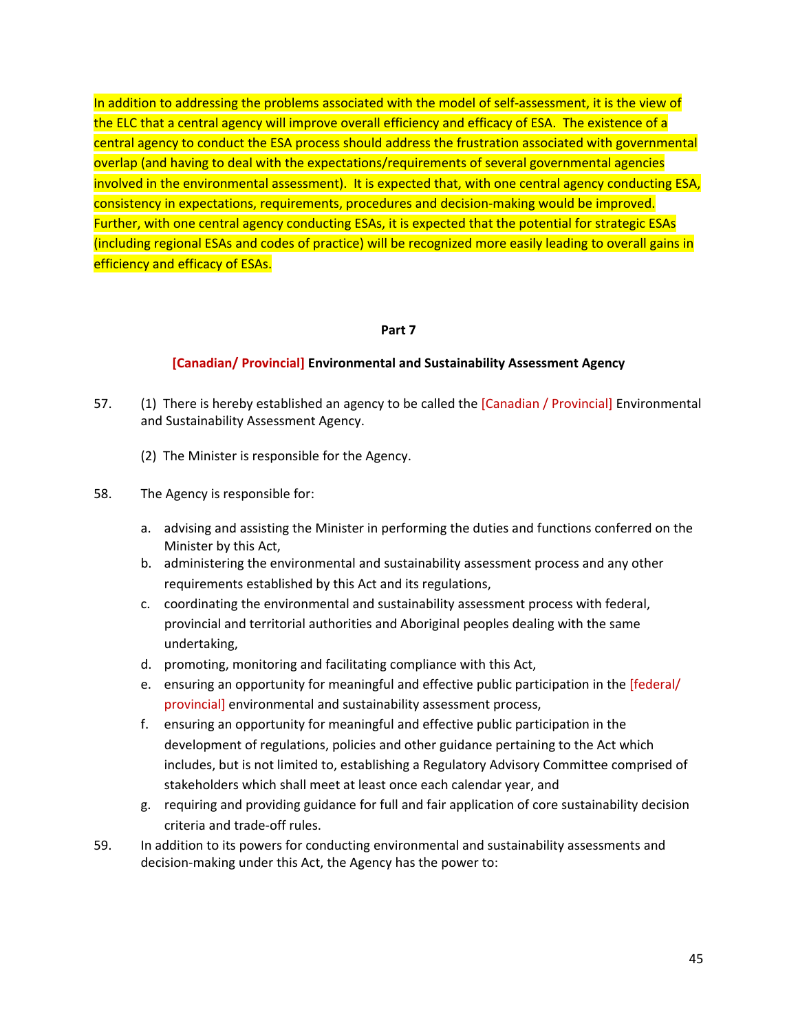In addition to addressing the problems associated with the model of self-assessment, it is the view of the ELC that a central agency will improve overall efficiency and efficacy of ESA. The existence of a central agency to conduct the ESA process should address the frustration associated with governmental overlap (and having to deal with the expectations/requirements of several governmental agencies involved in the environmental assessment). It is expected that, with one central agency conducting ESA, consistency in expectations, requirements, procedures and decision-making would be improved. Further, with one central agency conducting ESAs, it is expected that the potential for strategic ESAs (including regional ESAs and codes of practice) will be recognized more easily leading to overall gains in efficiency and efficacy of ESAs.

**Part 7**

**[Canadian/ Provincial] Environmental and Sustainability Assessment Agency**

57. (1) There is hereby established an agency to be called the [Canadian / Provincial] Environmental and Sustainability Assessment Agency.

    (2) The Minister is responsible for the Agency.

58. The Agency is responsible for:

    a. advising and assisting the Minister in performing the duties and functions conferred on the Minister by this Act,
    b. administering the environmental and sustainability assessment process and any other requirements established by this Act and its regulations,
    c. coordinating the environmental and sustainability assessment process with federal, provincial and territorial authorities and Aboriginal peoples dealing with the same undertaking,
    d. promoting, monitoring and facilitating compliance with this Act,
    e. ensuring an opportunity for meaningful and effective public participation in the [federal/ provincial] environmental and sustainability assessment process,
    f. ensuring an opportunity for meaningful and effective public participation in the development of regulations, policies and other guidance pertaining to the Act which includes, but is not limited to, establishing a Regulatory Advisory Committee comprised of stakeholders which shall meet at least once each calendar year, and
    g. requiring and providing guidance for full and fair application of core sustainability decision criteria and trade-off rules.

59. In addition to its powers for conducting environmental and sustainability assessments and decision-making under this Act, the Agency has the power to: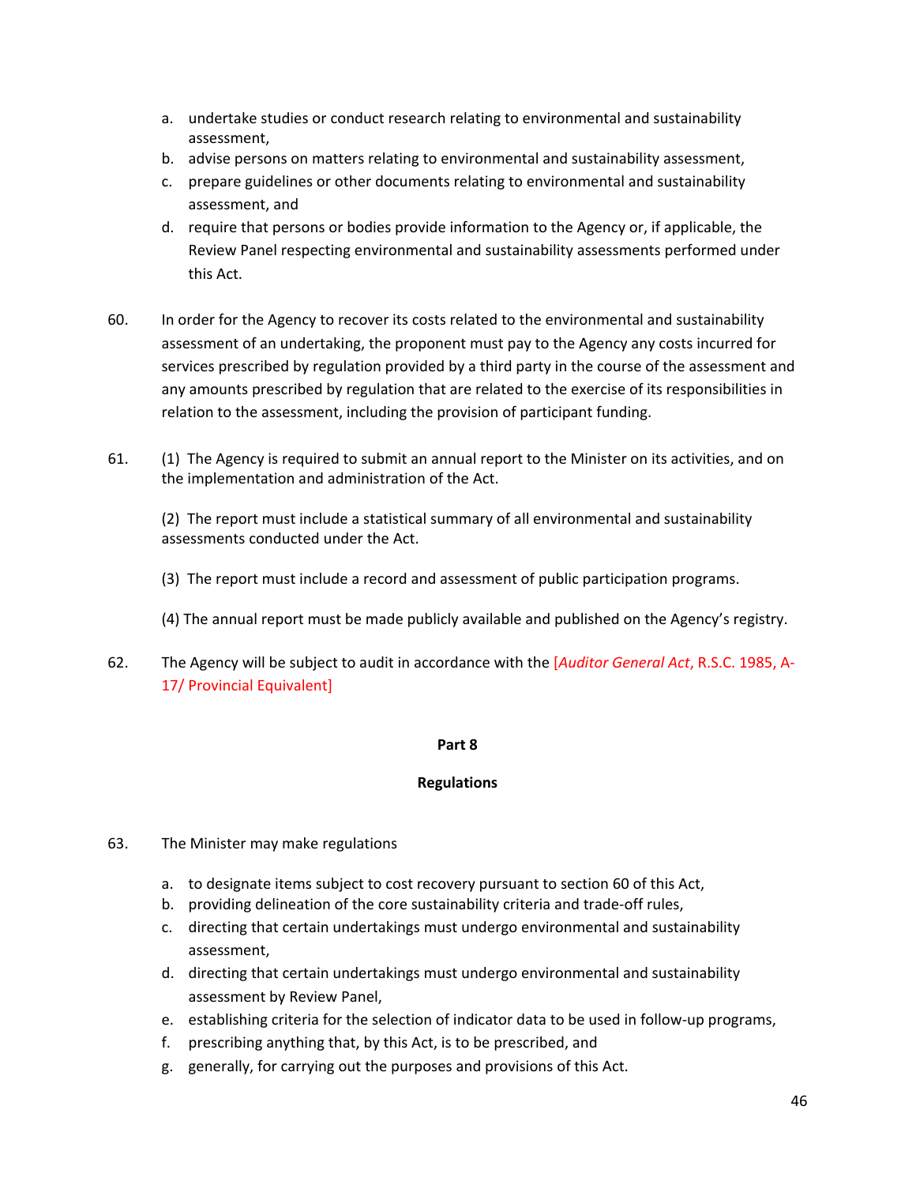a. undertake studies or conduct research relating to environmental and sustainability assessment,
b. advise persons on matters relating to environmental and sustainability assessment,
c. prepare guidelines or other documents relating to environmental and sustainability assessment, and
d. require that persons or bodies provide information to the Agency or, if applicable, the Review Panel respecting environmental and sustainability assessments performed under this Act.

60. In order for the Agency to recover its costs related to the environmental and sustainability assessment of an undertaking, the proponent must pay to the Agency any costs incurred for services prescribed by regulation provided by a third party in the course of the assessment and any amounts prescribed by regulation that are related to the exercise of its responsibilities in relation to the assessment, including the provision of participant funding.

61. (1) The Agency is required to submit an annual report to the Minister on its activities, and on the implementation and administration of the Act.

(2) The report must include a statistical summary of all environmental and sustainability assessments conducted under the Act.

(3) The report must include a record and assessment of public participation programs.

(4) The annual report must be made publicly available and published on the Agency's registry.

62. The Agency will be subject to audit in accordance with the [*Auditor General Act*, R.S.C. 1985, A-17/ Provincial Equivalent]

**Part 8**

**Regulations**

63. The Minister may make regulations

a. to designate items subject to cost recovery pursuant to section 60 of this Act,
b. providing delineation of the core sustainability criteria and trade-off rules,
c. directing that certain undertakings must undergo environmental and sustainability assessment,
d. directing that certain undertakings must undergo environmental and sustainability assessment by Review Panel,
e. establishing criteria for the selection of indicator data to be used in follow-up programs,
f. prescribing anything that, by this Act, is to be prescribed, and
g. generally, for carrying out the purposes and provisions of this Act.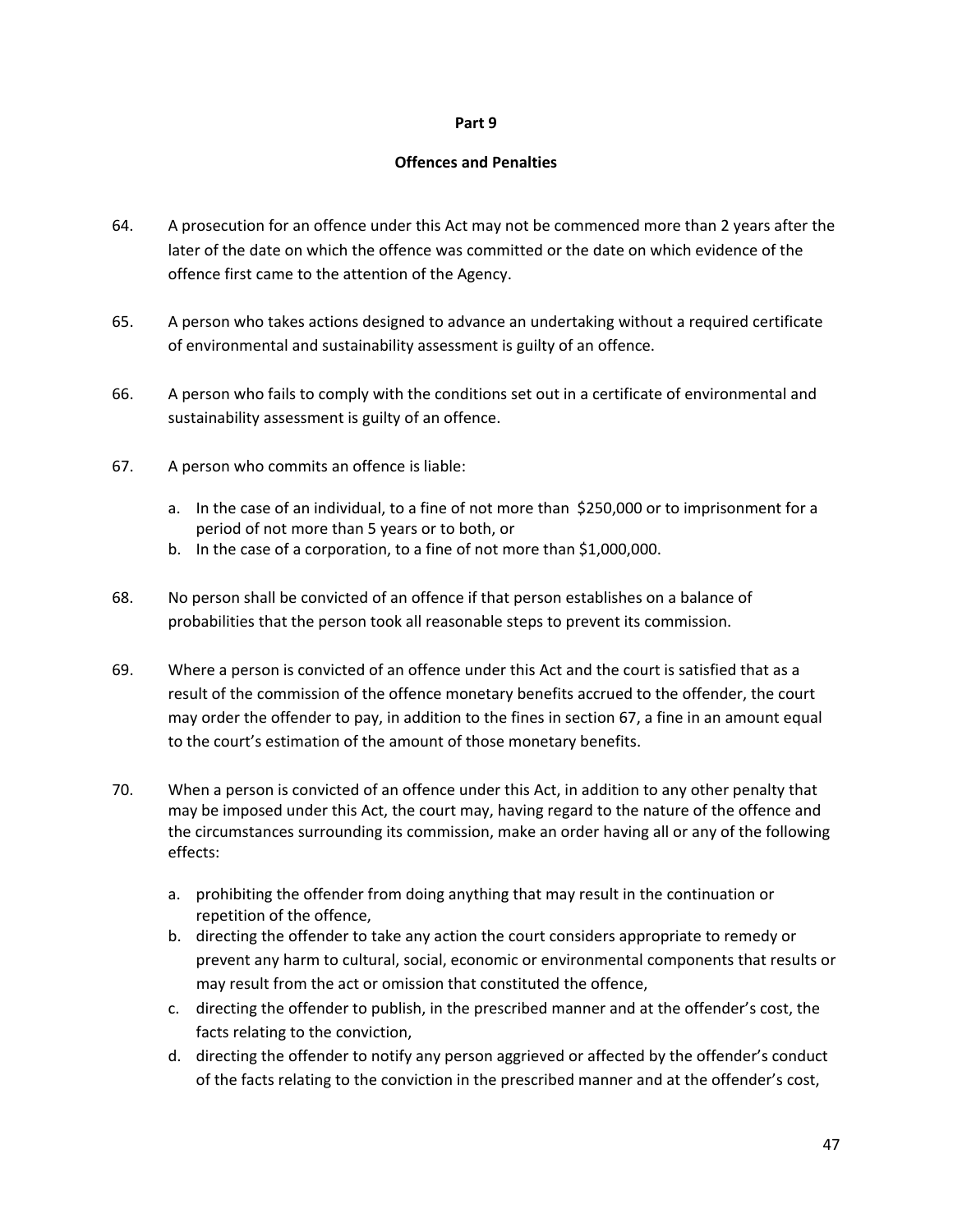## Part 9

## Offences and Penalties

64. A prosecution for an offence under this Act may not be commenced more than 2 years after the later of the date on which the offence was committed or the date on which evidence of the offence first came to the attention of the Agency.

65. A person who takes actions designed to advance an undertaking without a required certificate of environmental and sustainability assessment is guilty of an offence.

66. A person who fails to comply with the conditions set out in a certificate of environmental and sustainability assessment is guilty of an offence.

67. A person who commits an offence is liable:

    a. In the case of an individual, to a fine of not more than $250,000 or to imprisonment for a period of not more than 5 years or to both, or
    b. In the case of a corporation, to a fine of not more than $1,000,000.

68. No person shall be convicted of an offence if that person establishes on a balance of probabilities that the person took all reasonable steps to prevent its commission.

69. Where a person is convicted of an offence under this Act and the court is satisfied that as a result of the commission of the offence monetary benefits accrued to the offender, the court may order the offender to pay, in addition to the fines in section 67, a fine in an amount equal to the court's estimation of the amount of those monetary benefits.

70. When a person is convicted of an offence under this Act, in addition to any other penalty that may be imposed under this Act, the court may, having regard to the nature of the offence and the circumstances surrounding its commission, make an order having all or any of the following effects:

    a. prohibiting the offender from doing anything that may result in the continuation or repetition of the offence,
    b. directing the offender to take any action the court considers appropriate to remedy or prevent any harm to cultural, social, economic or environmental components that results or may result from the act or omission that constituted the offence,
    c. directing the offender to publish, in the prescribed manner and at the offender's cost, the facts relating to the conviction,
    d. directing the offender to notify any person aggrieved or affected by the offender's conduct of the facts relating to the conviction in the prescribed manner and at the offender's cost,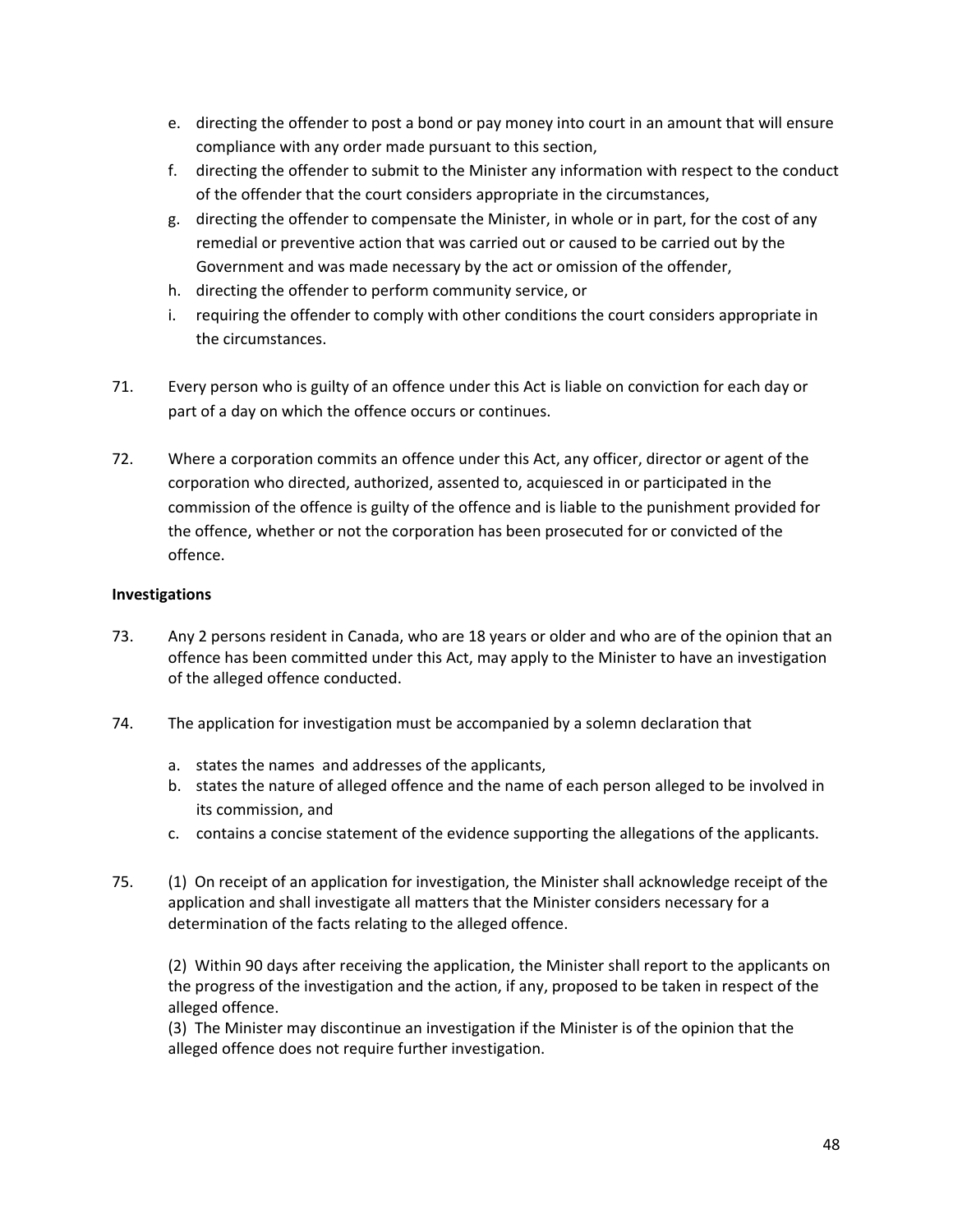e. directing the offender to post a bond or pay money into court in an amount that will ensure compliance with any order made pursuant to this section,
f. directing the offender to submit to the Minister any information with respect to the conduct of the offender that the court considers appropriate in the circumstances,
g. directing the offender to compensate the Minister, in whole or in part, for the cost of any remedial or preventive action that was carried out or caused to be carried out by the Government and was made necessary by the act or omission of the offender,
h. directing the offender to perform community service, or
i. requiring the offender to comply with other conditions the court considers appropriate in the circumstances.

71. Every person who is guilty of an offence under this Act is liable on conviction for each day or part of a day on which the offence occurs or continues.

72. Where a corporation commits an offence under this Act, any officer, director or agent of the corporation who directed, authorized, assented to, acquiesced in or participated in the commission of the offence is guilty of the offence and is liable to the punishment provided for the offence, whether or not the corporation has been prosecuted for or convicted of the offence.

**Investigations**

73. Any 2 persons resident in Canada, who are 18 years or older and who are of the opinion that an offence has been committed under this Act, may apply to the Minister to have an investigation of the alleged offence conducted.

74. The application for investigation must be accompanied by a solemn declaration that

a. states the names and addresses of the applicants,
b. states the nature of alleged offence and the name of each person alleged to be involved in its commission, and
c. contains a concise statement of the evidence supporting the allegations of the applicants.

75. (1) On receipt of an application for investigation, the Minister shall acknowledge receipt of the application and shall investigate all matters that the Minister considers necessary for a determination of the facts relating to the alleged offence.

(2) Within 90 days after receiving the application, the Minister shall report to the applicants on the progress of the investigation and the action, if any, proposed to be taken in respect of the alleged offence.

(3) The Minister may discontinue an investigation if the Minister is of the opinion that the alleged offence does not require further investigation.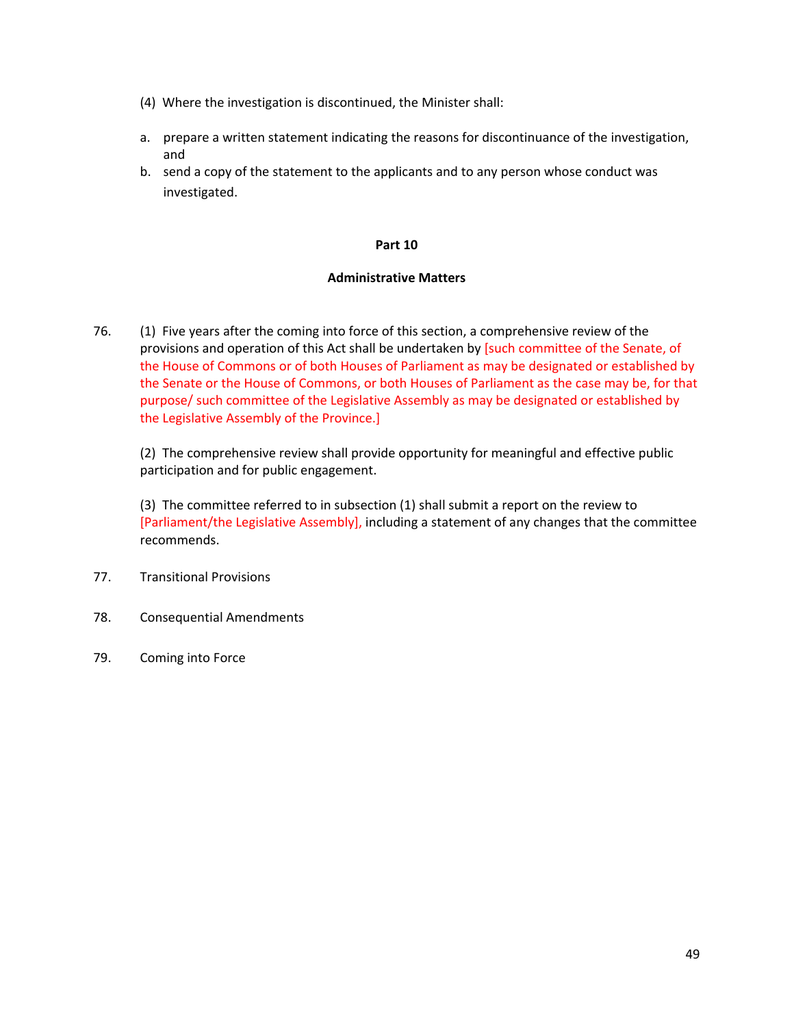(4) Where the investigation is discontinued, the Minister shall:

a. prepare a written statement indicating the reasons for discontinuance of the investigation, and
b. send a copy of the statement to the applicants and to any person whose conduct was investigated.

## Part 10

## Administrative Matters

76. (1) Five years after the coming into force of this section, a comprehensive review of the provisions and operation of this Act shall be undertaken by [such committee of the Senate, of the House of Commons or of both Houses of Parliament as may be designated or established by the Senate or the House of Commons, or both Houses of Parliament as the case may be, for that purpose/ such committee of the Legislative Assembly as may be designated or established by the Legislative Assembly of the Province.]

(2) The comprehensive review shall provide opportunity for meaningful and effective public participation and for public engagement.

(3) The committee referred to in subsection (1) shall submit a report on the review to [Parliament/the Legislative Assembly], including a statement of any changes that the committee recommends.

77. Transitional Provisions

78. Consequential Amendments

79. Coming into Force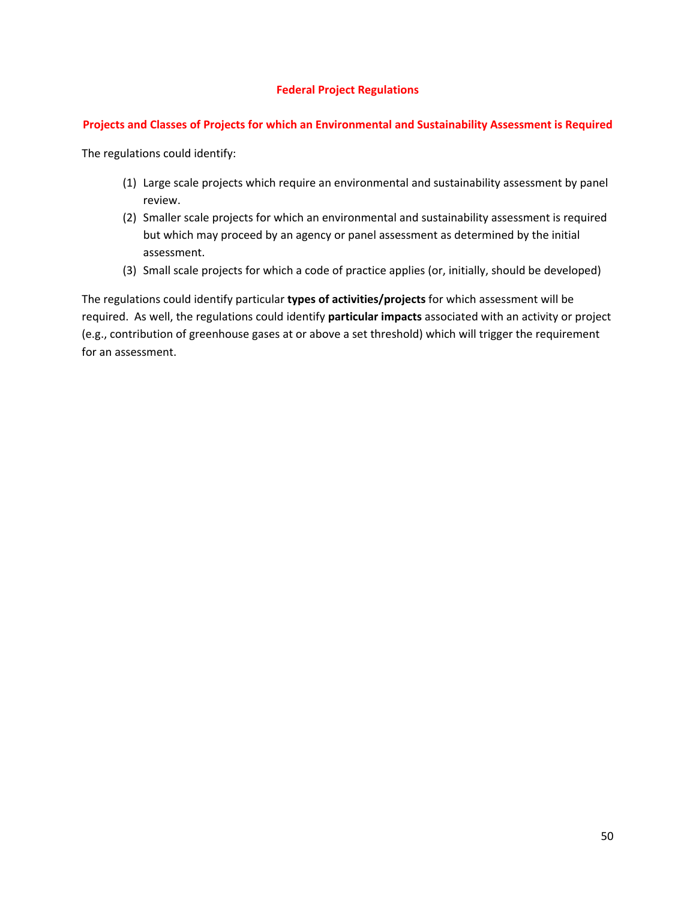## Federal Project Regulations

### Projects and Classes of Projects for which an Environmental and Sustainability Assessment is Required

The regulations could identify:

1. Large scale projects which require an environmental and sustainability assessment by panel review.
2. Smaller scale projects for which an environmental and sustainability assessment is required but which may proceed by an agency or panel assessment as determined by the initial assessment.
3. Small scale projects for which a code of practice applies (or, initially, should be developed)

The regulations could identify particular **types of activities/projects** for which assessment will be required. As well, the regulations could identify **particular impacts** associated with an activity or project (e.g., contribution of greenhouse gases at or above a set threshold) which will trigger the requirement for an assessment.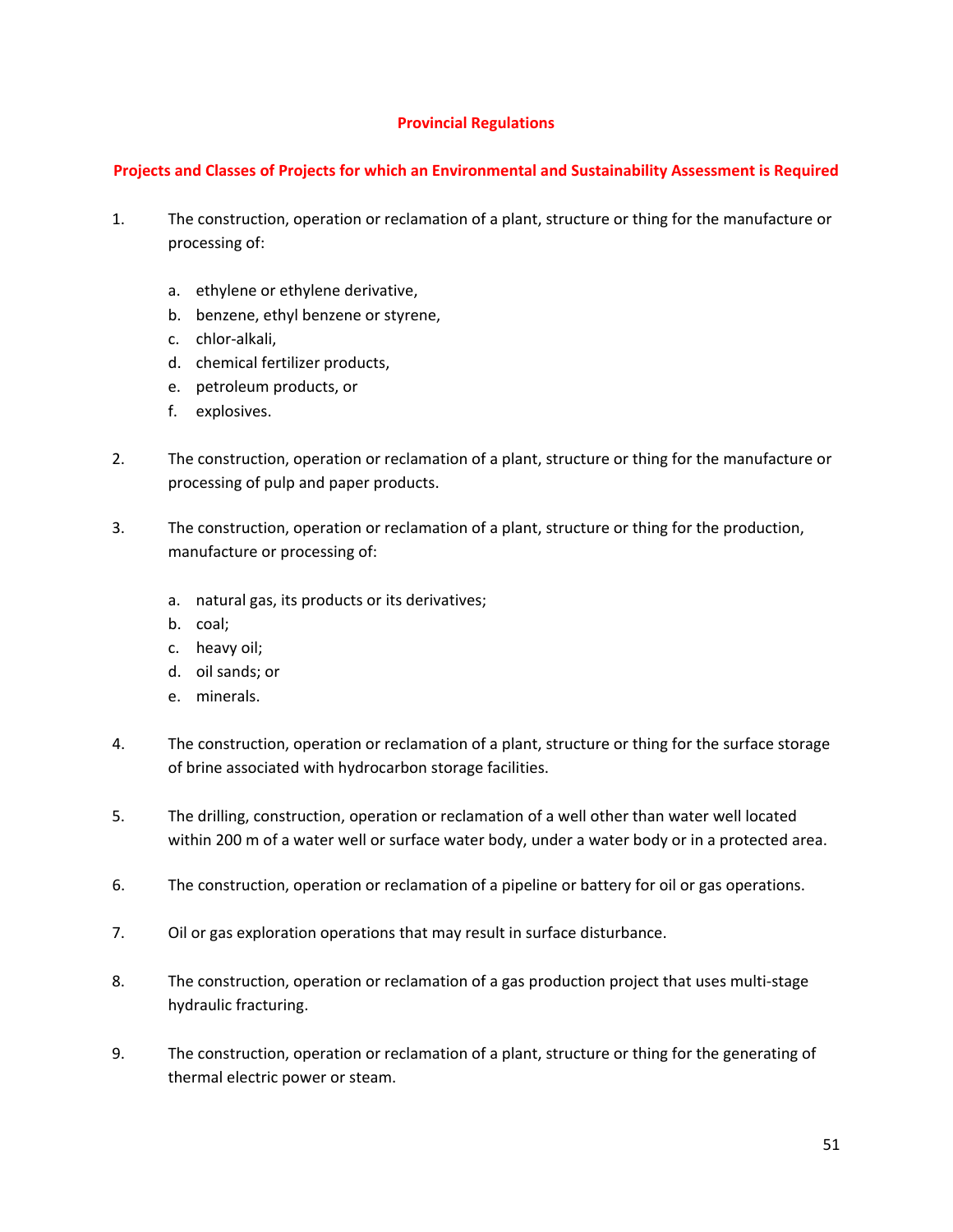## Provincial Regulations

### Projects and Classes of Projects for which an Environmental and Sustainability Assessment is Required

1. The construction, operation or reclamation of a plant, structure or thing for the manufacture or processing of:

    a. ethylene or ethylene derivative,
    b. benzene, ethyl benzene or styrene,
    c. chlor-alkali,
    d. chemical fertilizer products,
    e. petroleum products, or
    f. explosives.

2. The construction, operation or reclamation of a plant, structure or thing for the manufacture or processing of pulp and paper products.

3. The construction, operation or reclamation of a plant, structure or thing for the production, manufacture or processing of:

    a. natural gas, its products or its derivatives;
    b. coal;
    c. heavy oil;
    d. oil sands; or
    e. minerals.

4. The construction, operation or reclamation of a plant, structure or thing for the surface storage of brine associated with hydrocarbon storage facilities.

5. The drilling, construction, operation or reclamation of a well other than water well located within 200 m of a water well or surface water body, under a water body or in a protected area.

6. The construction, operation or reclamation of a pipeline or battery for oil or gas operations.

7. Oil or gas exploration operations that may result in surface disturbance.

8. The construction, operation or reclamation of a gas production project that uses multi-stage hydraulic fracturing.

9. The construction, operation or reclamation of a plant, structure or thing for the generating of thermal electric power or steam.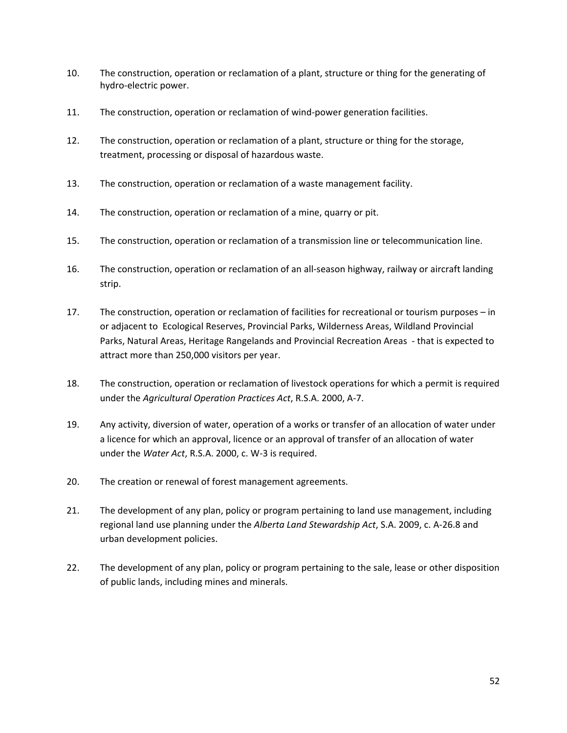10. The construction, operation or reclamation of a plant, structure or thing for the generating of hydro-electric power.

11. The construction, operation or reclamation of wind-power generation facilities.

12. The construction, operation or reclamation of a plant, structure or thing for the storage, treatment, processing or disposal of hazardous waste.

13. The construction, operation or reclamation of a waste management facility.

14. The construction, operation or reclamation of a mine, quarry or pit.

15. The construction, operation or reclamation of a transmission line or telecommunication line.

16. The construction, operation or reclamation of an all-season highway, railway or aircraft landing strip.

17. The construction, operation or reclamation of facilities for recreational or tourism purposes – in or adjacent to Ecological Reserves, Provincial Parks, Wilderness Areas, Wildland Provincial Parks, Natural Areas, Heritage Rangelands and Provincial Recreation Areas - that is expected to attract more than 250,000 visitors per year.

18. The construction, operation or reclamation of livestock operations for which a permit is required under the *Agricultural Operation Practices Act*, R.S.A. 2000, A-7.

19. Any activity, diversion of water, operation of a works or transfer of an allocation of water under a licence for which an approval, licence or an approval of transfer of an allocation of water under the *Water Act*, R.S.A. 2000, c. W-3 is required.

20. The creation or renewal of forest management agreements.

21. The development of any plan, policy or program pertaining to land use management, including regional land use planning under the *Alberta Land Stewardship Act*, S.A. 2009, c. A-26.8 and urban development policies.

22. The development of any plan, policy or program pertaining to the sale, lease or other disposition of public lands, including mines and minerals.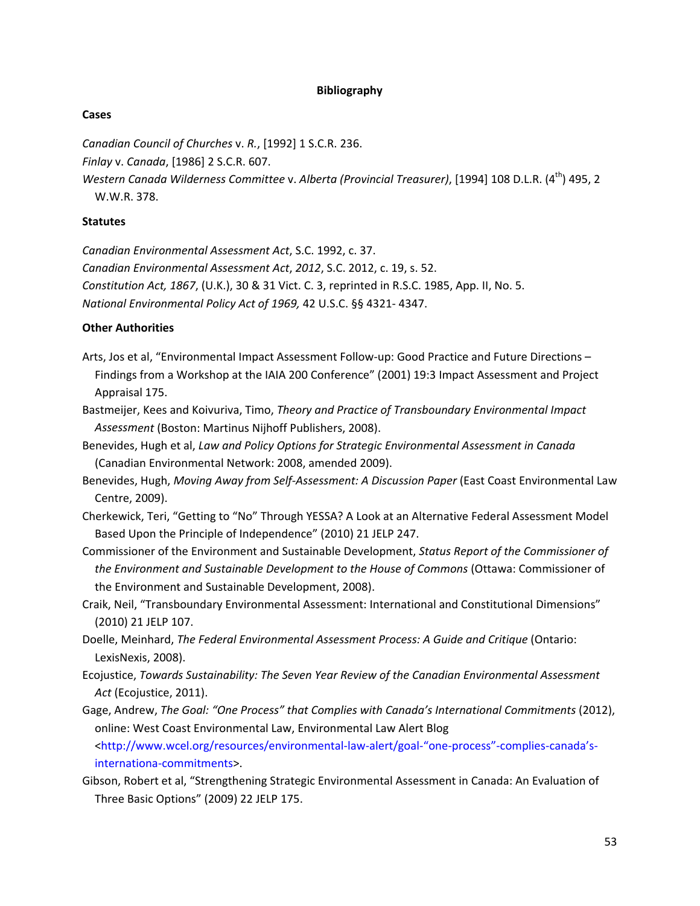## Bibliography

### Cases

*Canadian Council of Churches* v. *R.*, [1992] 1 S.C.R. 236.

*Finlay* v. *Canada*, [1986] 2 S.C.R. 607.

*Western Canada Wilderness Committee* v. *Alberta (Provincial Treasurer)*, [1994] 108 D.L.R. (4th) 495, 2 W.W.R. 378.

### Statutes

*Canadian Environmental Assessment Act*, S.C. 1992, c. 37.

*Canadian Environmental Assessment Act*, *2012*, S.C. 2012, c. 19, s. 52.

*Constitution Act, 1867*, (U.K.), 30 & 31 Vict. C. 3, reprinted in R.S.C. 1985, App. II, No. 5.

*National Environmental Policy Act of 1969,* 42 U.S.C. §§ 4321- 4347.

### Other Authorities

Arts, Jos et al, "Environmental Impact Assessment Follow-up: Good Practice and Future Directions – Findings from a Workshop at the IAIA 200 Conference" (2001) 19:3 Impact Assessment and Project Appraisal 175.

Bastmeijer, Kees and Koivuriva, Timo, *Theory and Practice of Transboundary Environmental Impact Assessment* (Boston: Martinus Nijhoff Publishers, 2008).

Benevides, Hugh et al, *Law and Policy Options for Strategic Environmental Assessment in Canada* (Canadian Environmental Network: 2008, amended 2009).

Benevides, Hugh, *Moving Away from Self-Assessment: A Discussion Paper* (East Coast Environmental Law Centre, 2009).

Cherkewick, Teri, "Getting to "No" Through YESSA? A Look at an Alternative Federal Assessment Model Based Upon the Principle of Independence" (2010) 21 JELP 247.

Commissioner of the Environment and Sustainable Development, *Status Report of the Commissioner of the Environment and Sustainable Development to the House of Commons* (Ottawa: Commissioner of the Environment and Sustainable Development, 2008).

Craik, Neil, "Transboundary Environmental Assessment: International and Constitutional Dimensions" (2010) 21 JELP 107.

Doelle, Meinhard, *The Federal Environmental Assessment Process: A Guide and Critique* (Ontario: LexisNexis, 2008).

Ecojustice, *Towards Sustainability: The Seven Year Review of the Canadian Environmental Assessment Act* (Ecojustice, 2011).

Gage, Andrew, *The Goal: "One Process" that Complies with Canada's International Commitments* (2012), online: West Coast Environmental Law, Environmental Law Alert Blog <http://www.wcel.org/resources/environmental-law-alert/goal-"one-process"-complies-canada's-internationa-commitments>.

Gibson, Robert et al, "Strengthening Strategic Environmental Assessment in Canada: An Evaluation of Three Basic Options" (2009) 22 JELP 175.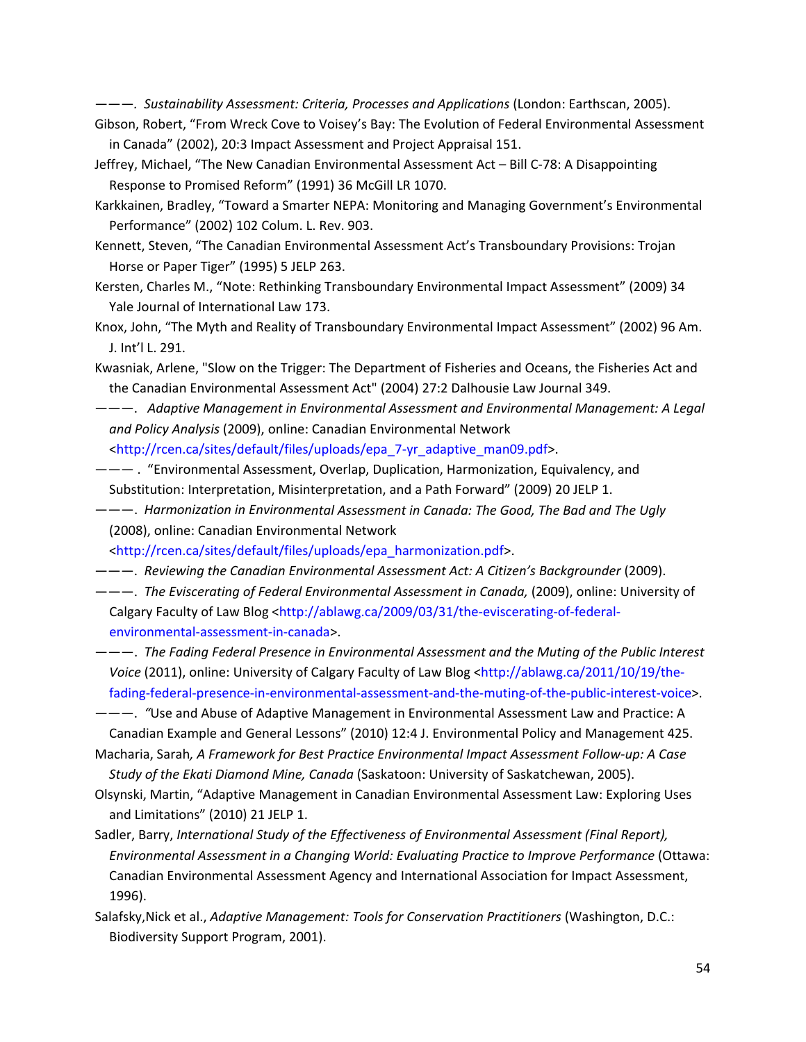———. *Sustainability Assessment: Criteria, Processes and Applications* (London: Earthscan, 2005).

Gibson, Robert, "From Wreck Cove to Voisey's Bay: The Evolution of Federal Environmental Assessment in Canada" (2002), 20:3 Impact Assessment and Project Appraisal 151.

Jeffrey, Michael, "The New Canadian Environmental Assessment Act – Bill C-78: A Disappointing Response to Promised Reform" (1991) 36 McGill LR 1070.

Karkkainen, Bradley, "Toward a Smarter NEPA: Monitoring and Managing Government's Environmental Performance" (2002) 102 Colum. L. Rev. 903.

Kennett, Steven, "The Canadian Environmental Assessment Act's Transboundary Provisions: Trojan Horse or Paper Tiger" (1995) 5 JELP 263.

Kersten, Charles M., "Note: Rethinking Transboundary Environmental Impact Assessment" (2009) 34 Yale Journal of International Law 173.

Knox, John, "The Myth and Reality of Transboundary Environmental Impact Assessment" (2002) 96 Am. J. Int'l L. 291.

Kwasniak, Arlene, "Slow on the Trigger: The Department of Fisheries and Oceans, the Fisheries Act and the Canadian Environmental Assessment Act" (2004) 27:2 Dalhousie Law Journal 349.

———. *Adaptive Management in Environmental Assessment and Environmental Management: A Legal and Policy Analysis* (2009), online: Canadian Environmental Network <http://rcen.ca/sites/default/files/uploads/epa_7-yr_adaptive_man09.pdf>.

——— . "Environmental Assessment, Overlap, Duplication, Harmonization, Equivalency, and Substitution: Interpretation, Misinterpretation, and a Path Forward" (2009) 20 JELP 1.

———. *Harmonization in Environmental Assessment in Canada: The Good, The Bad and The Ugly* (2008), online: Canadian Environmental Network <http://rcen.ca/sites/default/files/uploads/epa_harmonization.pdf>.

———. *Reviewing the Canadian Environmental Assessment Act: A Citizen's Backgrounder* (2009).

———. *The Eviscerating of Federal Environmental Assessment in Canada,* (2009), online: University of Calgary Faculty of Law Blog <http://ablawg.ca/2009/03/31/the-eviscerating-of-federal-environmental-assessment-in-canada>.

———. *The Fading Federal Presence in Environmental Assessment and the Muting of the Public Interest Voice* (2011), online: University of Calgary Faculty of Law Blog <http://ablawg.ca/2011/10/19/the-fading-federal-presence-in-environmental-assessment-and-the-muting-of-the-public-interest-voice>.

———. "Use and Abuse of Adaptive Management in Environmental Assessment Law and Practice: A Canadian Example and General Lessons" (2010) 12:4 J. Environmental Policy and Management 425.

Macharia, Sarah*, A Framework for Best Practice Environmental Impact Assessment Follow-up: A Case Study of the Ekati Diamond Mine, Canada* (Saskatoon: University of Saskatchewan, 2005).

Olsynski, Martin, "Adaptive Management in Canadian Environmental Assessment Law: Exploring Uses and Limitations" (2010) 21 JELP 1.

Sadler, Barry, *International Study of the Effectiveness of Environmental Assessment (Final Report), Environmental Assessment in a Changing World: Evaluating Practice to Improve Performance* (Ottawa: Canadian Environmental Assessment Agency and International Association for Impact Assessment, 1996).

Salafsky,Nick et al., *Adaptive Management: Tools for Conservation Practitioners* (Washington, D.C.: Biodiversity Support Program, 2001).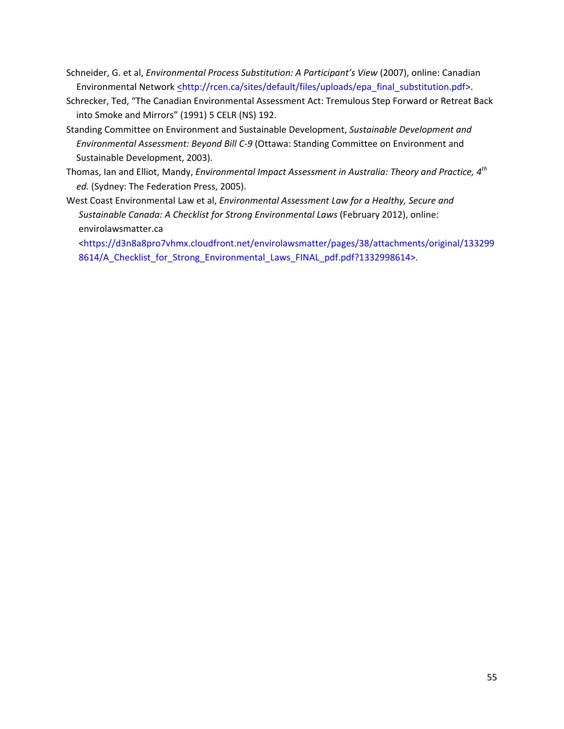Schneider, G. et al, *Environmental Process Substitution: A Participant's View* (2007), online: Canadian Environmental Network <http://rcen.ca/sites/default/files/uploads/epa_final_substitution.pdf>.

Schrecker, Ted, "The Canadian Environmental Assessment Act: Tremulous Step Forward or Retreat Back into Smoke and Mirrors" (1991) 5 CELR (NS) 192.

Standing Committee on Environment and Sustainable Development, *Sustainable Development and Environmental Assessment: Beyond Bill C-9* (Ottawa: Standing Committee on Environment and Sustainable Development, 2003).

Thomas, Ian and Elliot, Mandy, *Environmental Impact Assessment in Australia: Theory and Practice, 4th ed.* (Sydney: The Federation Press, 2005).

West Coast Environmental Law et al, *Environmental Assessment Law for a Healthy, Secure and Sustainable Canada: A Checklist for Strong Environmental Laws* (February 2012), online: envirolawsmatter.ca <https://d3n8a8pro7vhmx.cloudfront.net/envirolawsmatter/pages/38/attachments/original/1332998614/A_Checklist_for_Strong_Environmental_Laws_FINAL_pdf.pdf?1332998614>.